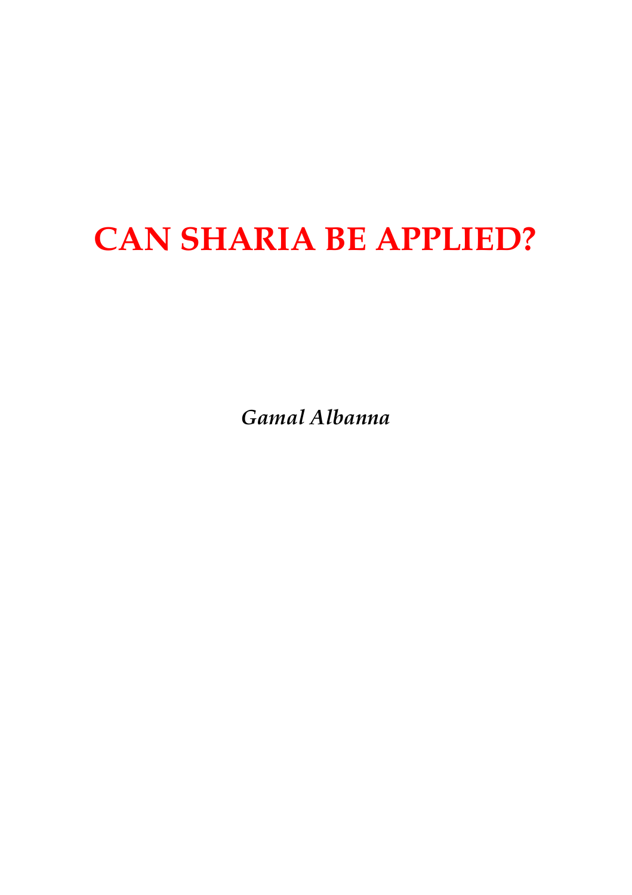# CAN SHARIA BE APPLIED?

*Gamal Albanna*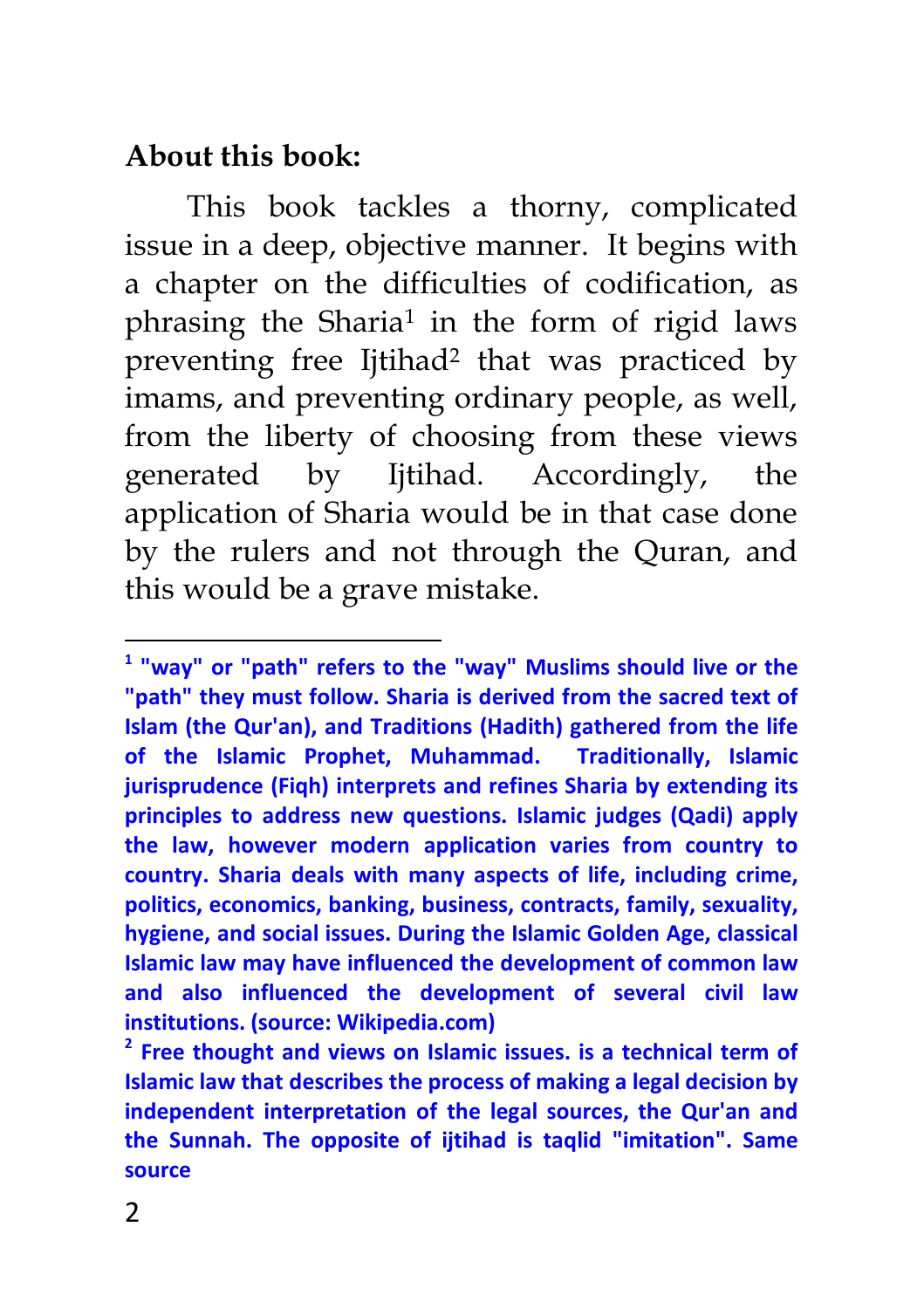## About this book:

This book tackles a thorny, complicated issue in a deep, objective manner. It begins with a chapter on the difficulties of codification, as phrasing the Sharia[1] in the form of rigid laws preventing free Ijtihad[2] that was practiced by imams, and preventing ordinary people, as well, from the liberty of choosing from these views generated by Ijtihad. Accordingly, the application of Sharia would be in that case done by the rulers and not through the Quran, and this would be a grave mistake.

---

**[1] "way" or "path" refers to the "way" Muslims should live or the "path" they must follow. Sharia is derived from the sacred text of Islam (the Qur'an), and Traditions (Hadith) gathered from the life of the Islamic Prophet, Muhammad. Traditionally, Islamic jurisprudence (Fiqh) interprets and refines Sharia by extending its principles to address new questions. Islamic judges (Qadi) apply the law, however modern application varies from country to country. Sharia deals with many aspects of life, including crime, politics, economics, banking, business, contracts, family, sexuality, hygiene, and social issues. During the Islamic Golden Age, classical Islamic law may have influenced the development of common law and also influenced the development of several civil law institutions. (source: Wikipedia.com)**

**[2] Free thought and views on Islamic issues. is a technical term of Islamic law that describes the process of making a legal decision by independent interpretation of the legal sources, the Qur'an and the Sunnah. The opposite of ijtihad is taqlid "imitation". Same source**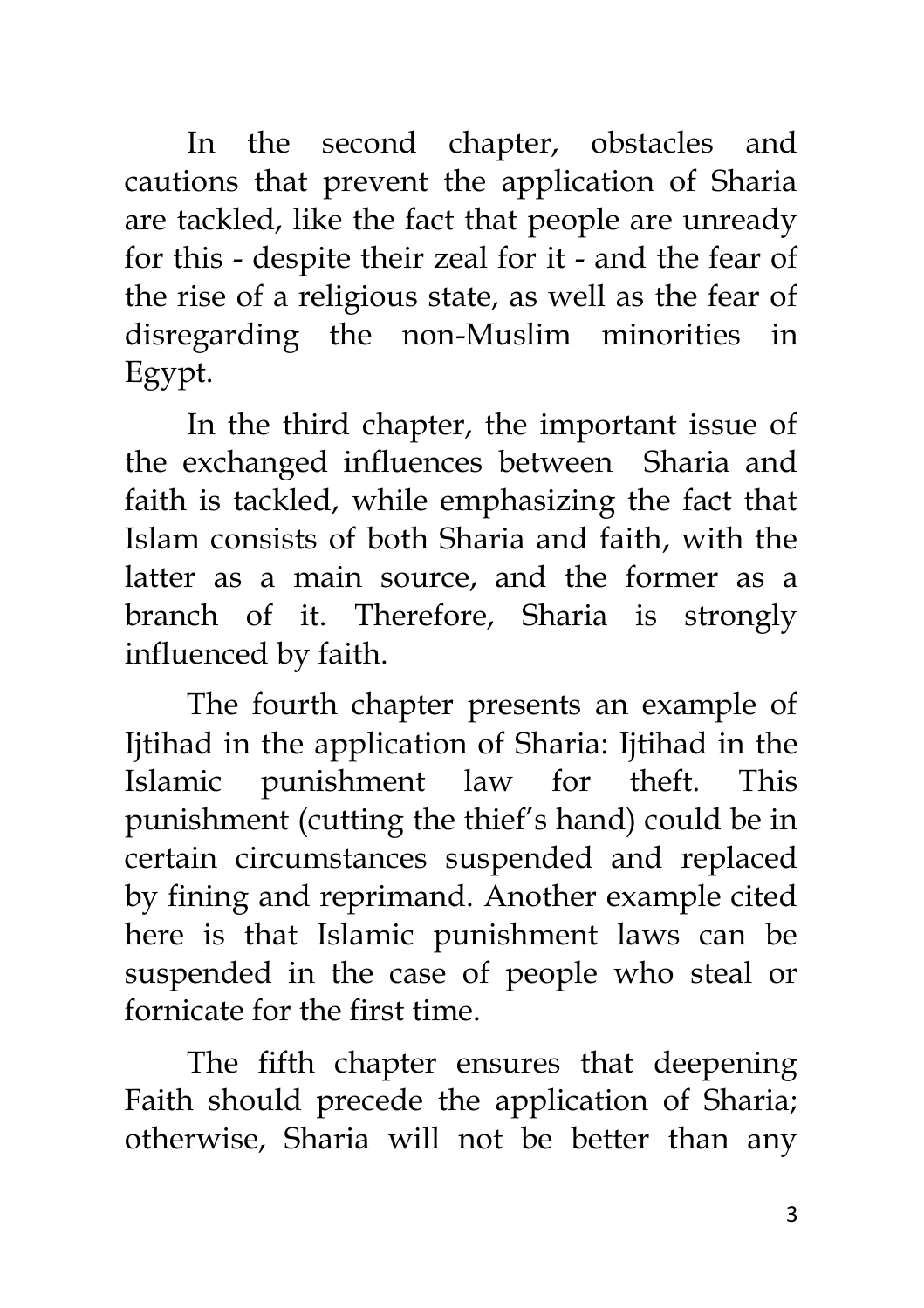In the second chapter, obstacles and cautions that prevent the application of Sharia are tackled, like the fact that people are unready for this - despite their zeal for it - and the fear of the rise of a religious state, as well as the fear of disregarding the non-Muslim minorities in Egypt.

In the third chapter, the important issue of the exchanged influences between Sharia and faith is tackled, while emphasizing the fact that Islam consists of both Sharia and faith, with the latter as a main source, and the former as a branch of it. Therefore, Sharia is strongly influenced by faith.

The fourth chapter presents an example of Ijtihad in the application of Sharia: Ijtihad in the Islamic punishment law for theft. This punishment (cutting the thief's hand) could be in certain circumstances suspended and replaced by fining and reprimand. Another example cited here is that Islamic punishment laws can be suspended in the case of people who steal or fornicate for the first time.

The fifth chapter ensures that deepening Faith should precede the application of Sharia; otherwise, Sharia will not be better than any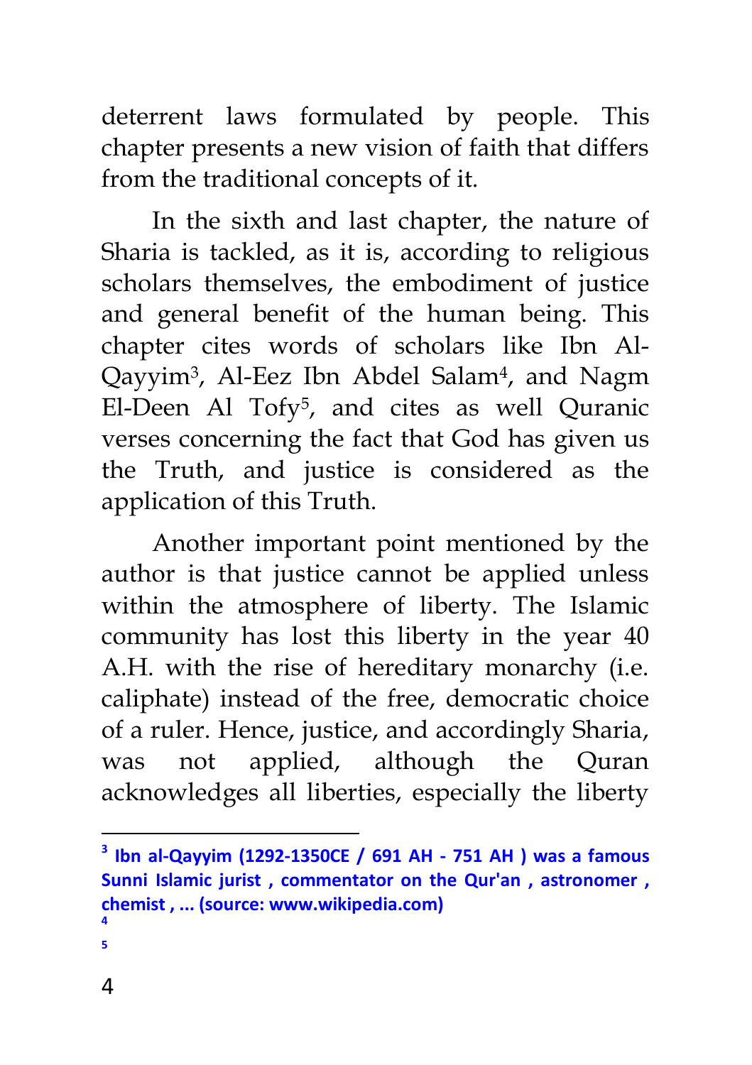deterrent laws formulated by people. This chapter presents a new vision of faith that differs from the traditional concepts of it.

In the sixth and last chapter, the nature of Sharia is tackled, as it is, according to religious scholars themselves, the embodiment of justice and general benefit of the human being. This chapter cites words of scholars like Ibn Al-Qayyim[3], Al-Eez Ibn Abdel Salam[4], and Nagm El-Deen Al Tofy[5], and cites as well Quranic verses concerning the fact that God has given us the Truth, and justice is considered as the application of this Truth.

Another important point mentioned by the author is that justice cannot be applied unless within the atmosphere of liberty. The Islamic community has lost this liberty in the year 40 A.H. with the rise of hereditary monarchy (i.e. caliphate) instead of the free, democratic choice of a ruler. Hence, justice, and accordingly Sharia, was not applied, although the Quran acknowledges all liberties, especially the liberty

---

[3] **Ibn al-Qayyim (1292-1350CE / 691 AH - 751 AH ) was a famous Sunni Islamic jurist , commentator on the Qur'an , astronomer , chemist , ... (source: www.wikipedia.com)**

[4]

[5]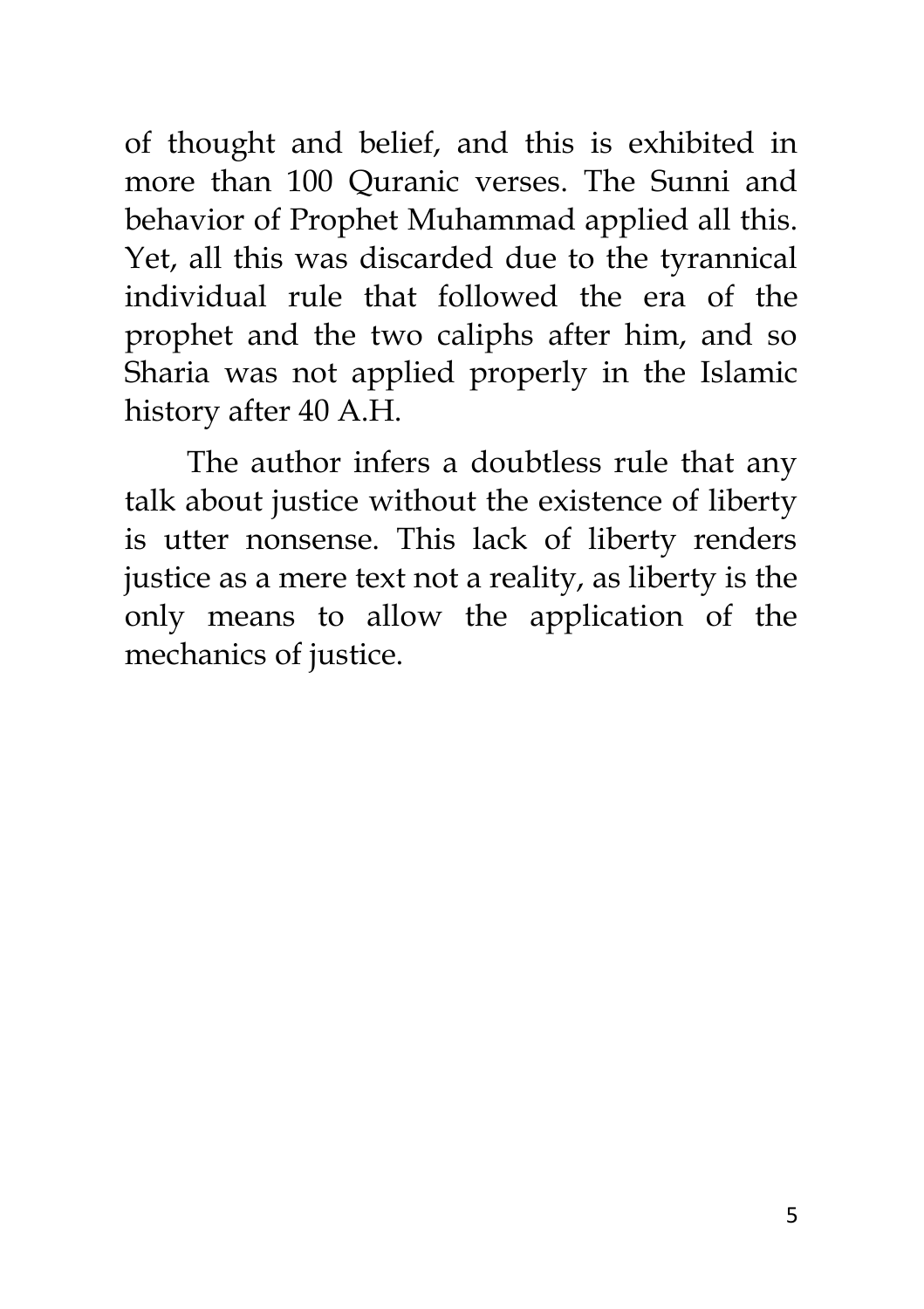of thought and belief, and this is exhibited in more than 100 Quranic verses. The Sunni and behavior of Prophet Muhammad applied all this. Yet, all this was discarded due to the tyrannical individual rule that followed the era of the prophet and the two caliphs after him, and so Sharia was not applied properly in the Islamic history after 40 A.H.

The author infers a doubtless rule that any talk about justice without the existence of liberty is utter nonsense. This lack of liberty renders justice as a mere text not a reality, as liberty is the only means to allow the application of the mechanics of justice.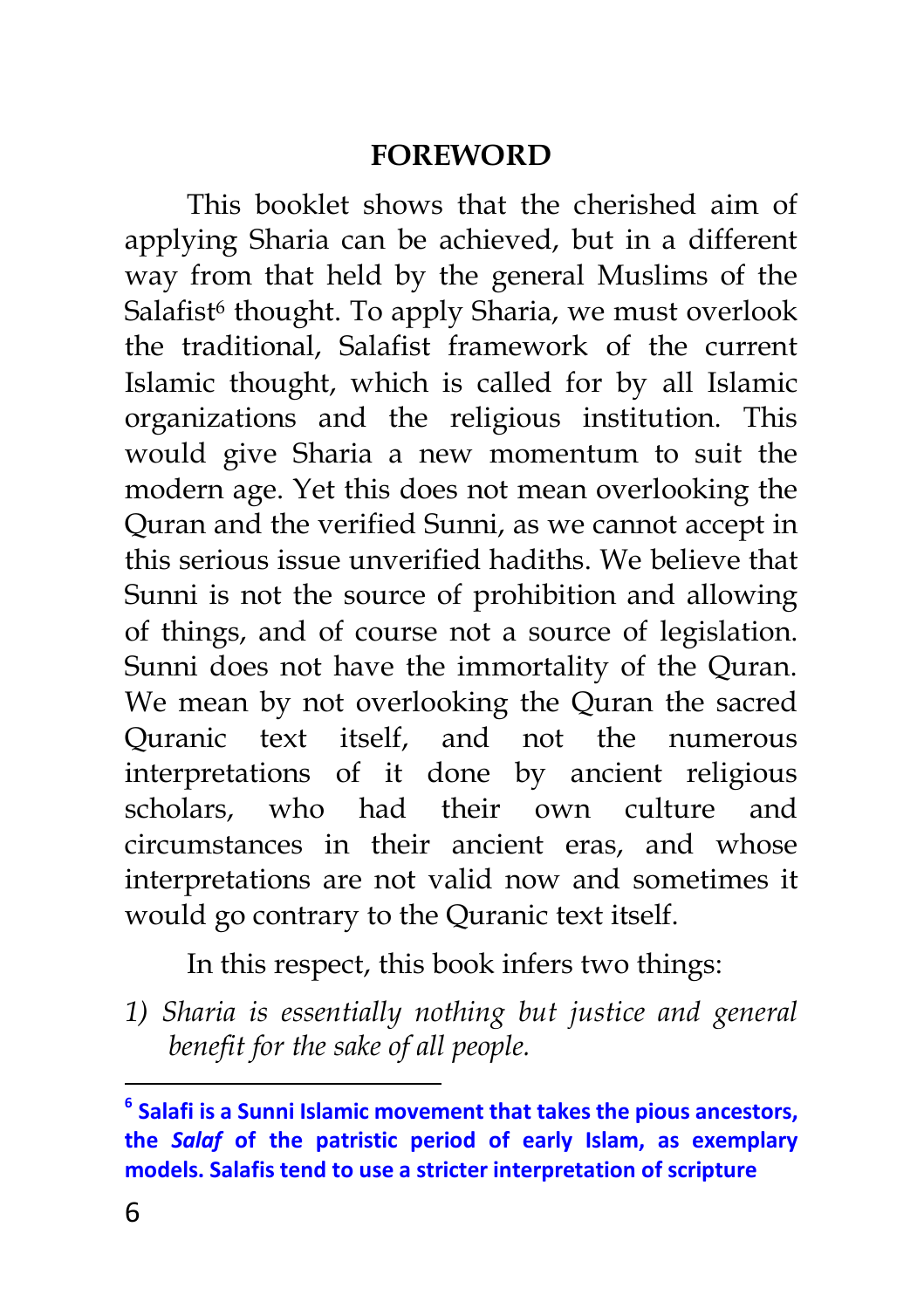## FOREWORD

This booklet shows that the cherished aim of applying Sharia can be achieved, but in a different way from that held by the general Muslims of the Salafist[6] thought. To apply Sharia, we must overlook the traditional, Salafist framework of the current Islamic thought, which is called for by all Islamic organizations and the religious institution. This would give Sharia a new momentum to suit the modern age. Yet this does not mean overlooking the Quran and the verified Sunni, as we cannot accept in this serious issue unverified hadiths. We believe that Sunni is not the source of prohibition and allowing of things, and of course not a source of legislation. Sunni does not have the immortality of the Quran. We mean by not overlooking the Quran the sacred Quranic text itself, and not the numerous interpretations of it done by ancient religious scholars, who had their own culture and circumstances in their ancient eras, and whose interpretations are not valid now and sometimes it would go contrary to the Quranic text itself.

In this respect, this book infers two things:

1) *Sharia is essentially nothing but justice and general benefit for the sake of all people.*

---

[6] **Salafi is a Sunni Islamic movement that takes the pious ancestors, the *Salaf* of the patristic period of early Islam, as exemplary models. Salafis tend to use a stricter interpretation of scripture**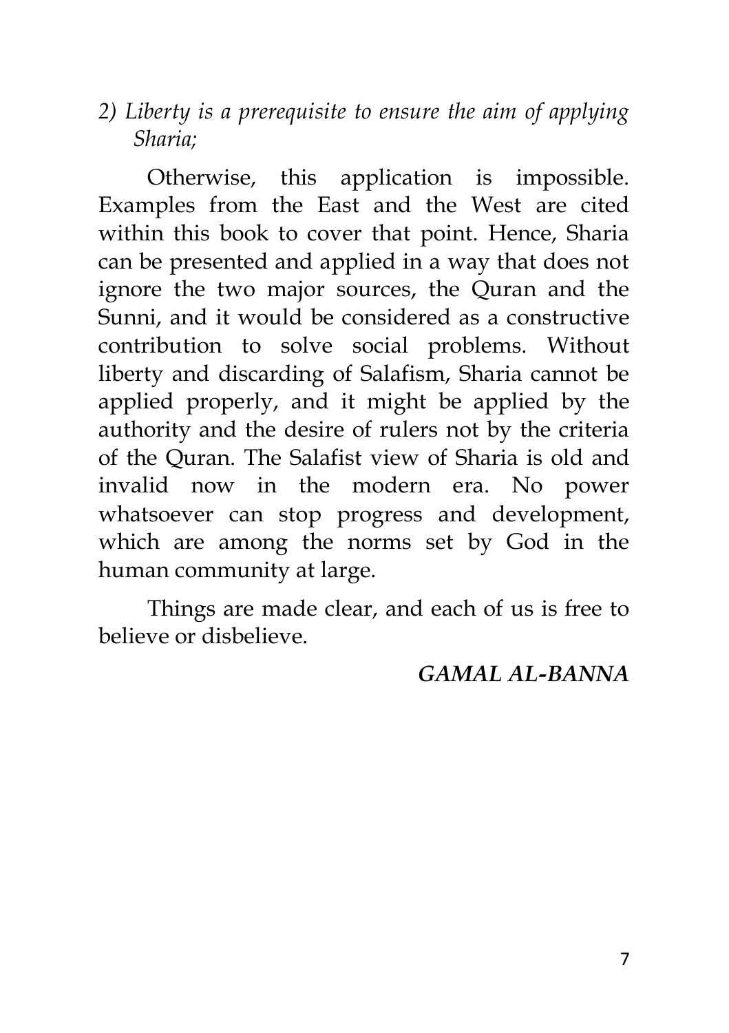*2) Liberty is a prerequisite to ensure the aim of applying Sharia;*

Otherwise, this application is impossible. Examples from the East and the West are cited within this book to cover that point. Hence, Sharia can be presented and applied in a way that does not ignore the two major sources, the Quran and the Sunni, and it would be considered as a constructive contribution to solve social problems. Without liberty and discarding of Salafism, Sharia cannot be applied properly, and it might be applied by the authority and the desire of rulers not by the criteria of the Quran. The Salafist view of Sharia is old and invalid now in the modern era. No power whatsoever can stop progress and development, which are among the norms set by God in the human community at large.

Things are made clear, and each of us is free to believe or disbelieve.

***GAMAL AL-BANNA***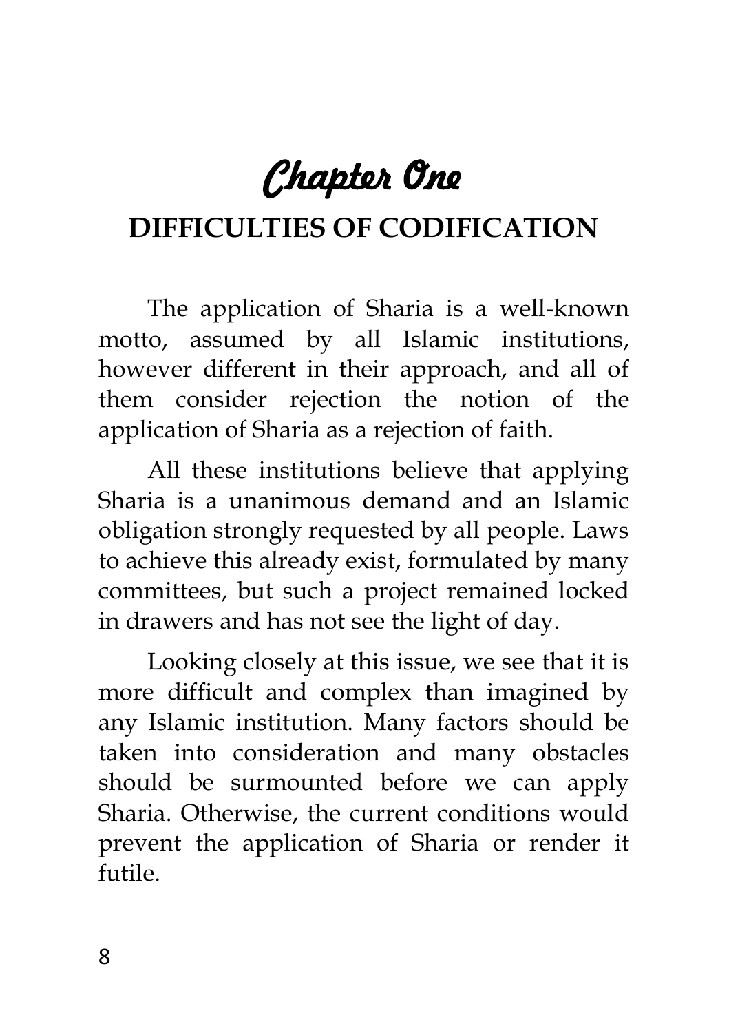# Chapter One

## DIFFICULTIES OF CODIFICATION

The application of Sharia is a well-known motto, assumed by all Islamic institutions, however different in their approach, and all of them consider rejection the notion of the application of Sharia as a rejection of faith.

All these institutions believe that applying Sharia is a unanimous demand and an Islamic obligation strongly requested by all people. Laws to achieve this already exist, formulated by many committees, but such a project remained locked in drawers and has not see the light of day.

Looking closely at this issue, we see that it is more difficult and complex than imagined by any Islamic institution. Many factors should be taken into consideration and many obstacles should be surmounted before we can apply Sharia. Otherwise, the current conditions would prevent the application of Sharia or render it futile.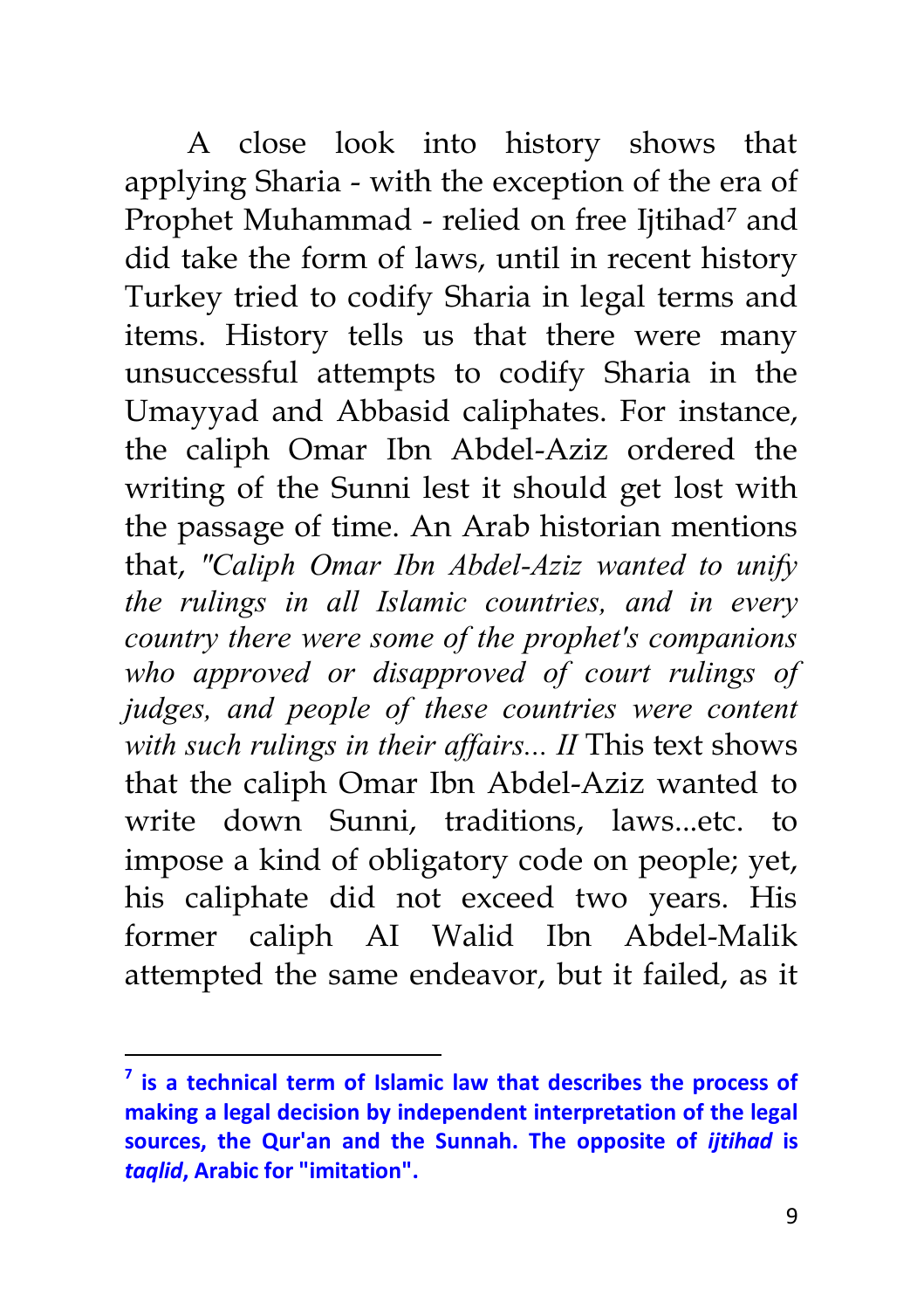A close look into history shows that applying Sharia - with the exception of the era of Prophet Muhammad - relied on free Ijtihad[7] and did take the form of laws, until in recent history Turkey tried to codify Sharia in legal terms and items. History tells us that there were many unsuccessful attempts to codify Sharia in the Umayyad and Abbasid caliphates. For instance, the caliph Omar Ibn Abdel-Aziz ordered the writing of the Sunni lest it should get lost with the passage of time. An Arab historian mentions that, *"Caliph Omar Ibn Abdel-Aziz wanted to unify the rulings in all Islamic countries, and in every country there were some of the prophet's companions who approved or disapproved of court rulings of judges, and people of these countries were content with such rulings in their affairs... II* This text shows that the caliph Omar Ibn Abdel-Aziz wanted to write down Sunni, traditions, laws...etc. to impose a kind of obligatory code on people; yet, his caliphate did not exceed two years. His former caliph AI Walid Ibn Abdel-Malik attempted the same endeavor, but it failed, as it

---

**[7] is a technical term of Islamic law that describes the process of making a legal decision by independent interpretation of the legal sources, the Qur'an and the Sunnah. The opposite of *ijtihad* is *taqlid*, Arabic for "imitation".**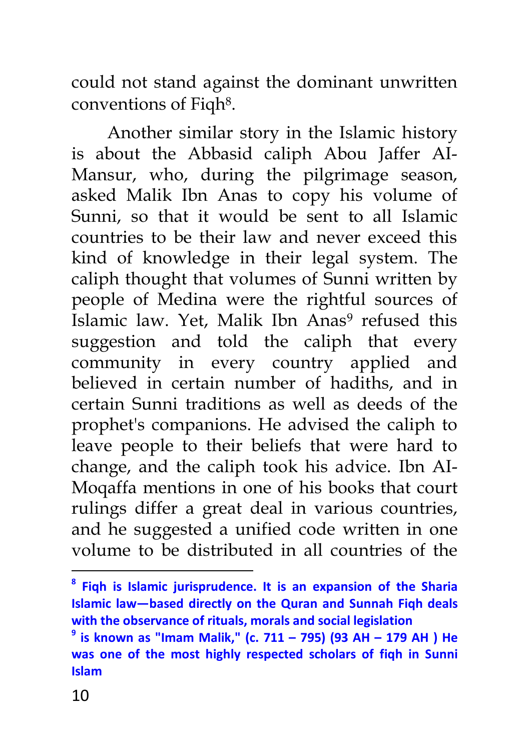could not stand against the dominant unwritten conventions of Fiqh[8].

Another similar story in the Islamic history is about the Abbasid caliph Abou Jaffer AI-Mansur, who, during the pilgrimage season, asked Malik Ibn Anas to copy his volume of Sunni, so that it would be sent to all Islamic countries to be their law and never exceed this kind of knowledge in their legal system. The caliph thought that volumes of Sunni written by people of Medina were the rightful sources of Islamic law. Yet, Malik Ibn Anas[9] refused this suggestion and told the caliph that every community in every country applied and believed in certain number of hadiths, and in certain Sunni traditions as well as deeds of the prophet's companions. He advised the caliph to leave people to their beliefs that were hard to change, and the caliph took his advice. Ibn AI-Moqaffa mentions in one of his books that court rulings differ a great deal in various countries, and he suggested a unified code written in one volume to be distributed in all countries of the

---

**[8] Fiqh is Islamic jurisprudence. It is an expansion of the Sharia Islamic law—based directly on the Quran and Sunnah Fiqh deals with the observance of rituals, morals and social legislation**

**[9] is known as "Imam Malik," (c. 711 – 795) (93 AH – 179 AH ) He was one of the most highly respected scholars of fiqh in Sunni Islam**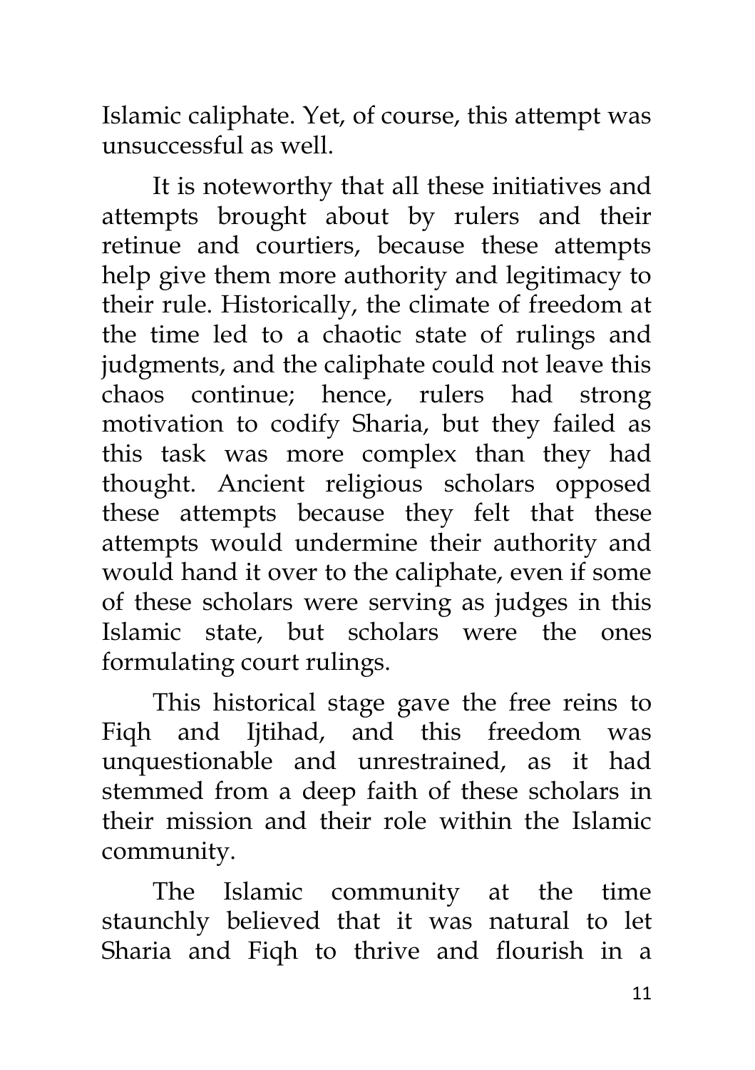Islamic caliphate. Yet, of course, this attempt was unsuccessful as well.

It is noteworthy that all these initiatives and attempts brought about by rulers and their retinue and courtiers, because these attempts help give them more authority and legitimacy to their rule. Historically, the climate of freedom at the time led to a chaotic state of rulings and judgments, and the caliphate could not leave this chaos continue; hence, rulers had strong motivation to codify Sharia, but they failed as this task was more complex than they had thought. Ancient religious scholars opposed these attempts because they felt that these attempts would undermine their authority and would hand it over to the caliphate, even if some of these scholars were serving as judges in this Islamic state, but scholars were the ones formulating court rulings.

This historical stage gave the free reins to Fiqh and Ijtihad, and this freedom was unquestionable and unrestrained, as it had stemmed from a deep faith of these scholars in their mission and their role within the Islamic community.

The Islamic community at the time staunchly believed that it was natural to let Sharia and Fiqh to thrive and flourish in a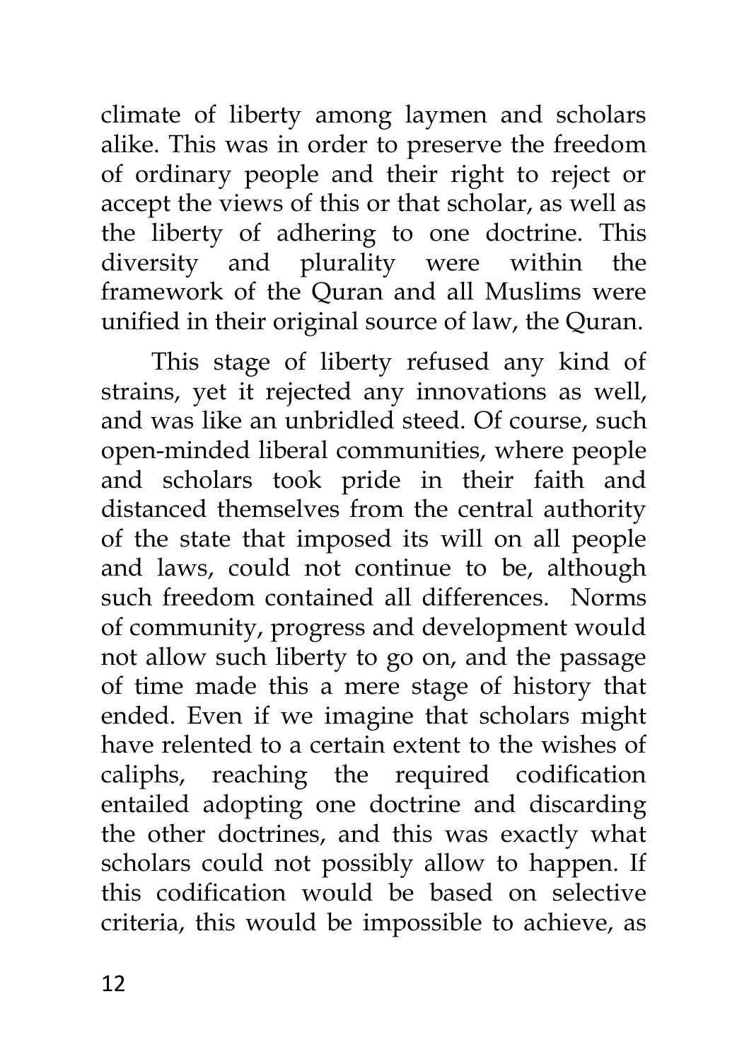climate of liberty among laymen and scholars alike. This was in order to preserve the freedom of ordinary people and their right to reject or accept the views of this or that scholar, as well as the liberty of adhering to one doctrine. This diversity and plurality were within the framework of the Quran and all Muslims were unified in their original source of law, the Quran.

This stage of liberty refused any kind of strains, yet it rejected any innovations as well, and was like an unbridled steed. Of course, such open-minded liberal communities, where people and scholars took pride in their faith and distanced themselves from the central authority of the state that imposed its will on all people and laws, could not continue to be, although such freedom contained all differences. Norms of community, progress and development would not allow such liberty to go on, and the passage of time made this a mere stage of history that ended. Even if we imagine that scholars might have relented to a certain extent to the wishes of caliphs, reaching the required codification entailed adopting one doctrine and discarding the other doctrines, and this was exactly what scholars could not possibly allow to happen. If this codification would be based on selective criteria, this would be impossible to achieve, as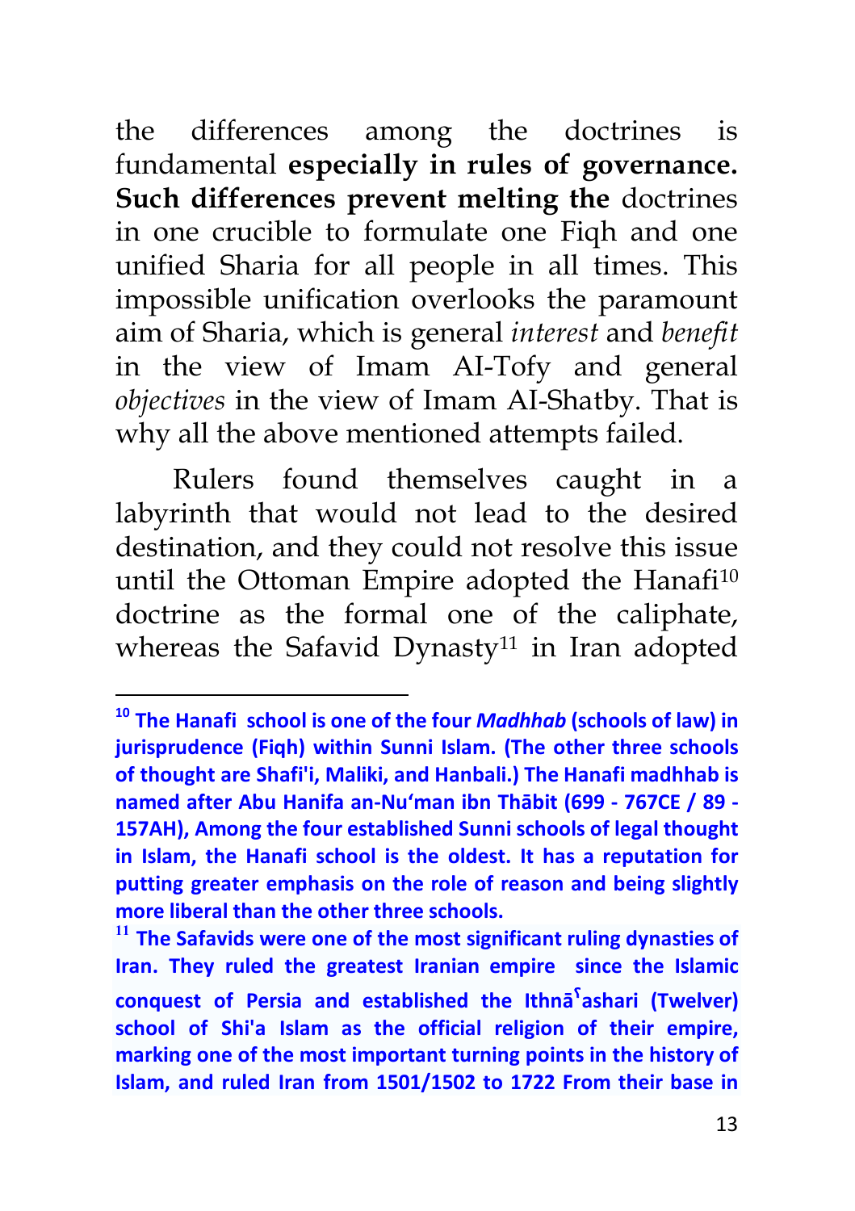the differences among the doctrines is fundamental **especially in rules of governance. Such differences prevent melting the** doctrines in one crucible to formulate one Fiqh and one unified Sharia for all people in all times. This impossible unification overlooks the paramount aim of Sharia, which is general *interest* and *benefit* in the view of Imam AI-Tofy and general *objectives* in the view of Imam AI-Shatby. That is why all the above mentioned attempts failed.

Rulers found themselves caught in a labyrinth that would not lead to the desired destination, and they could not resolve this issue until the Ottoman Empire adopted the Hanafi[10] doctrine as the formal one of the caliphate, whereas the Safavid Dynasty[11] in Iran adopted

---

[10] **The Hanafi school is one of the four *Madhhab* (schools of law) in jurisprudence (Fiqh) within Sunni Islam. (The other three schools of thought are Shafi'i, Maliki, and Hanbali.) The Hanafi madhhab is named after Abu Hanifa an-Nu'man ibn Thābit (699 - 767CE / 89 - 157AH), Among the four established Sunni schools of legal thought in Islam, the Hanafi school is the oldest. It has a reputation for putting greater emphasis on the role of reason and being slightly more liberal than the other three schools.**

[11] **The Safavids were one of the most significant ruling dynasties of Iran. They ruled the greatest Iranian empire since the Islamic conquest of Persia and established the Ithnāʿashari (Twelver) school of Shi'a Islam as the official religion of their empire, marking one of the most important turning points in the history of Islam, and ruled Iran from 1501/1502 to 1722 From their base in**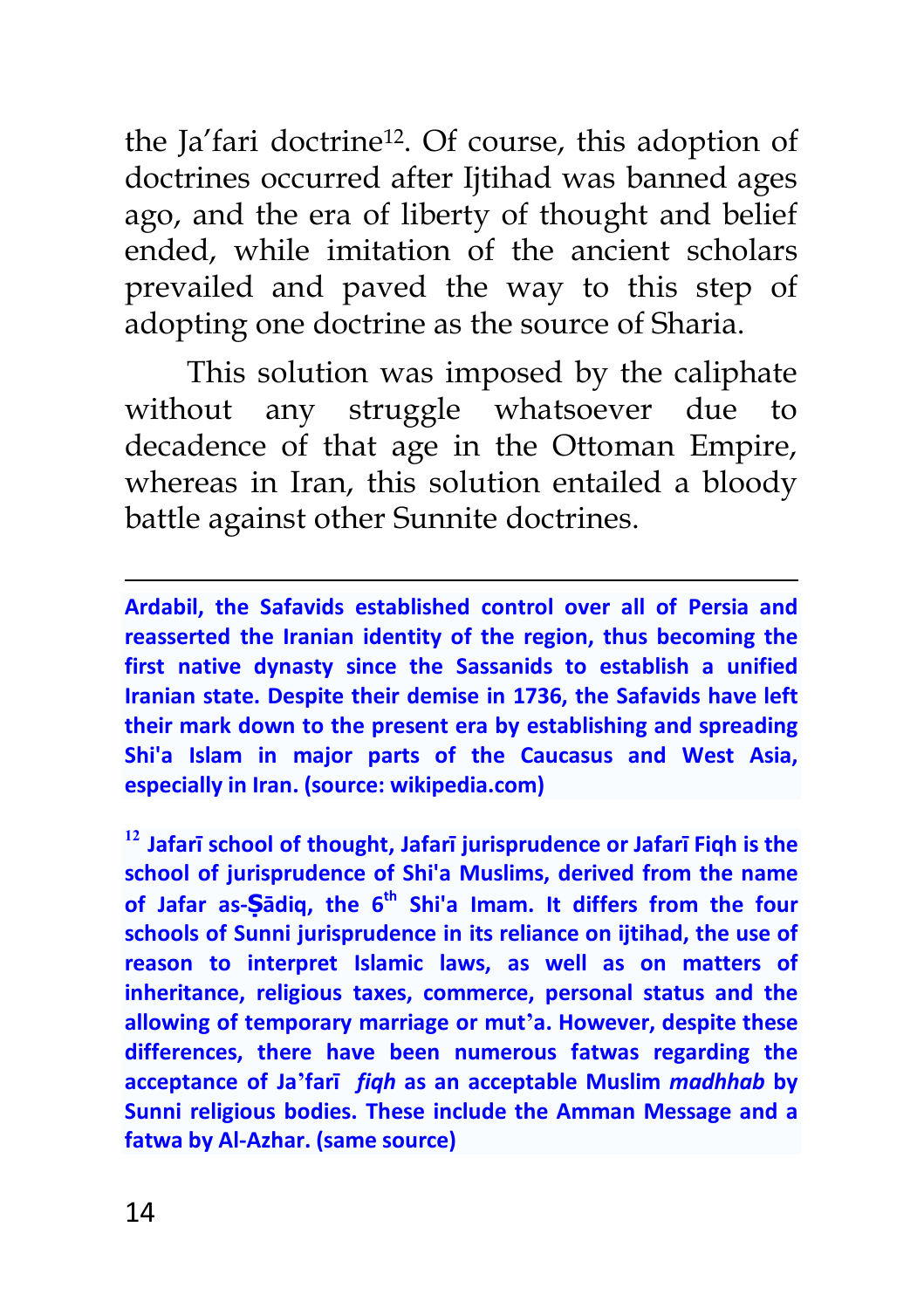the Ja'fari doctrine[12]. Of course, this adoption of doctrines occurred after Ijtihad was banned ages ago, and the era of liberty of thought and belief ended, while imitation of the ancient scholars prevailed and paved the way to this step of adopting one doctrine as the source of Sharia.

This solution was imposed by the caliphate without any struggle whatsoever due to decadence of that age in the Ottoman Empire, whereas in Iran, this solution entailed a bloody battle against other Sunnite doctrines.

---

**Ardabil, the Safavids established control over all of Persia and reasserted the Iranian identity of the region, thus becoming the first native dynasty since the Sassanids to establish a unified Iranian state. Despite their demise in 1736, the Safavids have left their mark down to the present era by establishing and spreading Shi'a Islam in major parts of the Caucasus and West Asia, especially in Iran. (source: wikipedia.com)**

**[12] Jafarī school of thought, Jafarī jurisprudence or Jafarī Fiqh is the school of jurisprudence of Shi'a Muslims, derived from the name of Jafar as-Ṣādiq, the 6th Shi'a Imam. It differs from the four schools of Sunni jurisprudence in its reliance on ijtihad, the use of reason to interpret Islamic laws, as well as on matters of inheritance, religious taxes, commerce, personal status and the allowing of temporary marriage or mut'a. However, despite these differences, there have been numerous fatwas regarding the acceptance of Ja'farī *fiqh* as an acceptable Muslim *madhhab* by Sunni religious bodies. These include the Amman Message and a fatwa by Al-Azhar. (same source)**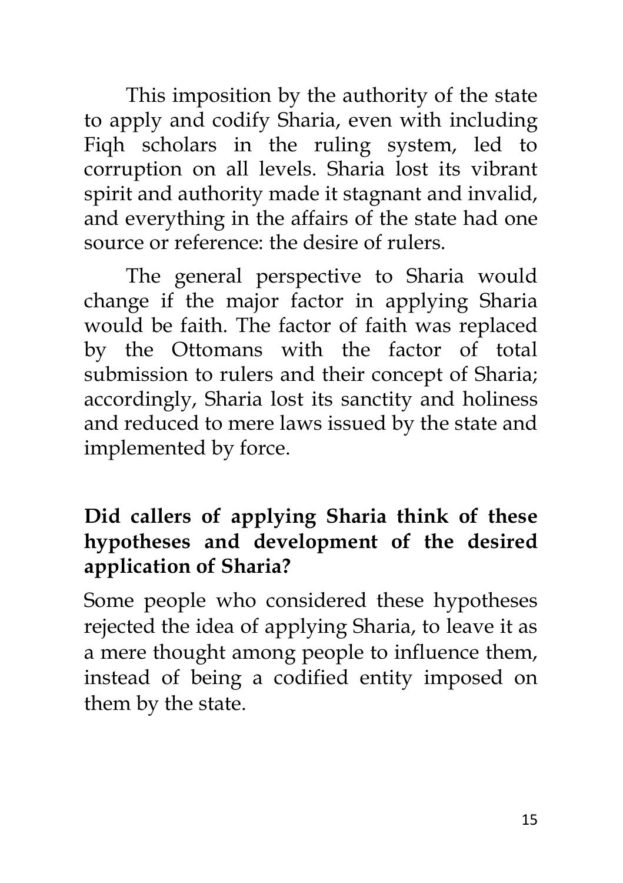This imposition by the authority of the state to apply and codify Sharia, even with including Fiqh scholars in the ruling system, led to corruption on all levels. Sharia lost its vibrant spirit and authority made it stagnant and invalid, and everything in the affairs of the state had one source or reference: the desire of rulers.

The general perspective to Sharia would change if the major factor in applying Sharia would be faith. The factor of faith was replaced by the Ottomans with the factor of total submission to rulers and their concept of Sharia; accordingly, Sharia lost its sanctity and holiness and reduced to mere laws issued by the state and implemented by force.

**Did callers of applying Sharia think of these hypotheses and development of the desired application of Sharia?**

Some people who considered these hypotheses rejected the idea of applying Sharia, to leave it as a mere thought among people to influence them, instead of being a codified entity imposed on them by the state.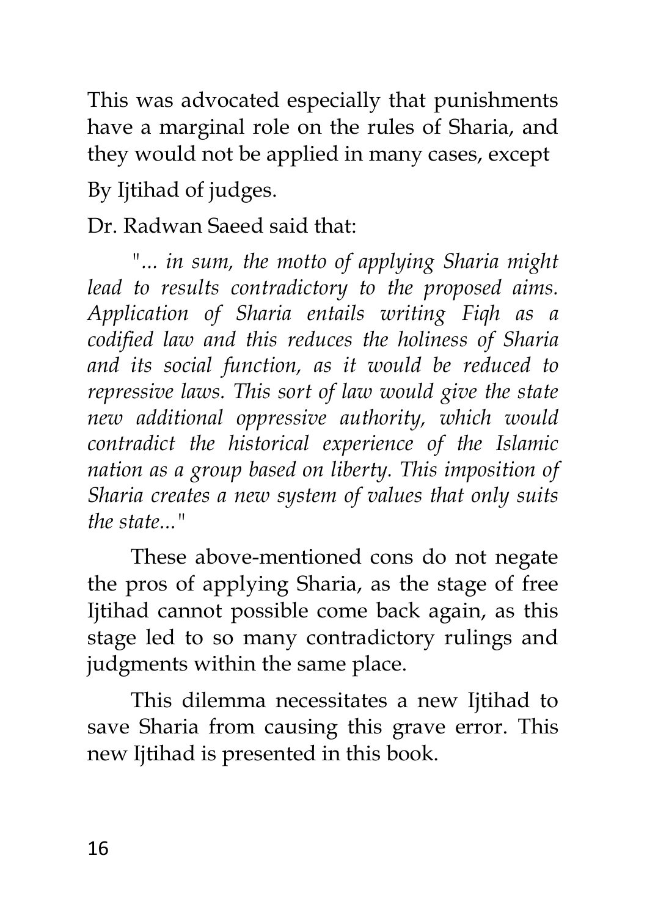This was advocated especially that punishments have a marginal role on the rules of Sharia, and they would not be applied in many cases, except

By Ijtihad of judges.

Dr. Radwan Saeed said that:

> *"... in sum, the motto of applying Sharia might lead to results contradictory to the proposed aims. Application of Sharia entails writing Fiqh as a codified law and this reduces the holiness of Sharia and its social function, as it would be reduced to repressive laws. This sort of law would give the state new additional oppressive authority, which would contradict the historical experience of the Islamic nation as a group based on liberty. This imposition of Sharia creates a new system of values that only suits the state..."*

These above-mentioned cons do not negate the pros of applying Sharia, as the stage of free Ijtihad cannot possible come back again, as this stage led to so many contradictory rulings and judgments within the same place.

This dilemma necessitates a new Ijtihad to save Sharia from causing this grave error. This new Ijtihad is presented in this book.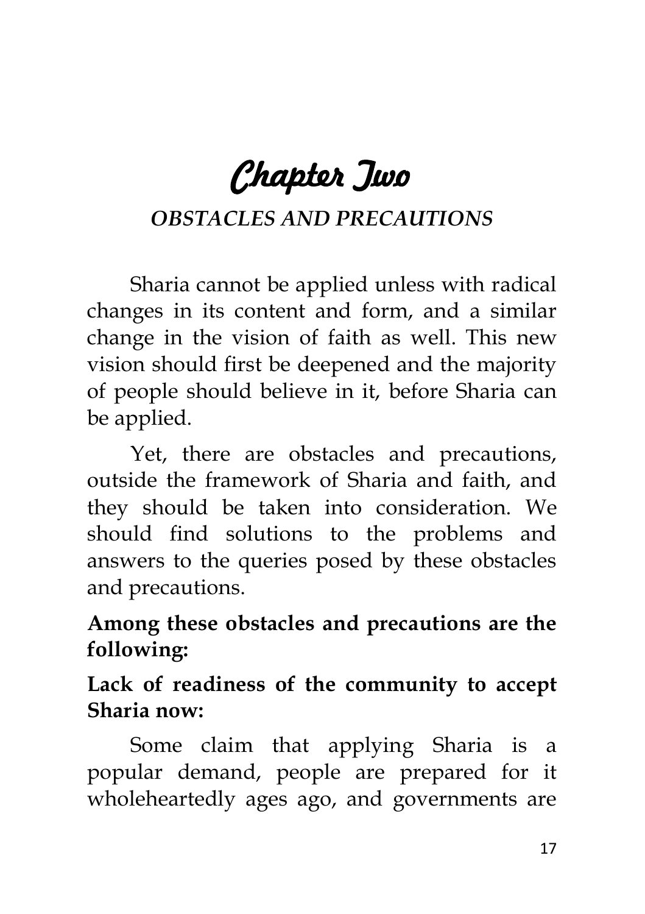# Chapter Two

## *OBSTACLES AND PRECAUTIONS*

Sharia cannot be applied unless with radical changes in its content and form, and a similar change in the vision of faith as well. This new vision should first be deepened and the majority of people should believe in it, before Sharia can be applied.

Yet, there are obstacles and precautions, outside the framework of Sharia and faith, and they should be taken into consideration. We should find solutions to the problems and answers to the queries posed by these obstacles and precautions.

**Among these obstacles and precautions are the following:**

**Lack of readiness of the community to accept Sharia now:**

Some claim that applying Sharia is a popular demand, people are prepared for it wholeheartedly ages ago, and governments are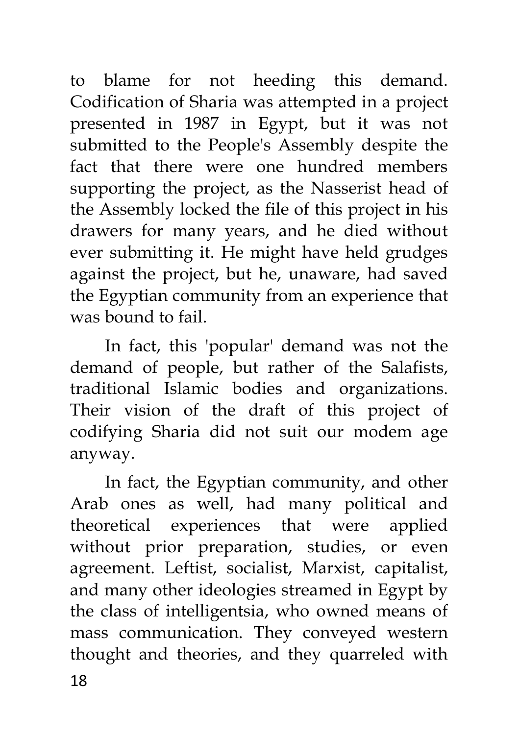to blame for not heeding this demand. Codification of Sharia was attempted in a project presented in 1987 in Egypt, but it was not submitted to the People's Assembly despite the fact that there were one hundred members supporting the project, as the Nasserist head of the Assembly locked the file of this project in his drawers for many years, and he died without ever submitting it. He might have held grudges against the project, but he, unaware, had saved the Egyptian community from an experience that was bound to fail.

In fact, this 'popular' demand was not the demand of people, but rather of the Salafists, traditional Islamic bodies and organizations. Their vision of the draft of this project of codifying Sharia did not suit our modem age anyway.

In fact, the Egyptian community, and other Arab ones as well, had many political and theoretical experiences that were applied without prior preparation, studies, or even agreement. Leftist, socialist, Marxist, capitalist, and many other ideologies streamed in Egypt by the class of intelligentsia, who owned means of mass communication. They conveyed western thought and theories, and they quarreled with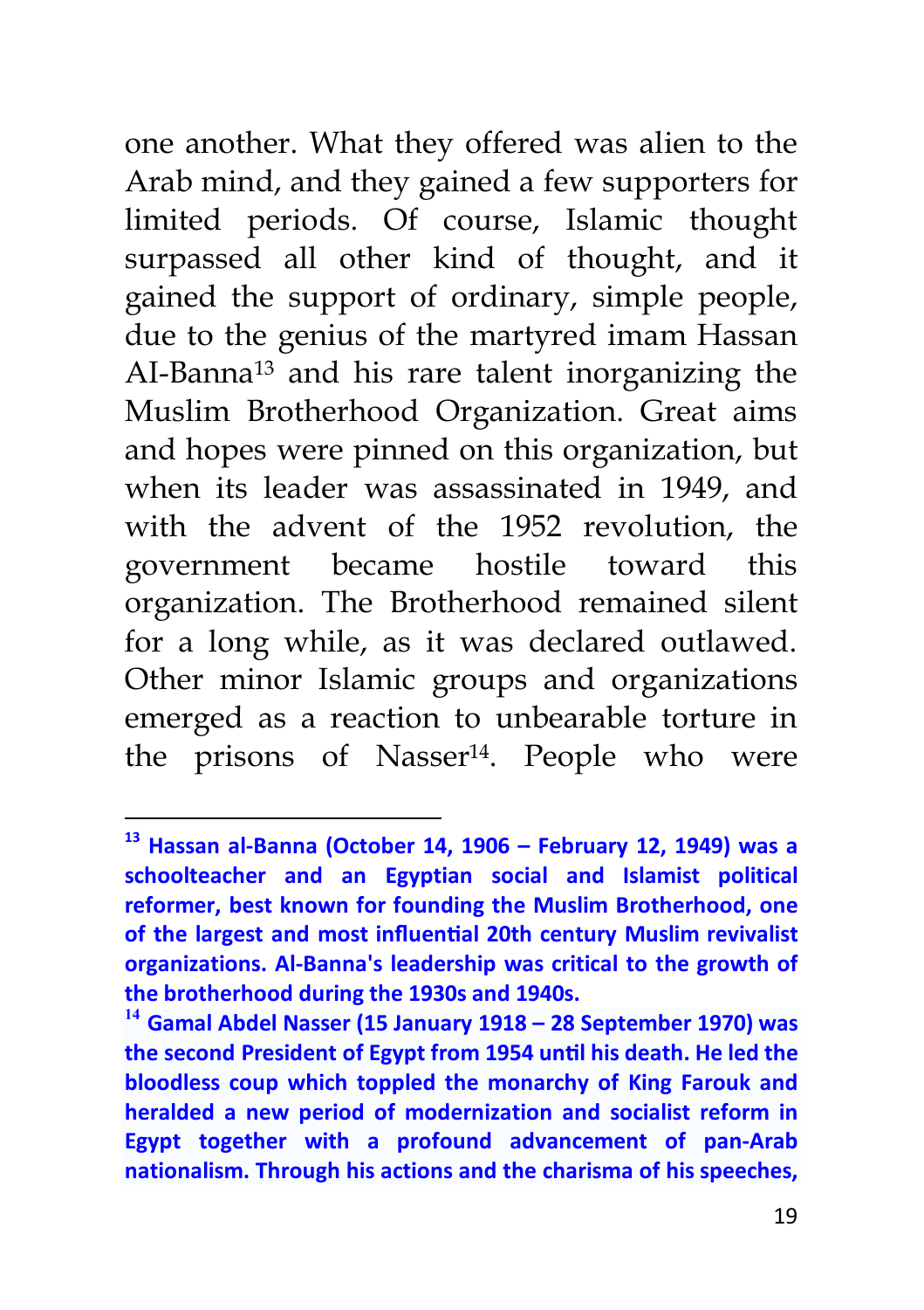one another. What they offered was alien to the Arab mind, and they gained a few supporters for limited periods. Of course, Islamic thought surpassed all other kind of thought, and it gained the support of ordinary, simple people, due to the genius of the martyred imam Hassan AI-Banna[13] and his rare talent inorganizing the Muslim Brotherhood Organization. Great aims and hopes were pinned on this organization, but when its leader was assassinated in 1949, and with the advent of the 1952 revolution, the government became hostile toward this organization. The Brotherhood remained silent for a long while, as it was declared outlawed. Other minor Islamic groups and organizations emerged as a reaction to unbearable torture in the prisons of Nasser[14]. People who were

---

**[13] Hassan al-Banna (October 14, 1906 – February 12, 1949) was a schoolteacher and an Egyptian social and Islamist political reformer, best known for founding the Muslim Brotherhood, one of the largest and most influential 20th century Muslim revivalist organizations. Al-Banna's leadership was critical to the growth of the brotherhood during the 1930s and 1940s.**

**[14] Gamal Abdel Nasser (15 January 1918 – 28 September 1970) was the second President of Egypt from 1954 until his death. He led the bloodless coup which toppled the monarchy of King Farouk and heralded a new period of modernization and socialist reform in Egypt together with a profound advancement of pan-Arab nationalism. Through his actions and the charisma of his speeches,**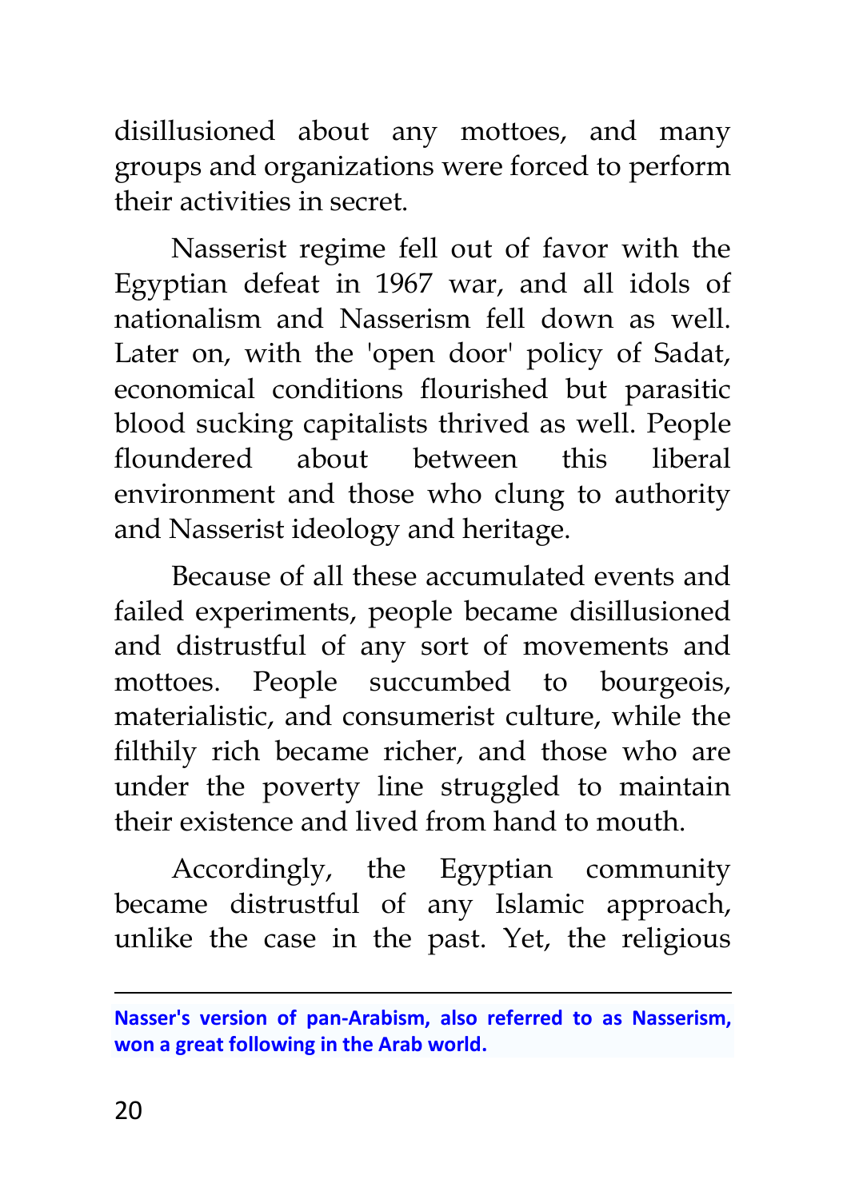disillusioned about any mottoes, and many groups and organizations were forced to perform their activities in secret.

Nasserist regime fell out of favor with the Egyptian defeat in 1967 war, and all idols of nationalism and Nasserism fell down as well. Later on, with the 'open door' policy of Sadat, economical conditions flourished but parasitic blood sucking capitalists thrived as well. People floundered about between this liberal environment and those who clung to authority and Nasserist ideology and heritage.

Because of all these accumulated events and failed experiments, people became disillusioned and distrustful of any sort of movements and mottoes. People succumbed to bourgeois, materialistic, and consumerist culture, while the filthily rich became richer, and those who are under the poverty line struggled to maintain their existence and lived from hand to mouth.

Accordingly, the Egyptian community became distrustful of any Islamic approach, unlike the case in the past. Yet, the religious

---

**Nasser's version of pan-Arabism, also referred to as Nasserism, won a great following in the Arab world.**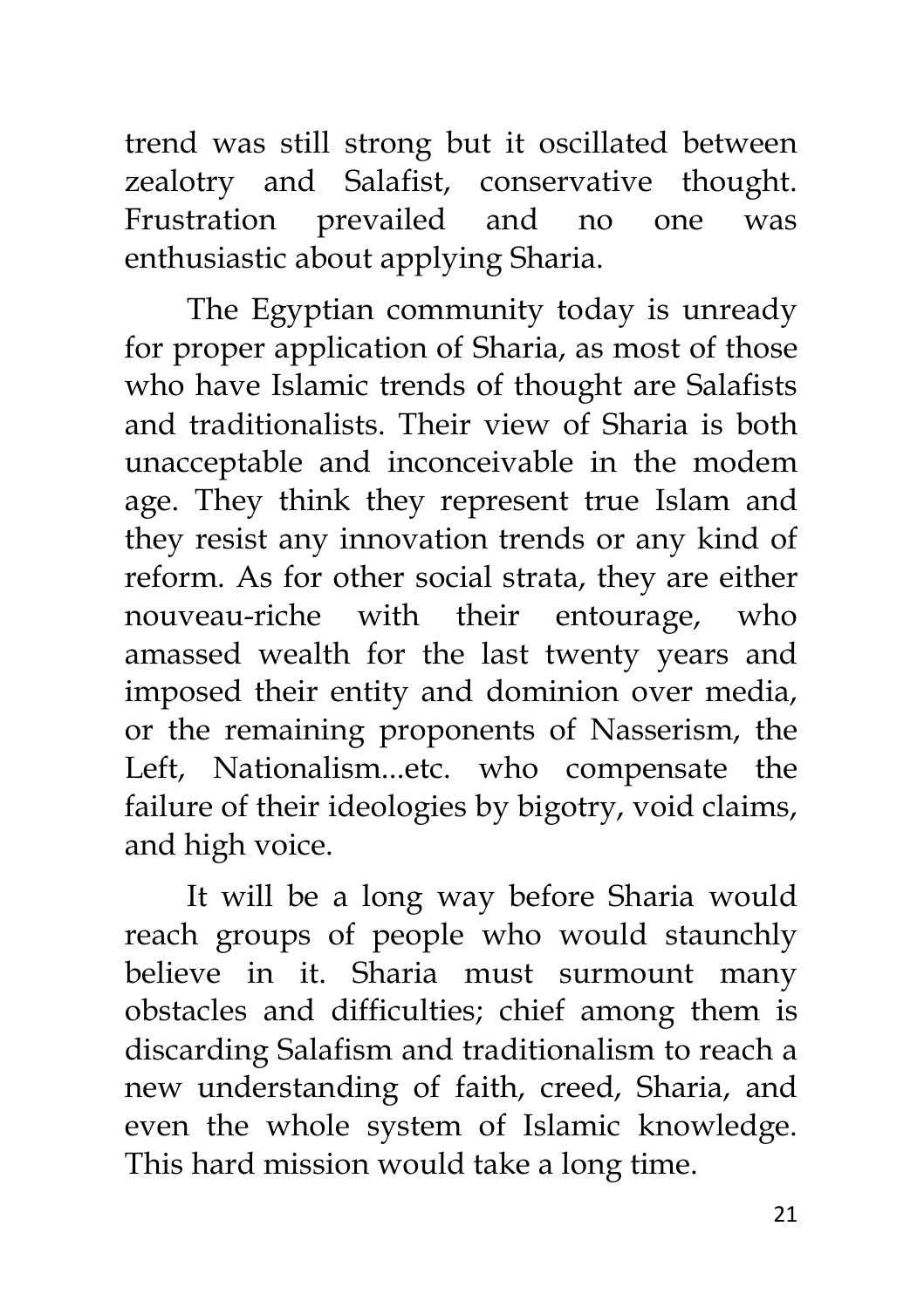trend was still strong but it oscillated between zealotry and Salafist, conservative thought. Frustration prevailed and no one was enthusiastic about applying Sharia.

The Egyptian community today is unready for proper application of Sharia, as most of those who have Islamic trends of thought are Salafists and traditionalists. Their view of Sharia is both unacceptable and inconceivable in the modem age. They think they represent true Islam and they resist any innovation trends or any kind of reform. As for other social strata, they are either nouveau-riche with their entourage, who amassed wealth for the last twenty years and imposed their entity and dominion over media, or the remaining proponents of Nasserism, the Left, Nationalism...etc. who compensate the failure of their ideologies by bigotry, void claims, and high voice.

It will be a long way before Sharia would reach groups of people who would staunchly believe in it. Sharia must surmount many obstacles and difficulties; chief among them is discarding Salafism and traditionalism to reach a new understanding of faith, creed, Sharia, and even the whole system of Islamic knowledge. This hard mission would take a long time.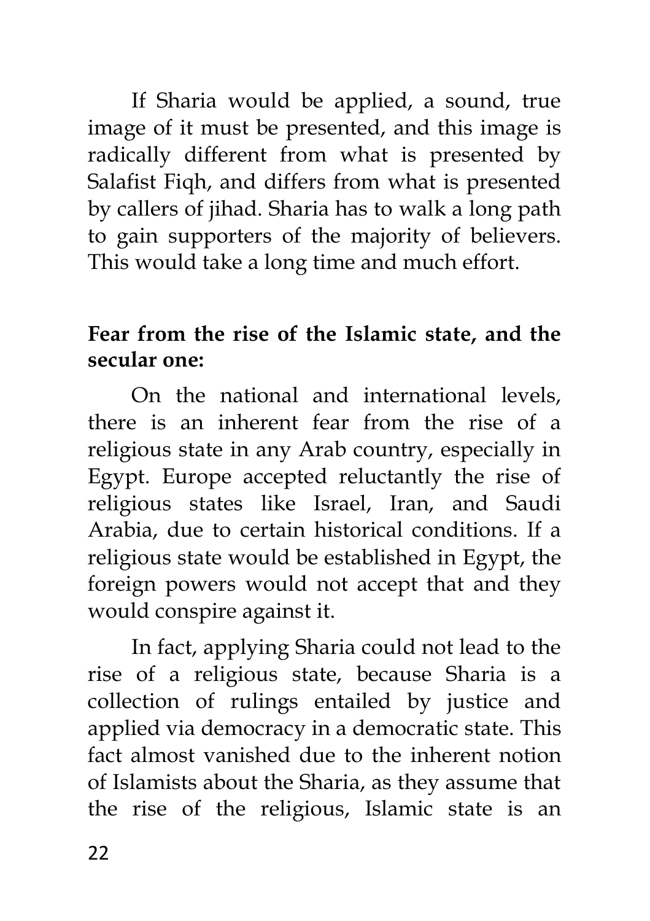If Sharia would be applied, a sound, true image of it must be presented, and this image is radically different from what is presented by Salafist Fiqh, and differs from what is presented by callers of jihad. Sharia has to walk a long path to gain supporters of the majority of believers. This would take a long time and much effort.

**Fear from the rise of the Islamic state, and the secular one:**

On the national and international levels, there is an inherent fear from the rise of a religious state in any Arab country, especially in Egypt. Europe accepted reluctantly the rise of religious states like Israel, Iran, and Saudi Arabia, due to certain historical conditions. If a religious state would be established in Egypt, the foreign powers would not accept that and they would conspire against it.

In fact, applying Sharia could not lead to the rise of a religious state, because Sharia is a collection of rulings entailed by justice and applied via democracy in a democratic state. This fact almost vanished due to the inherent notion of Islamists about the Sharia, as they assume that the rise of the religious, Islamic state is an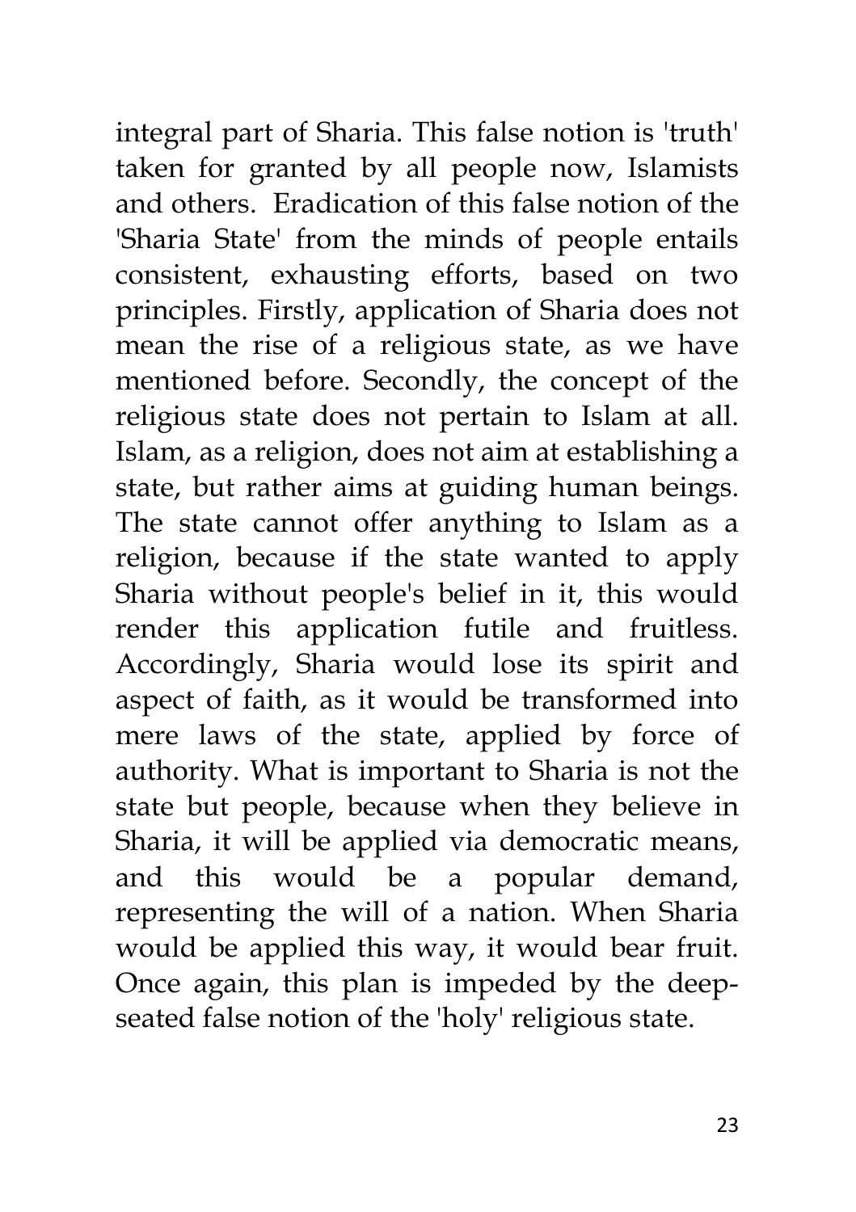integral part of Sharia. This false notion is 'truth' taken for granted by all people now, Islamists and others. Eradication of this false notion of the 'Sharia State' from the minds of people entails consistent, exhausting efforts, based on two principles. Firstly, application of Sharia does not mean the rise of a religious state, as we have mentioned before. Secondly, the concept of the religious state does not pertain to Islam at all. Islam, as a religion, does not aim at establishing a state, but rather aims at guiding human beings. The state cannot offer anything to Islam as a religion, because if the state wanted to apply Sharia without people's belief in it, this would render this application futile and fruitless. Accordingly, Sharia would lose its spirit and aspect of faith, as it would be transformed into mere laws of the state, applied by force of authority. What is important to Sharia is not the state but people, because when they believe in Sharia, it will be applied via democratic means, and this would be a popular demand, representing the will of a nation. When Sharia would be applied this way, it would bear fruit. Once again, this plan is impeded by the deep-seated false notion of the 'holy' religious state.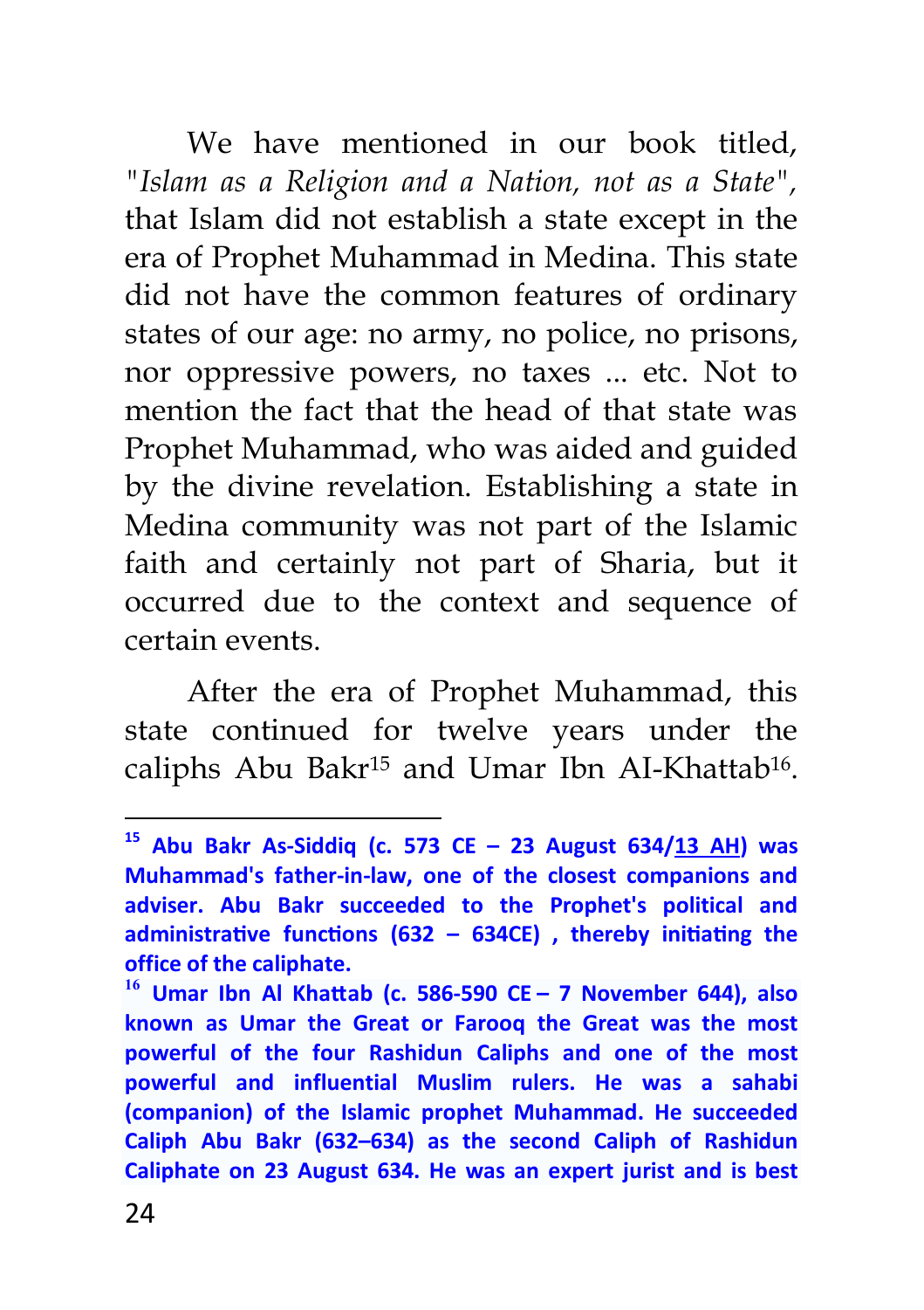We have mentioned in our book titled, *"Islam as a Religion and a Nation, not as a State"*, that Islam did not establish a state except in the era of Prophet Muhammad in Medina. This state did not have the common features of ordinary states of our age: no army, no police, no prisons, nor oppressive powers, no taxes ... etc. Not to mention the fact that the head of that state was Prophet Muhammad, who was aided and guided by the divine revelation. Establishing a state in Medina community was not part of the Islamic faith and certainly not part of Sharia, but it occurred due to the context and sequence of certain events.

After the era of Prophet Muhammad, this state continued for twelve years under the caliphs Abu Bakr[15] and Umar Ibn AI-Khattab[16].

---

**[15] Abu Bakr As-Siddiq (c. 573 CE – 23 August 634/13 AH) was Muhammad's father-in-law, one of the closest companions and adviser. Abu Bakr succeeded to the Prophet's political and administrative functions (632 – 634CE) , thereby initiating the office of the caliphate.**

**[16] Umar Ibn Al Khattab (c. 586-590 CE – 7 November 644), also known as Umar the Great or Farooq the Great was the most powerful of the four Rashidun Caliphs and one of the most powerful and influential Muslim rulers. He was a sahabi (companion) of the Islamic prophet Muhammad. He succeeded Caliph Abu Bakr (632–634) as the second Caliph of Rashidun Caliphate on 23 August 634. He was an expert jurist and is best**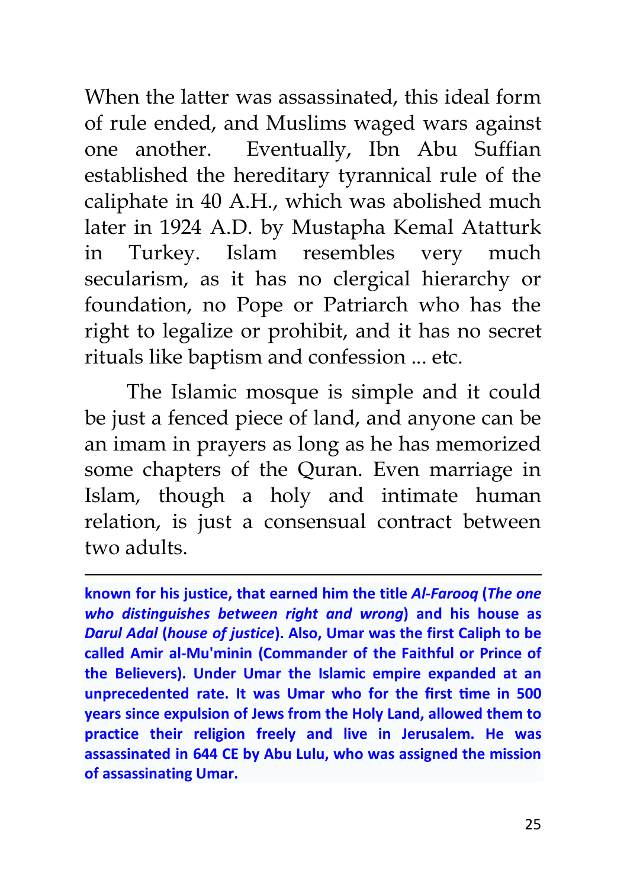When the latter was assassinated, this ideal form of rule ended, and Muslims waged wars against one another. Eventually, Ibn Abu Suffian established the hereditary tyrannical rule of the caliphate in 40 A.H., which was abolished much later in 1924 A.D. by Mustapha Kemal Atatturk in Turkey. Islam resembles very much secularism, as it has no clergical hierarchy or foundation, no Pope or Patriarch who has the right to legalize or prohibit, and it has no secret rituals like baptism and confession ... etc.

The Islamic mosque is simple and it could be just a fenced piece of land, and anyone can be an imam in prayers as long as he has memorized some chapters of the Quran. Even marriage in Islam, though a holy and intimate human relation, is just a consensual contract between two adults.

---

**known for his justice, that earned him the title *Al-Farooq* (*The one who distinguishes between right and wrong*) and his house as *Darul Adal* (*house of justice*). Also, Umar was the first Caliph to be called Amir al-Mu'minin (Commander of the Faithful or Prince of the Believers). Under Umar the Islamic empire expanded at an unprecedented rate. It was Umar who for the first time in 500 years since expulsion of Jews from the Holy Land, allowed them to practice their religion freely and live in Jerusalem. He was assassinated in 644 CE by Abu Lulu, who was assigned the mission of assassinating Umar.**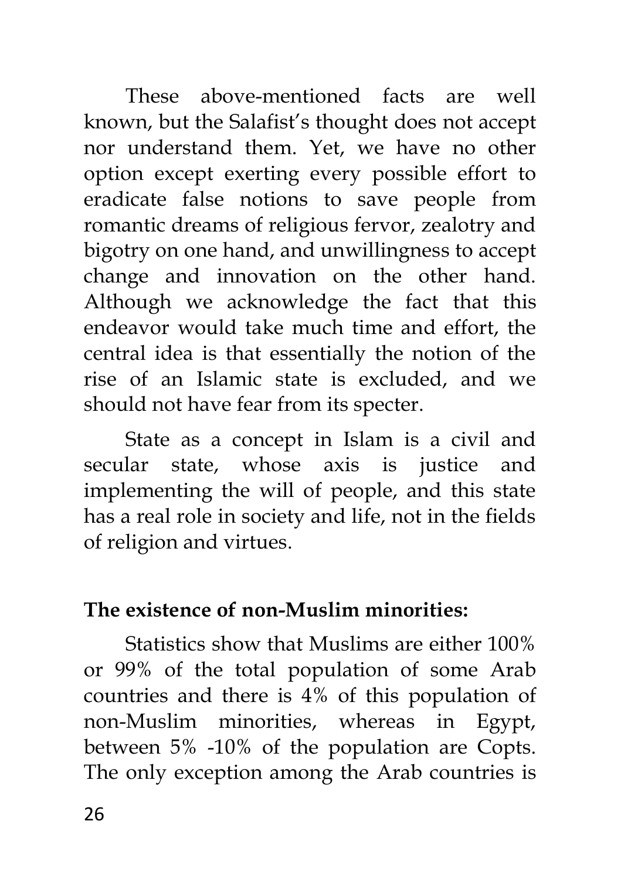These above-mentioned facts are well known, but the Salafist's thought does not accept nor understand them. Yet, we have no other option except exerting every possible effort to eradicate false notions to save people from romantic dreams of religious fervor, zealotry and bigotry on one hand, and unwillingness to accept change and innovation on the other hand. Although we acknowledge the fact that this endeavor would take much time and effort, the central idea is that essentially the notion of the rise of an Islamic state is excluded, and we should not have fear from its specter.

State as a concept in Islam is a civil and secular state, whose axis is justice and implementing the will of people, and this state has a real role in society and life, not in the fields of religion and virtues.

**The existence of non-Muslim minorities:**

Statistics show that Muslims are either 100% or 99% of the total population of some Arab countries and there is 4% of this population of non-Muslim minorities, whereas in Egypt, between 5% -10% of the population are Copts. The only exception among the Arab countries is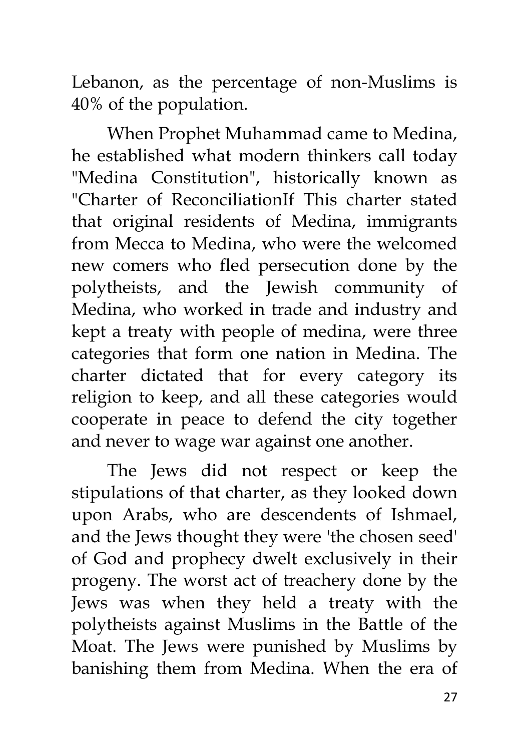Lebanon, as the percentage of non-Muslims is 40% of the population.

When Prophet Muhammad came to Medina, he established what modern thinkers call today "Medina Constitution", historically known as "Charter of ReconciliationIf This charter stated that original residents of Medina, immigrants from Mecca to Medina, who were the welcomed new comers who fled persecution done by the polytheists, and the Jewish community of Medina, who worked in trade and industry and kept a treaty with people of medina, were three categories that form one nation in Medina. The charter dictated that for every category its religion to keep, and all these categories would cooperate in peace to defend the city together and never to wage war against one another.

The Jews did not respect or keep the stipulations of that charter, as they looked down upon Arabs, who are descendents of Ishmael, and the Jews thought they were 'the chosen seed' of God and prophecy dwelt exclusively in their progeny. The worst act of treachery done by the Jews was when they held a treaty with the polytheists against Muslims in the Battle of the Moat. The Jews were punished by Muslims by banishing them from Medina. When the era of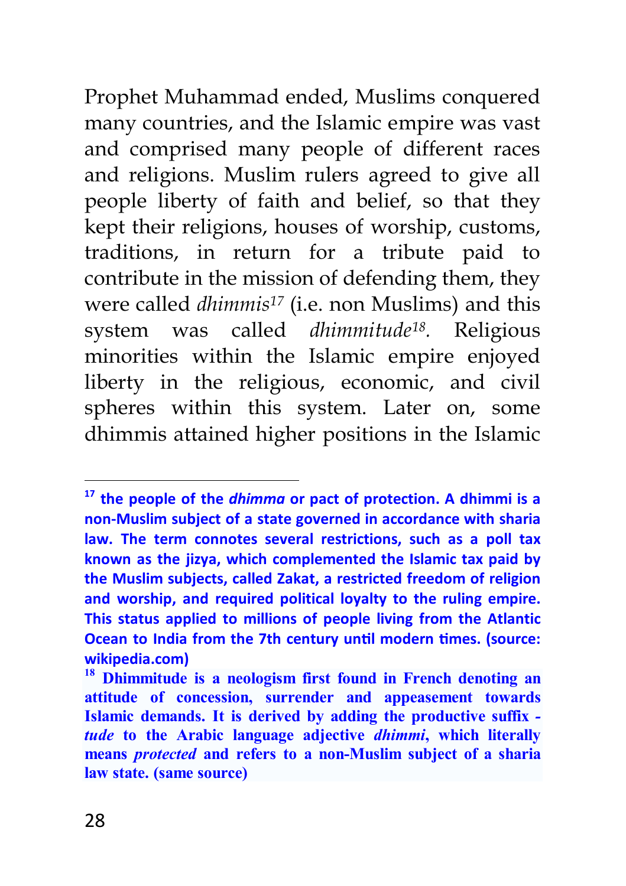Prophet Muhammad ended, Muslims conquered many countries, and the Islamic empire was vast and comprised many people of different races and religions. Muslim rulers agreed to give all people liberty of faith and belief, so that they kept their religions, houses of worship, customs, traditions, in return for a tribute paid to contribute in the mission of defending them, they were called *dhimmis*[17] (i.e. non Muslims) and this system was called *dhimmitude*[18]. Religious minorities within the Islamic empire enjoyed liberty in the religious, economic, and civil spheres within this system. Later on, some dhimmis attained higher positions in the Islamic

---

[17] **the people of the *dhimma* or pact of protection. A dhimmi is a non-Muslim subject of a state governed in accordance with sharia law. The term connotes several restrictions, such as a poll tax known as the jizya, which complemented the Islamic tax paid by the Muslim subjects, called Zakat, a restricted freedom of religion and worship, and required political loyalty to the ruling empire. This status applied to millions of people living from the Atlantic Ocean to India from the 7th century until modern times. (source: wikipedia.com)**

[18] **Dhimmitude is a neologism first found in French denoting an attitude of concession, surrender and appeasement towards Islamic demands. It is derived by adding the productive suffix -*tude* to the Arabic language adjective *dhimmi*, which literally means *protected* and refers to a non-Muslim subject of a sharia law state. (same source)**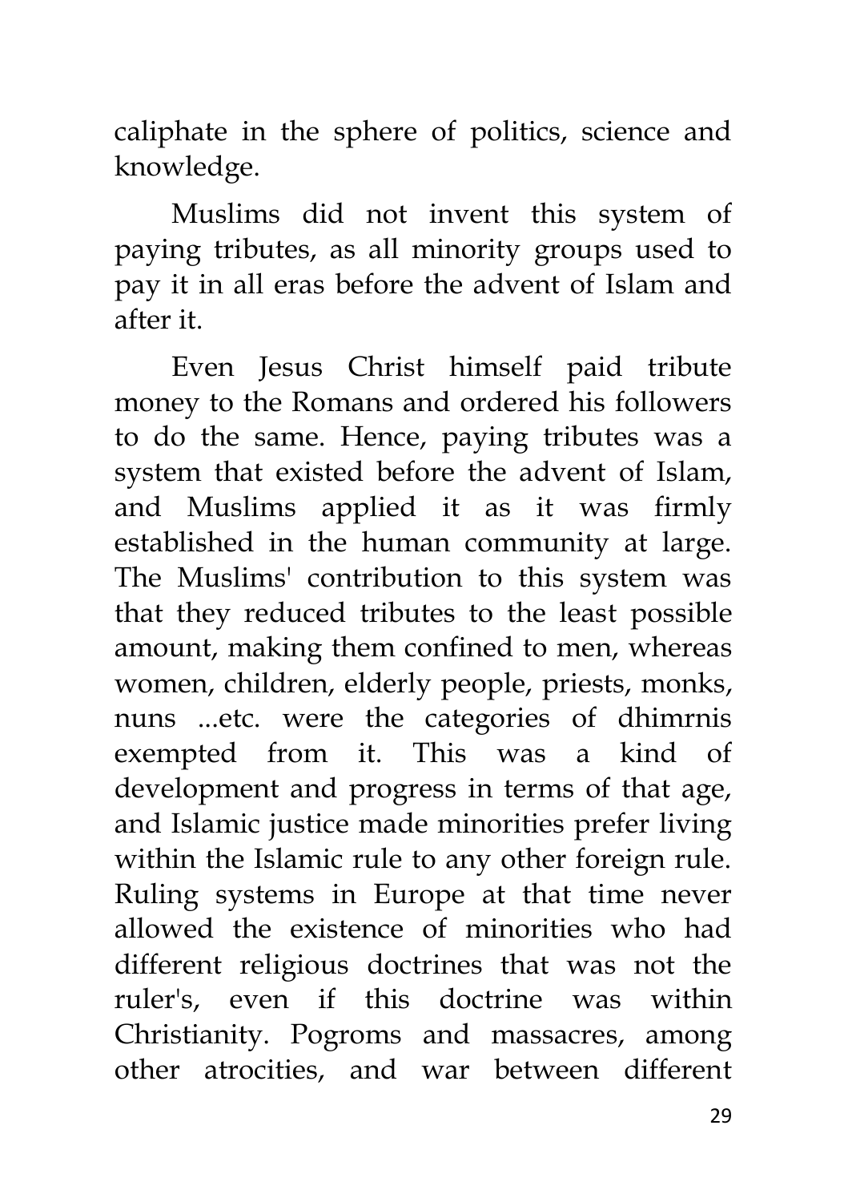caliphate in the sphere of politics, science and knowledge.

Muslims did not invent this system of paying tributes, as all minority groups used to pay it in all eras before the advent of Islam and after it.

Even Jesus Christ himself paid tribute money to the Romans and ordered his followers to do the same. Hence, paying tributes was a system that existed before the advent of Islam, and Muslims applied it as it was firmly established in the human community at large. The Muslims' contribution to this system was that they reduced tributes to the least possible amount, making them confined to men, whereas women, children, elderly people, priests, monks, nuns ...etc. were the categories of dhimrnis exempted from it. This was a kind of development and progress in terms of that age, and Islamic justice made minorities prefer living within the Islamic rule to any other foreign rule. Ruling systems in Europe at that time never allowed the existence of minorities who had different religious doctrines that was not the ruler's, even if this doctrine was within Christianity. Pogroms and massacres, among other atrocities, and war between different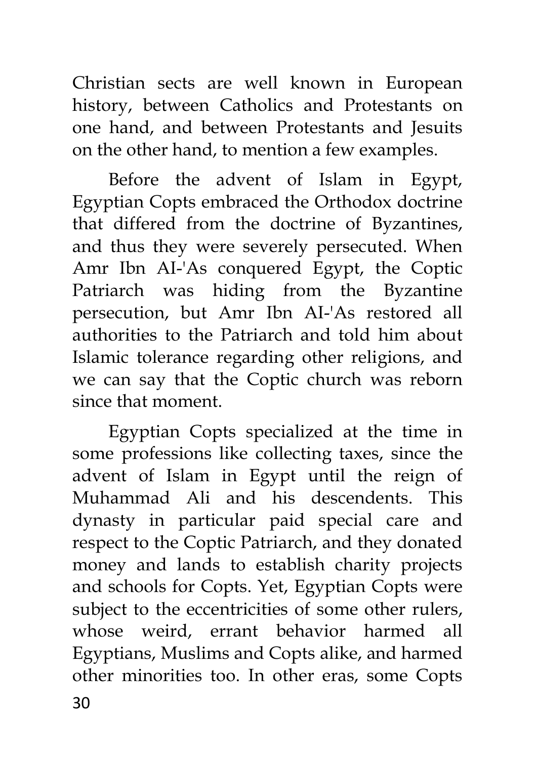Christian sects are well known in European history, between Catholics and Protestants on one hand, and between Protestants and Jesuits on the other hand, to mention a few examples.

Before the advent of Islam in Egypt, Egyptian Copts embraced the Orthodox doctrine that differed from the doctrine of Byzantines, and thus they were severely persecuted. When Amr Ibn AI-'As conquered Egypt, the Coptic Patriarch was hiding from the Byzantine persecution, but Amr Ibn AI-'As restored all authorities to the Patriarch and told him about Islamic tolerance regarding other religions, and we can say that the Coptic church was reborn since that moment.

Egyptian Copts specialized at the time in some professions like collecting taxes, since the advent of Islam in Egypt until the reign of Muhammad Ali and his descendents. This dynasty in particular paid special care and respect to the Coptic Patriarch, and they donated money and lands to establish charity projects and schools for Copts. Yet, Egyptian Copts were subject to the eccentricities of some other rulers, whose weird, errant behavior harmed all Egyptians, Muslims and Copts alike, and harmed other minorities too. In other eras, some Copts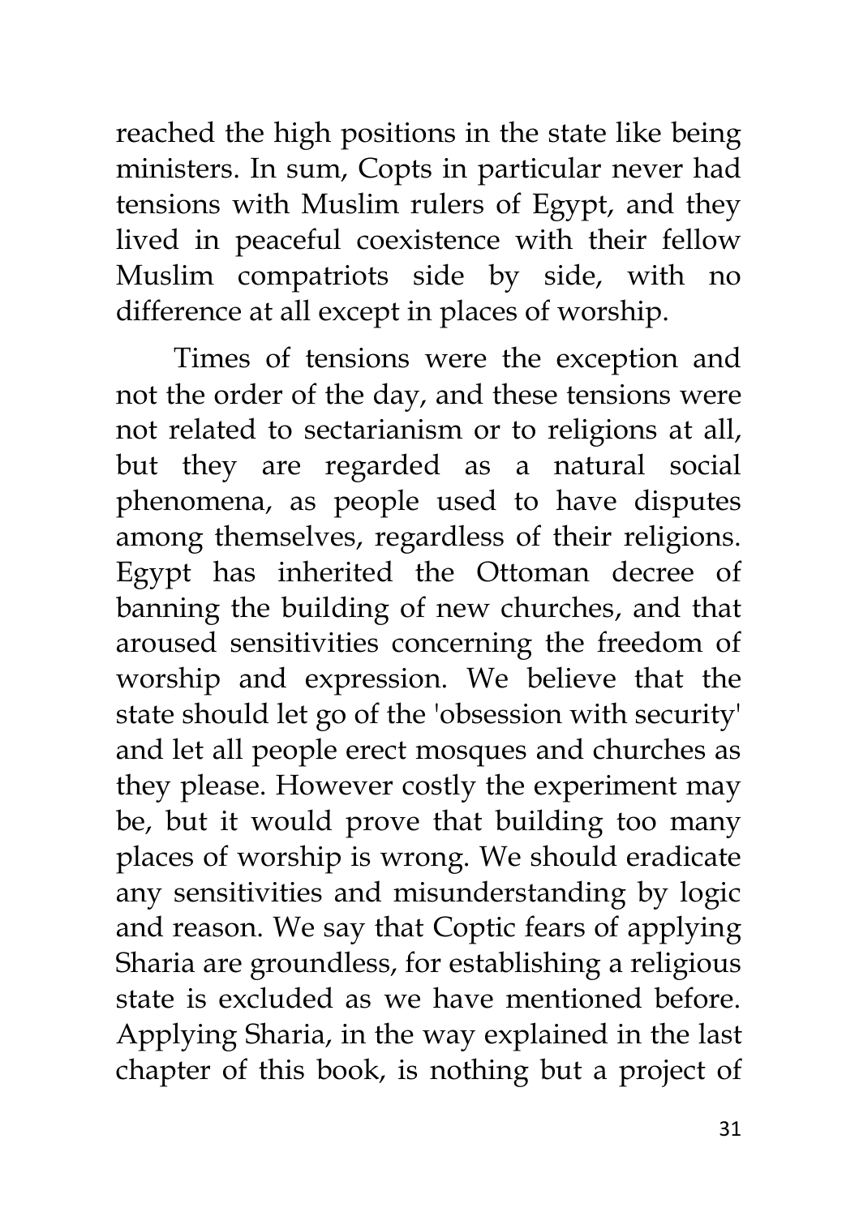reached the high positions in the state like being ministers. In sum, Copts in particular never had tensions with Muslim rulers of Egypt, and they lived in peaceful coexistence with their fellow Muslim compatriots side by side, with no difference at all except in places of worship.

Times of tensions were the exception and not the order of the day, and these tensions were not related to sectarianism or to religions at all, but they are regarded as a natural social phenomena, as people used to have disputes among themselves, regardless of their religions. Egypt has inherited the Ottoman decree of banning the building of new churches, and that aroused sensitivities concerning the freedom of worship and expression. We believe that the state should let go of the 'obsession with security' and let all people erect mosques and churches as they please. However costly the experiment may be, but it would prove that building too many places of worship is wrong. We should eradicate any sensitivities and misunderstanding by logic and reason. We say that Coptic fears of applying Sharia are groundless, for establishing a religious state is excluded as we have mentioned before. Applying Sharia, in the way explained in the last chapter of this book, is nothing but a project of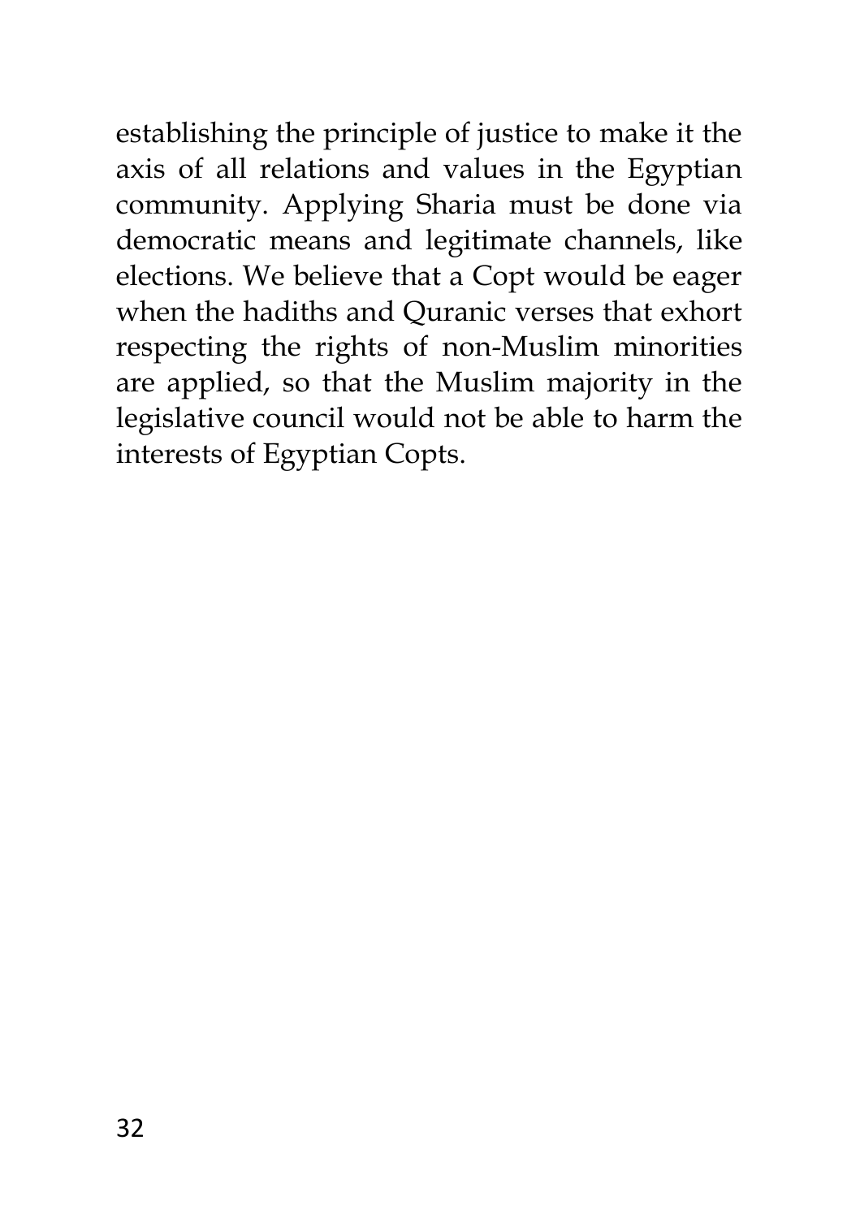establishing the principle of justice to make it the axis of all relations and values in the Egyptian community. Applying Sharia must be done via democratic means and legitimate channels, like elections. We believe that a Copt would be eager when the hadiths and Quranic verses that exhort respecting the rights of non-Muslim minorities are applied, so that the Muslim majority in the legislative council would not be able to harm the interests of Egyptian Copts.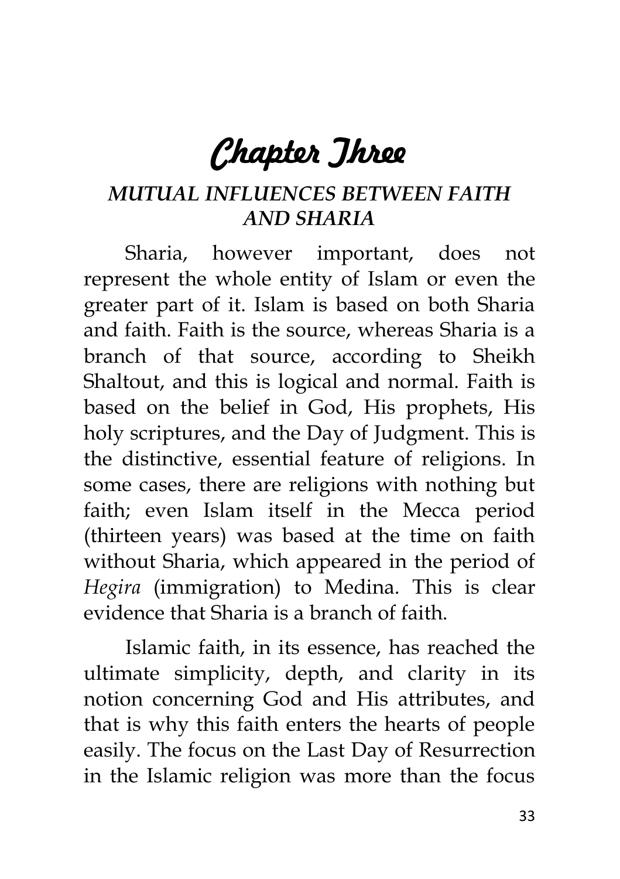# Chapter Three

## *MUTUAL INFLUENCES BETWEEN FAITH AND SHARIA*

Sharia, however important, does not represent the whole entity of Islam or even the greater part of it. Islam is based on both Sharia and faith. Faith is the source, whereas Sharia is a branch of that source, according to Sheikh Shaltout, and this is logical and normal. Faith is based on the belief in God, His prophets, His holy scriptures, and the Day of Judgment. This is the distinctive, essential feature of religions. In some cases, there are religions with nothing but faith; even Islam itself in the Mecca period (thirteen years) was based at the time on faith without Sharia, which appeared in the period of *Hegira* (immigration) to Medina. This is clear evidence that Sharia is a branch of faith.

Islamic faith, in its essence, has reached the ultimate simplicity, depth, and clarity in its notion concerning God and His attributes, and that is why this faith enters the hearts of people easily. The focus on the Last Day of Resurrection in the Islamic religion was more than the focus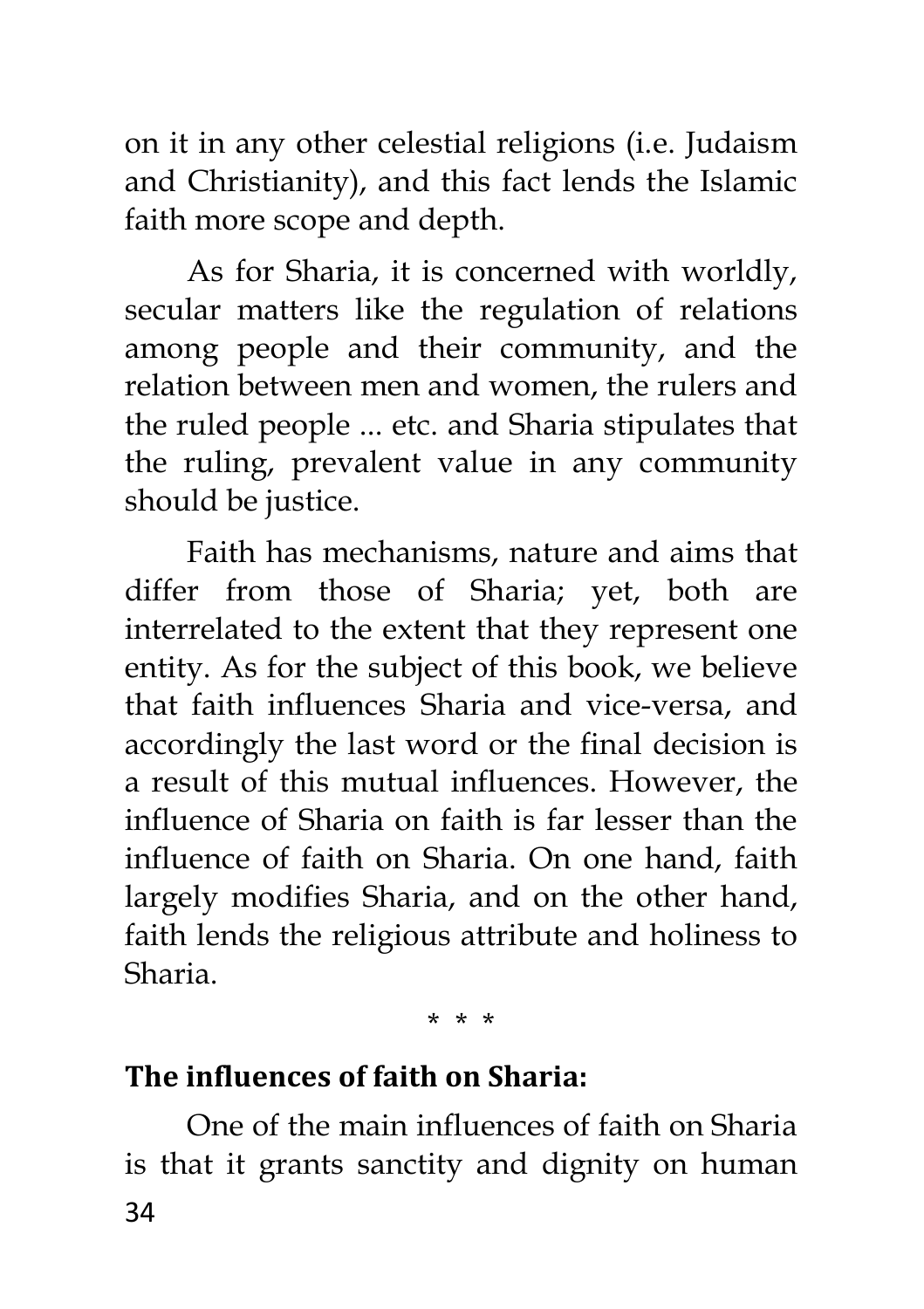on it in any other celestial religions (i.e. Judaism and Christianity), and this fact lends the Islamic faith more scope and depth.

As for Sharia, it is concerned with worldly, secular matters like the regulation of relations among people and their community, and the relation between men and women, the rulers and the ruled people ... etc. and Sharia stipulates that the ruling, prevalent value in any community should be justice.

Faith has mechanisms, nature and aims that differ from those of Sharia; yet, both are interrelated to the extent that they represent one entity. As for the subject of this book, we believe that faith influences Sharia and vice-versa, and accordingly the last word or the final decision is a result of this mutual influences. However, the influence of Sharia on faith is far lesser than the influence of faith on Sharia. On one hand, faith largely modifies Sharia, and on the other hand, faith lends the religious attribute and holiness to Sharia.

\* \* \*

**The influences of faith on Sharia:**

One of the main influences of faith on Sharia is that it grants sanctity and dignity on human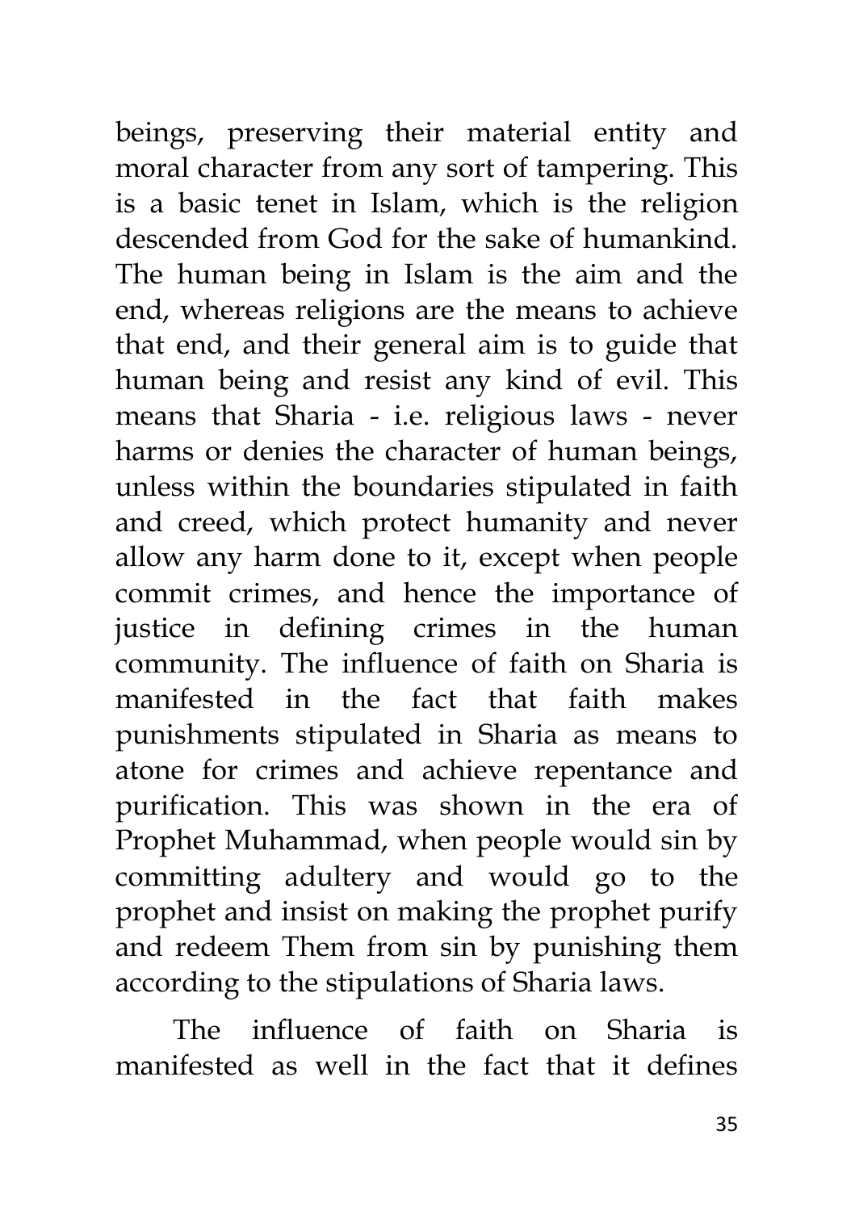beings, preserving their material entity and moral character from any sort of tampering. This is a basic tenet in Islam, which is the religion descended from God for the sake of humankind. The human being in Islam is the aim and the end, whereas religions are the means to achieve that end, and their general aim is to guide that human being and resist any kind of evil. This means that Sharia - i.e. religious laws - never harms or denies the character of human beings, unless within the boundaries stipulated in faith and creed, which protect humanity and never allow any harm done to it, except when people commit crimes, and hence the importance of justice in defining crimes in the human community. The influence of faith on Sharia is manifested in the fact that faith makes punishments stipulated in Sharia as means to atone for crimes and achieve repentance and purification. This was shown in the era of Prophet Muhammad, when people would sin by committing adultery and would go to the prophet and insist on making the prophet purify and redeem Them from sin by punishing them according to the stipulations of Sharia laws.

The influence of faith on Sharia is manifested as well in the fact that it defines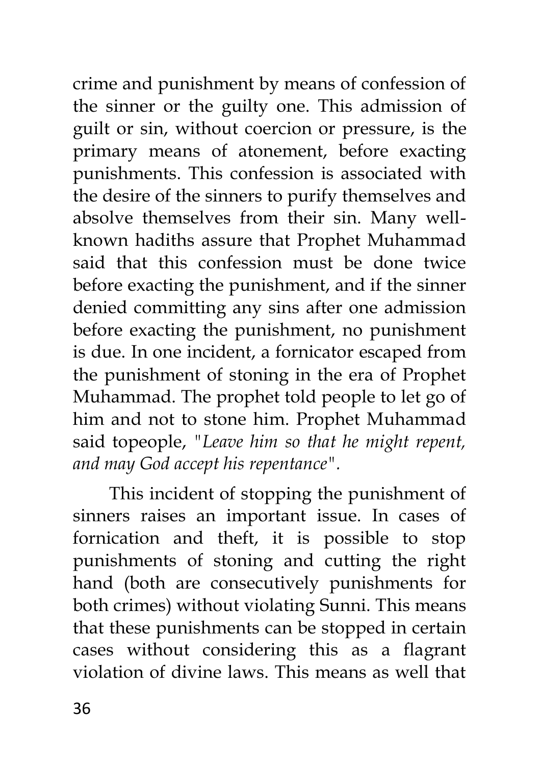crime and punishment by means of confession of the sinner or the guilty one. This admission of guilt or sin, without coercion or pressure, is the primary means of atonement, before exacting punishments. This confession is associated with the desire of the sinners to purify themselves and absolve themselves from their sin. Many well-known hadiths assure that Prophet Muhammad said that this confession must be done twice before exacting the punishment, and if the sinner denied committing any sins after one admission before exacting the punishment, no punishment is due. In one incident, a fornicator escaped from the punishment of stoning in the era of Prophet Muhammad. The prophet told people to let go of him and not to stone him. Prophet Muhammad said topeople, *"Leave him so that he might repent, and may God accept his repentance".*

This incident of stopping the punishment of sinners raises an important issue. In cases of fornication and theft, it is possible to stop punishments of stoning and cutting the right hand (both are consecutively punishments for both crimes) without violating Sunni. This means that these punishments can be stopped in certain cases without considering this as a flagrant violation of divine laws. This means as well that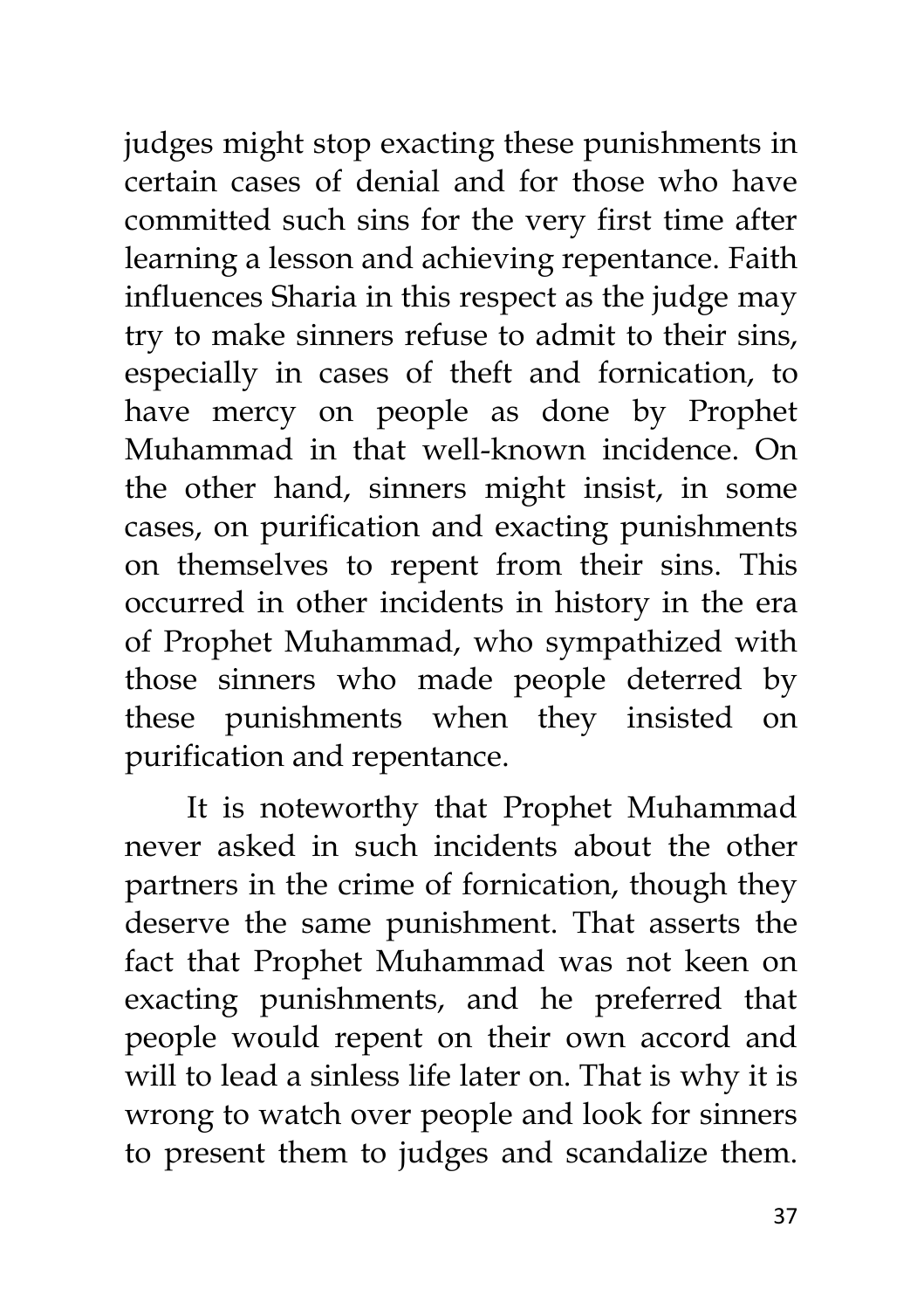judges might stop exacting these punishments in certain cases of denial and for those who have committed such sins for the very first time after learning a lesson and achieving repentance. Faith influences Sharia in this respect as the judge may try to make sinners refuse to admit to their sins, especially in cases of theft and fornication, to have mercy on people as done by Prophet Muhammad in that well-known incidence. On the other hand, sinners might insist, in some cases, on purification and exacting punishments on themselves to repent from their sins. This occurred in other incidents in history in the era of Prophet Muhammad, who sympathized with those sinners who made people deterred by these punishments when they insisted on purification and repentance.

It is noteworthy that Prophet Muhammad never asked in such incidents about the other partners in the crime of fornication, though they deserve the same punishment. That asserts the fact that Prophet Muhammad was not keen on exacting punishments, and he preferred that people would repent on their own accord and will to lead a sinless life later on. That is why it is wrong to watch over people and look for sinners to present them to judges and scandalize them.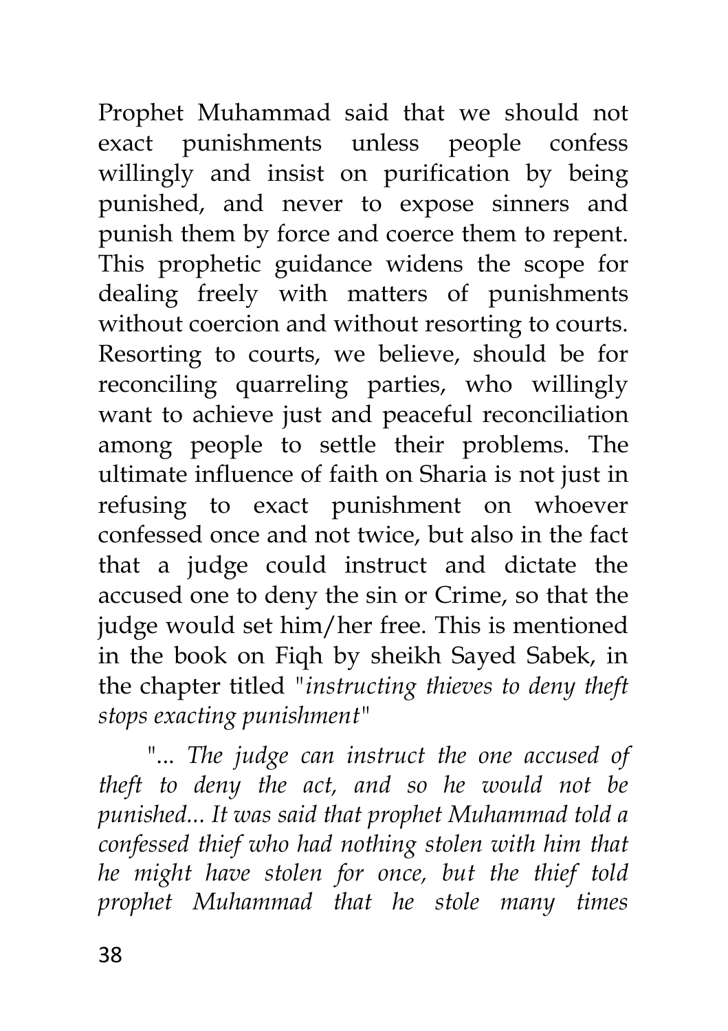Prophet Muhammad said that we should not exact punishments unless people confess willingly and insist on purification by being punished, and never to expose sinners and punish them by force and coerce them to repent. This prophetic guidance widens the scope for dealing freely with matters of punishments without coercion and without resorting to courts. Resorting to courts, we believe, should be for reconciling quarreling parties, who willingly want to achieve just and peaceful reconciliation among people to settle their problems. The ultimate influence of faith on Sharia is not just in refusing to exact punishment on whoever confessed once and not twice, but also in the fact that a judge could instruct and dictate the accused one to deny the sin or Crime, so that the judge would set him/her free. This is mentioned in the book on Fiqh by sheikh Sayed Sabek, in the chapter titled "*instructing thieves to deny theft stops exacting punishment*"

"*... The judge can instruct the one accused of theft to deny the act, and so he would not be punished... It was said that prophet Muhammad told a confessed thief who had nothing stolen with him that he might have stolen for once, but the thief told prophet Muhammad that he stole many times*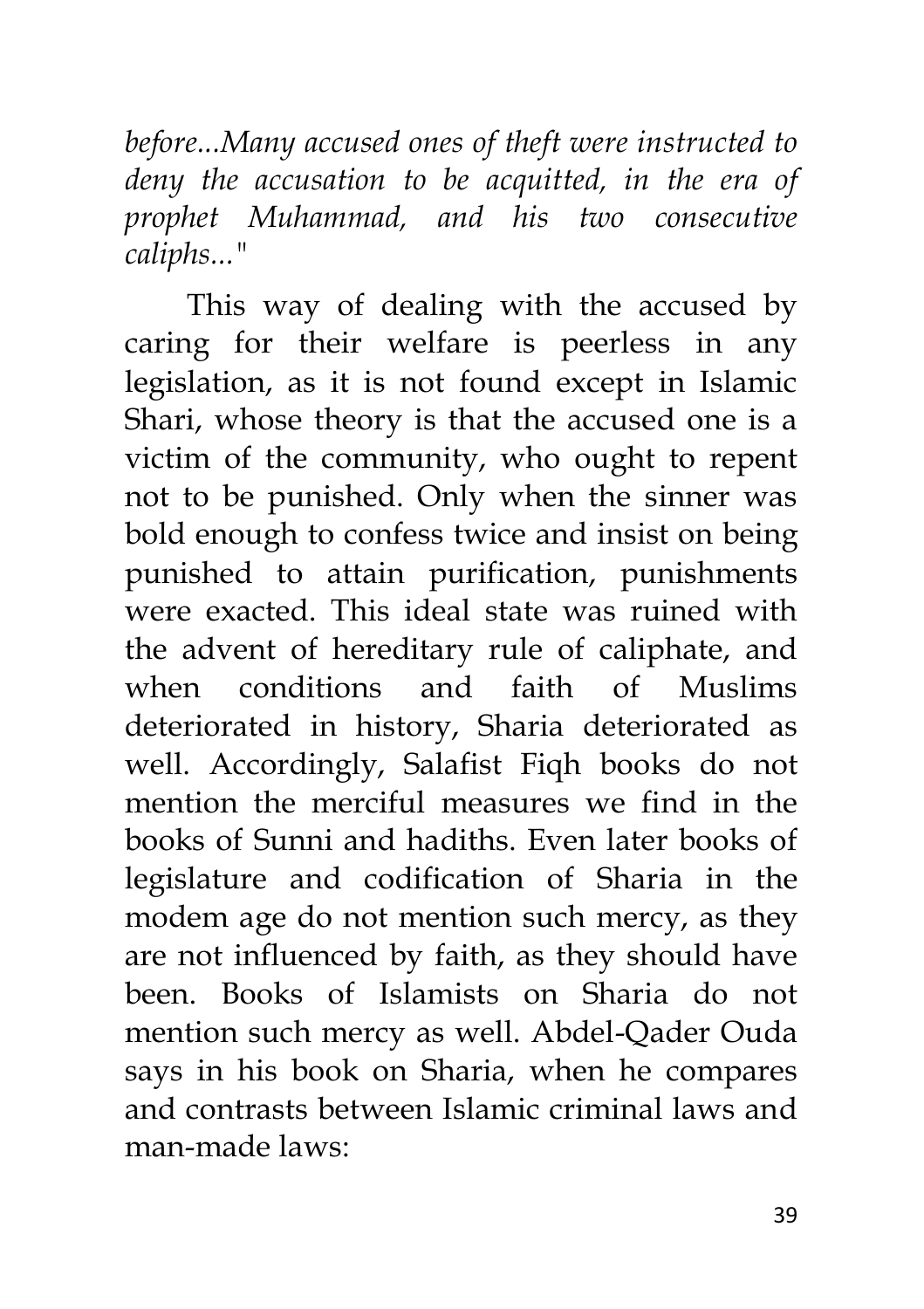*before...Many accused ones of theft were instructed to deny the accusation to be acquitted, in the era of prophet Muhammad, and his two consecutive caliphs..."*

This way of dealing with the accused by caring for their welfare is peerless in any legislation, as it is not found except in Islamic Shari, whose theory is that the accused one is a victim of the community, who ought to repent not to be punished. Only when the sinner was bold enough to confess twice and insist on being punished to attain purification, punishments were exacted. This ideal state was ruined with the advent of hereditary rule of caliphate, and when conditions and faith of Muslims deteriorated in history, Sharia deteriorated as well. Accordingly, Salafist Fiqh books do not mention the merciful measures we find in the books of Sunni and hadiths. Even later books of legislature and codification of Sharia in the modem age do not mention such mercy, as they are not influenced by faith, as they should have been. Books of Islamists on Sharia do not mention such mercy as well. Abdel-Qader Ouda says in his book on Sharia, when he compares and contrasts between Islamic criminal laws and man-made laws: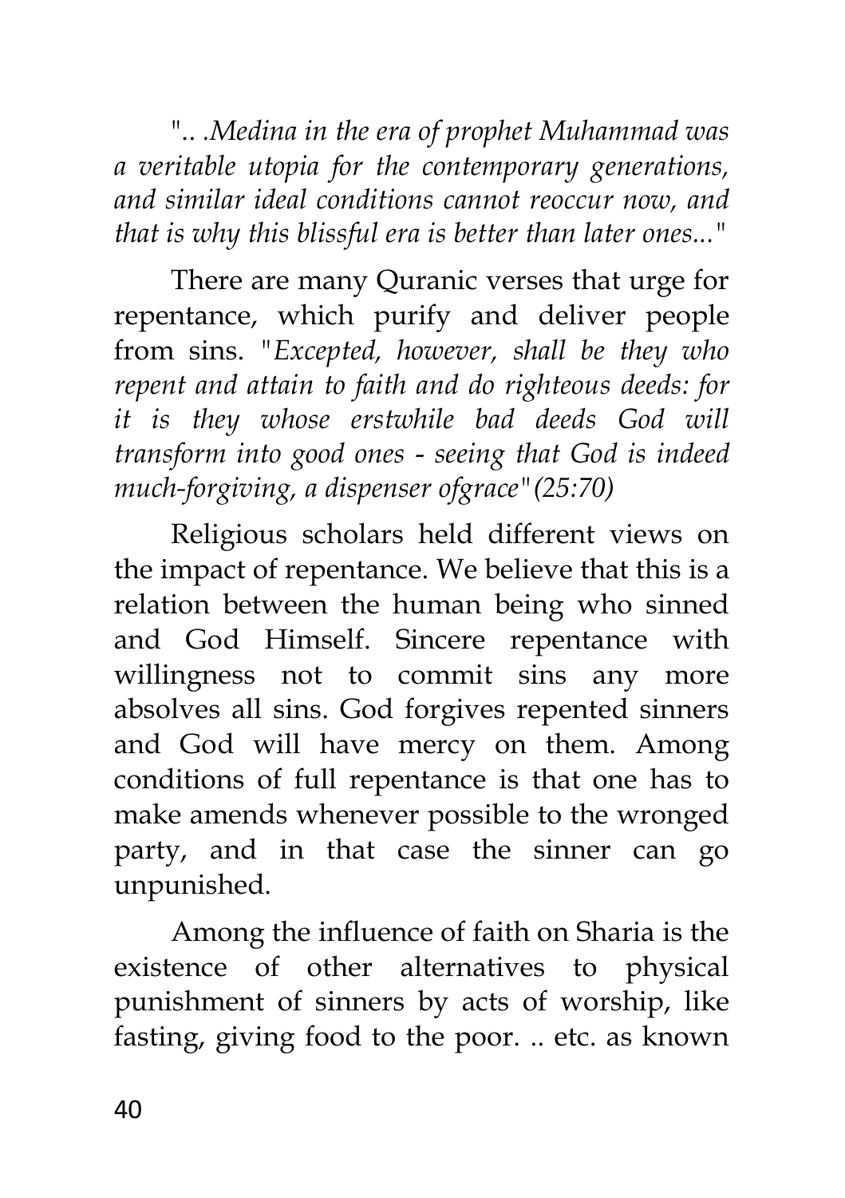*".. .Medina in the era of prophet Muhammad was a veritable utopia for the contemporary generations, and similar ideal conditions cannot reoccur now, and that is why this blissful era is better than later ones..."*

There are many Quranic verses that urge for repentance, which purify and deliver people from sins. *"Excepted, however, shall be they who repent and attain to faith and do righteous deeds: for it is they whose erstwhile bad deeds God will transform into good ones - seeing that God is indeed much-forgiving, a dispenser ofgrace"(25:70)*

Religious scholars held different views on the impact of repentance. We believe that this is a relation between the human being who sinned and God Himself. Sincere repentance with willingness not to commit sins any more absolves all sins. God forgives repented sinners and God will have mercy on them. Among conditions of full repentance is that one has to make amends whenever possible to the wronged party, and in that case the sinner can go unpunished.

Among the influence of faith on Sharia is the existence of other alternatives to physical punishment of sinners by acts of worship, like fasting, giving food to the poor. .. etc. as known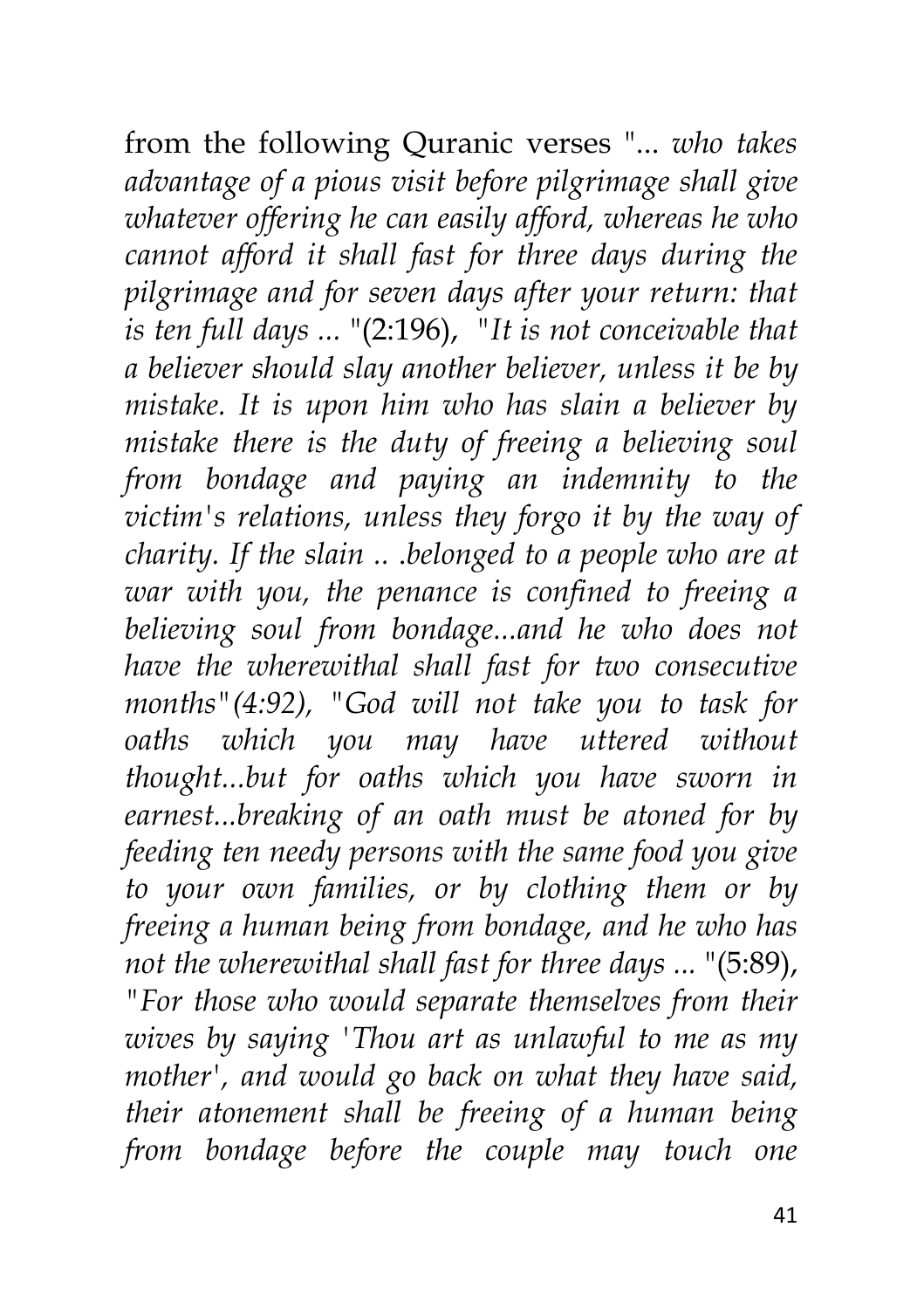from the following Quranic verses "... *who takes advantage of a pious visit before pilgrimage shall give whatever offering he can easily afford, whereas he who cannot afford it shall fast for three days during the pilgrimage and for seven days after your return: that is ten full days ...* "(2:196), "*It is not conceivable that a believer should slay another believer, unless it be by mistake. It is upon him who has slain a believer by mistake there is the duty of freeing a believing soul from bondage and paying an indemnity to the victim's relations, unless they forgo it by the way of charity. If the slain .. .belonged to a people who are at war with you, the penance is confined to freeing a believing soul from bondage...and he who does not have the wherewithal shall fast for two consecutive months"(4:92),* "*God will not take you to task for oaths which you may have uttered without thought...but for oaths which you have sworn in earnest...breaking of an oath must be atoned for by feeding ten needy persons with the same food you give to your own families, or by clothing them or by freeing a human being from bondage, and he who has not the wherewithal shall fast for three days ...* "(5:89), "*For those who would separate themselves from their wives by saying 'Thou art as unlawful to me as my mother', and would go back on what they have said, their atonement shall be freeing of a human being from bondage before the couple may touch one*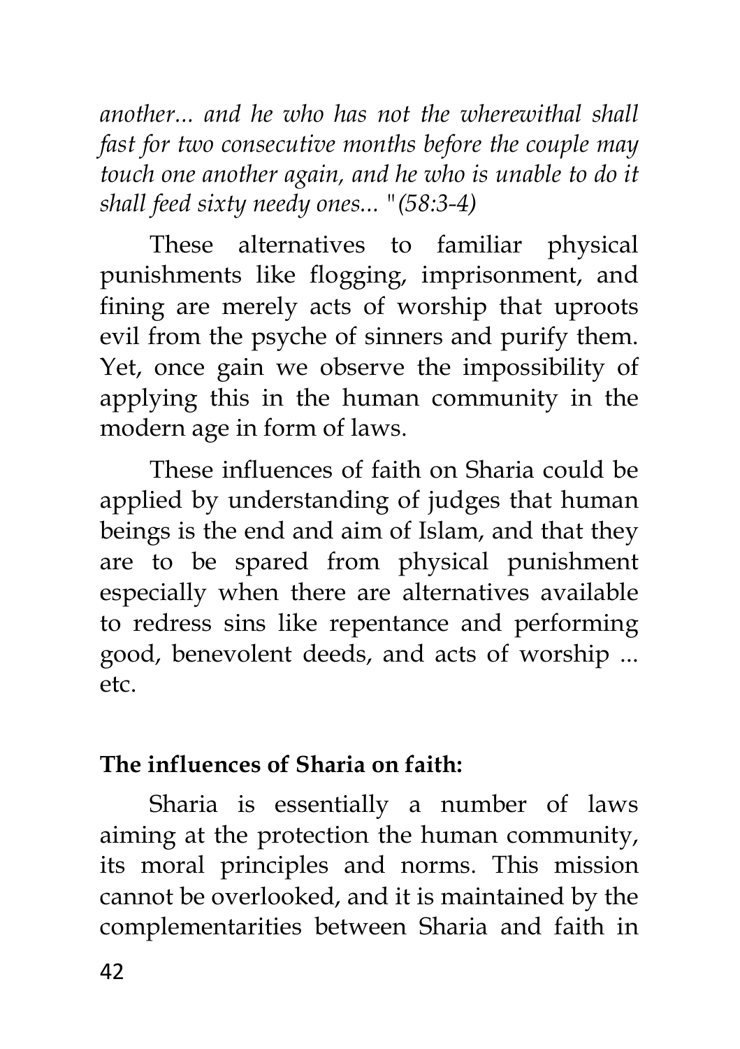*another... and he who has not the wherewithal shall fast for two consecutive months before the couple may touch one another again, and he who is unable to do it shall feed sixty needy ones... "(58:3-4)*

These alternatives to familiar physical punishments like flogging, imprisonment, and fining are merely acts of worship that uproots evil from the psyche of sinners and purify them. Yet, once gain we observe the impossibility of applying this in the human community in the modern age in form of laws.

These influences of faith on Sharia could be applied by understanding of judges that human beings is the end and aim of Islam, and that they are to be spared from physical punishment especially when there are alternatives available to redress sins like repentance and performing good, benevolent deeds, and acts of worship ... etc.

**The influences of Sharia on faith:**

Sharia is essentially a number of laws aiming at the protection the human community, its moral principles and norms. This mission cannot be overlooked, and it is maintained by the complementarities between Sharia and faith in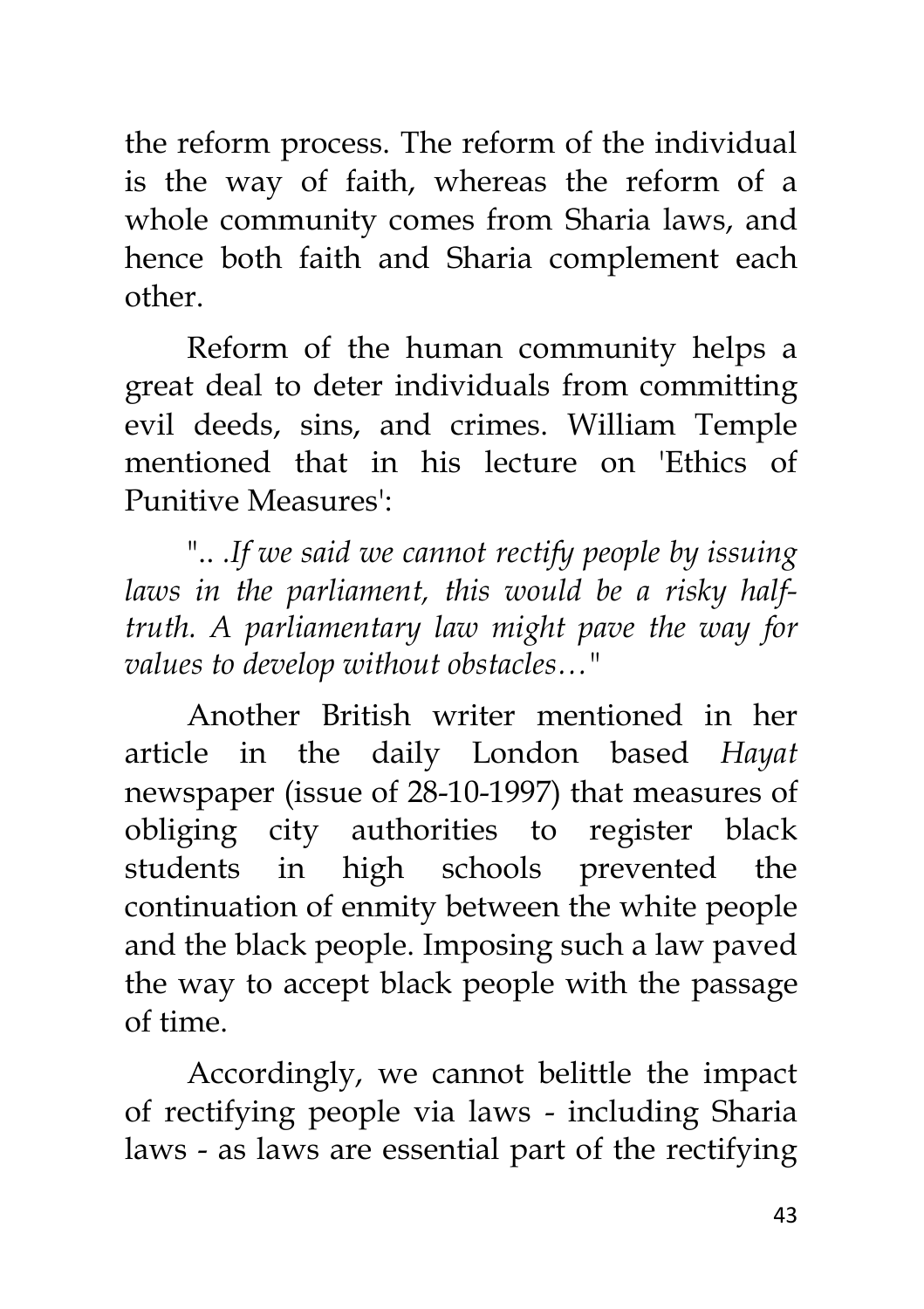the reform process. The reform of the individual is the way of faith, whereas the reform of a whole community comes from Sharia laws, and hence both faith and Sharia complement each other.

Reform of the human community helps a great deal to deter individuals from committing evil deeds, sins, and crimes. William Temple mentioned that in his lecture on 'Ethics of Punitive Measures':

"*.. .If we said we cannot rectify people by issuing laws in the parliament, this would be a risky half-truth. A parliamentary law might pave the way for values to develop without obstacles…*"

Another British writer mentioned in her article in the daily London based *Hayat* newspaper (issue of 28-10-1997) that measures of obliging city authorities to register black students in high schools prevented the continuation of enmity between the white people and the black people. Imposing such a law paved the way to accept black people with the passage of time.

Accordingly, we cannot belittle the impact of rectifying people via laws - including Sharia laws - as laws are essential part of the rectifying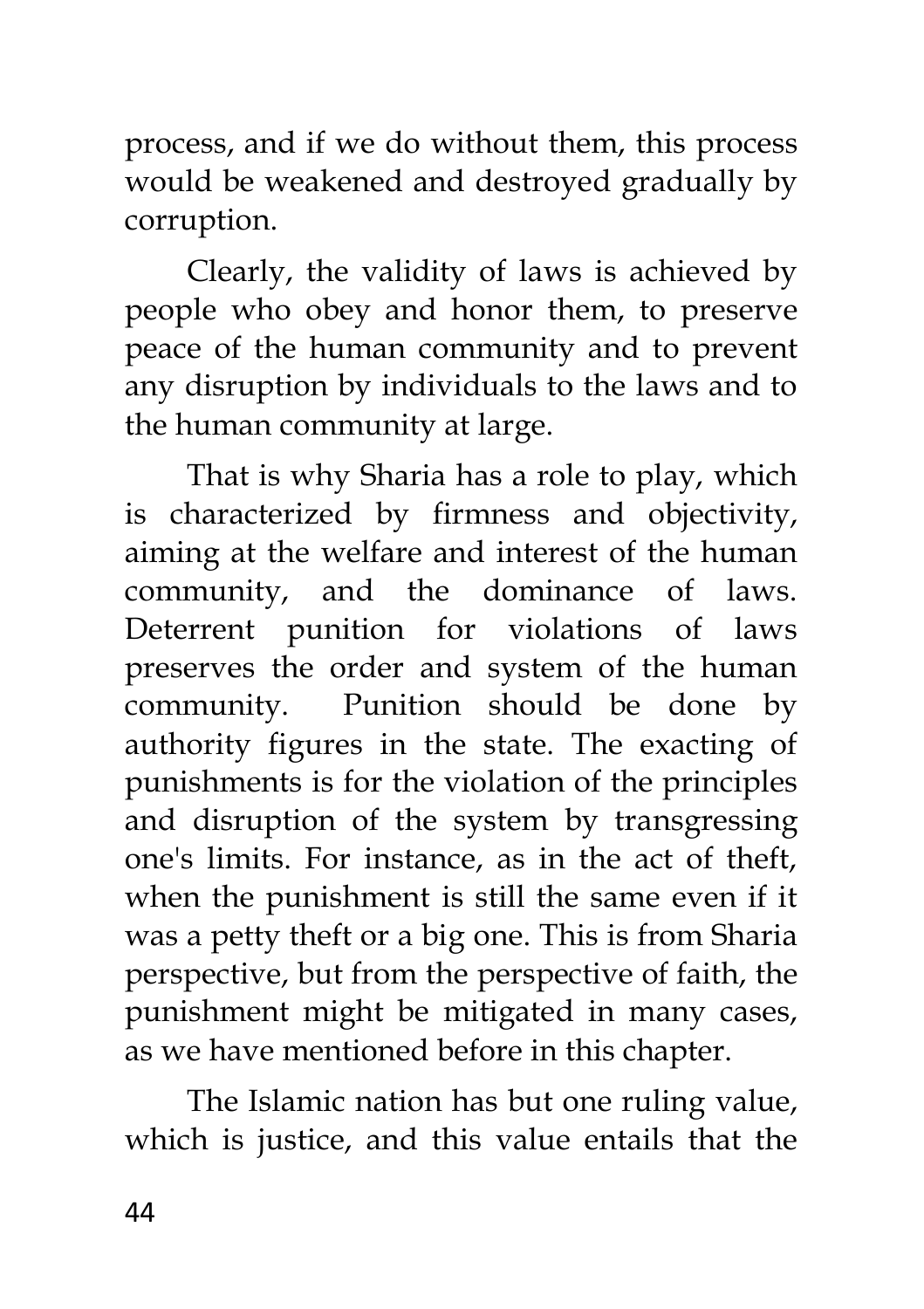process, and if we do without them, this process would be weakened and destroyed gradually by corruption.

Clearly, the validity of laws is achieved by people who obey and honor them, to preserve peace of the human community and to prevent any disruption by individuals to the laws and to the human community at large.

That is why Sharia has a role to play, which is characterized by firmness and objectivity, aiming at the welfare and interest of the human community, and the dominance of laws. Deterrent punition for violations of laws preserves the order and system of the human community. Punition should be done by authority figures in the state. The exacting of punishments is for the violation of the principles and disruption of the system by transgressing one's limits. For instance, as in the act of theft, when the punishment is still the same even if it was a petty theft or a big one. This is from Sharia perspective, but from the perspective of faith, the punishment might be mitigated in many cases, as we have mentioned before in this chapter.

The Islamic nation has but one ruling value, which is justice, and this value entails that the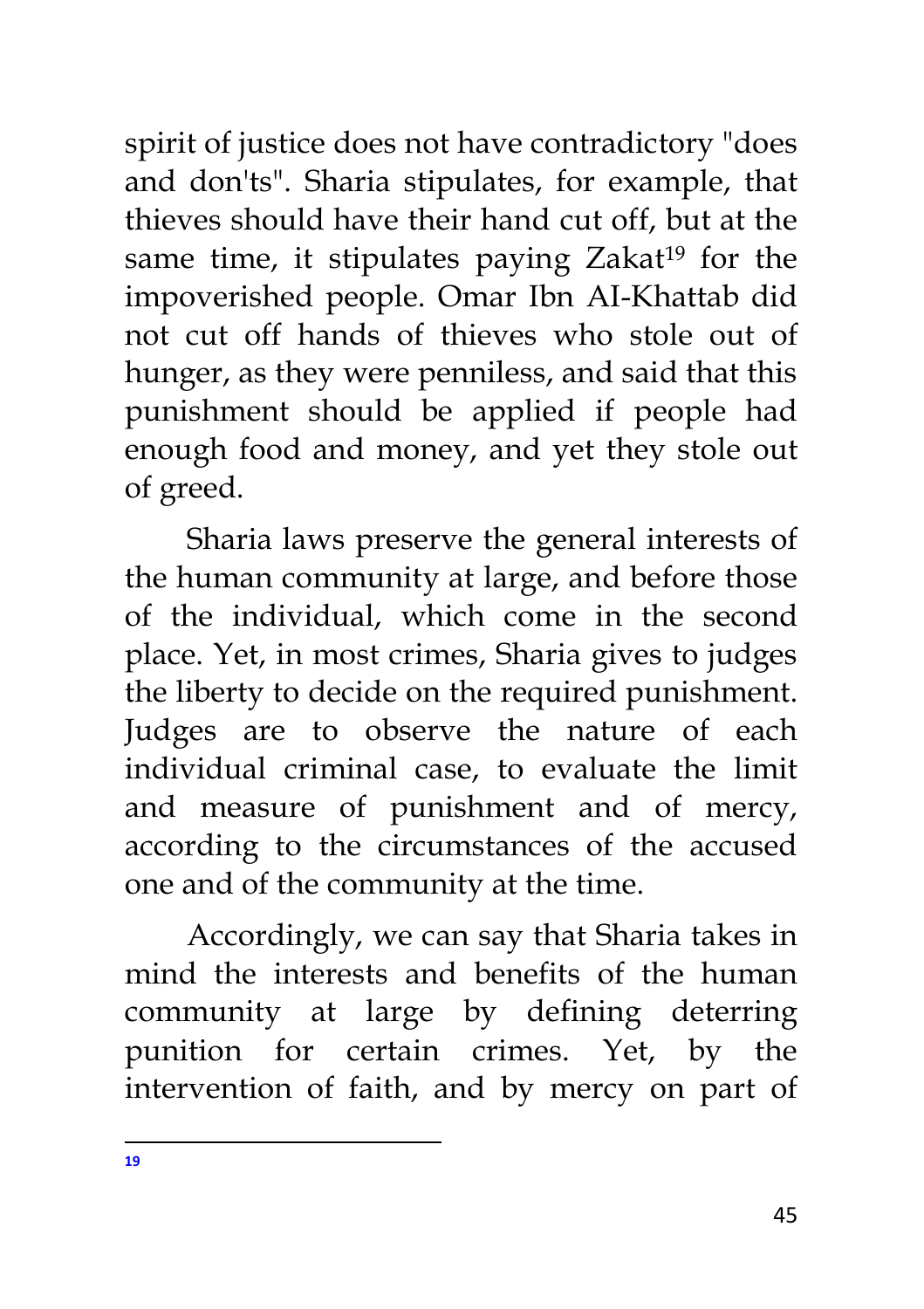spirit of justice does not have contradictory "does and don'ts". Sharia stipulates, for example, that thieves should have their hand cut off, but at the same time, it stipulates paying Zakat[19] for the impoverished people. Omar Ibn AI-Khattab did not cut off hands of thieves who stole out of hunger, as they were penniless, and said that this punishment should be applied if people had enough food and money, and yet they stole out of greed.

Sharia laws preserve the general interests of the human community at large, and before those of the individual, which come in the second place. Yet, in most crimes, Sharia gives to judges the liberty to decide on the required punishment. Judges are to observe the nature of each individual criminal case, to evaluate the limit and measure of punishment and of mercy, according to the circumstances of the accused one and of the community at the time.

Accordingly, we can say that Sharia takes in mind the interests and benefits of the human community at large by defining deterring punition for certain crimes. Yet, by the intervention of faith, and by mercy on part of

---

[19]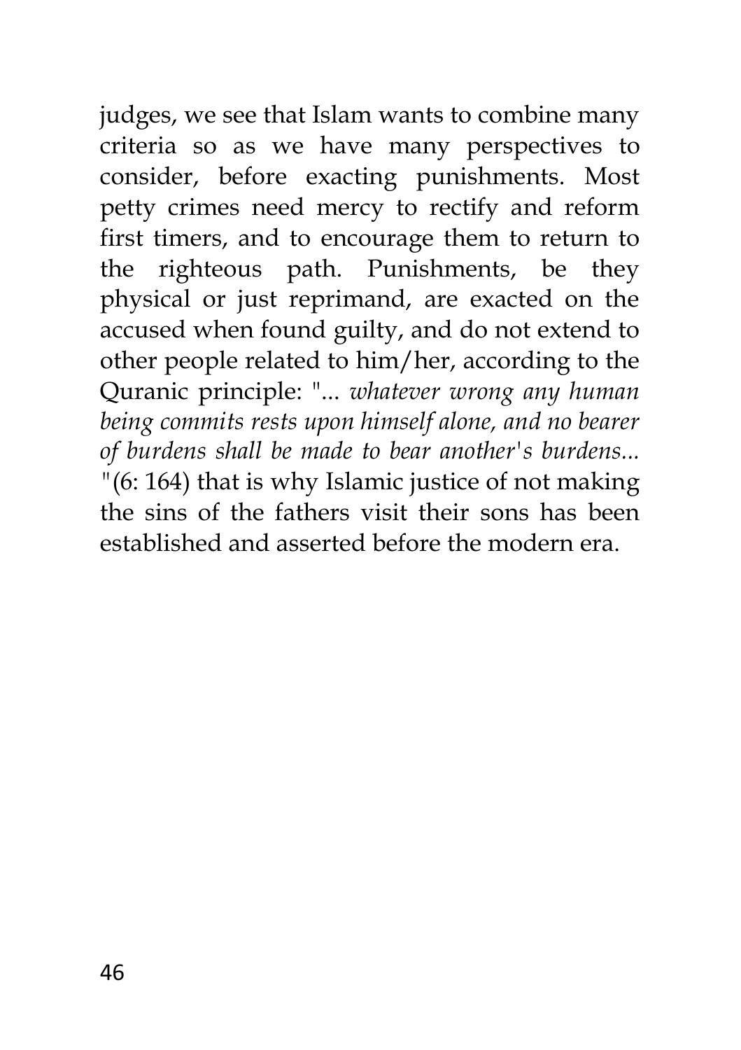judges, we see that Islam wants to combine many criteria so as we have many perspectives to consider, before exacting punishments. Most petty crimes need mercy to rectify and reform first timers, and to encourage them to return to the righteous path. Punishments, be they physical or just reprimand, are exacted on the accused when found guilty, and do not extend to other people related to him/her, according to the Quranic principle: "... *whatever wrong any human being commits rests upon himself alone, and no bearer of burdens shall be made to bear another's burdens...* "(6: 164) that is why Islamic justice of not making the sins of the fathers visit their sons has been established and asserted before the modern era.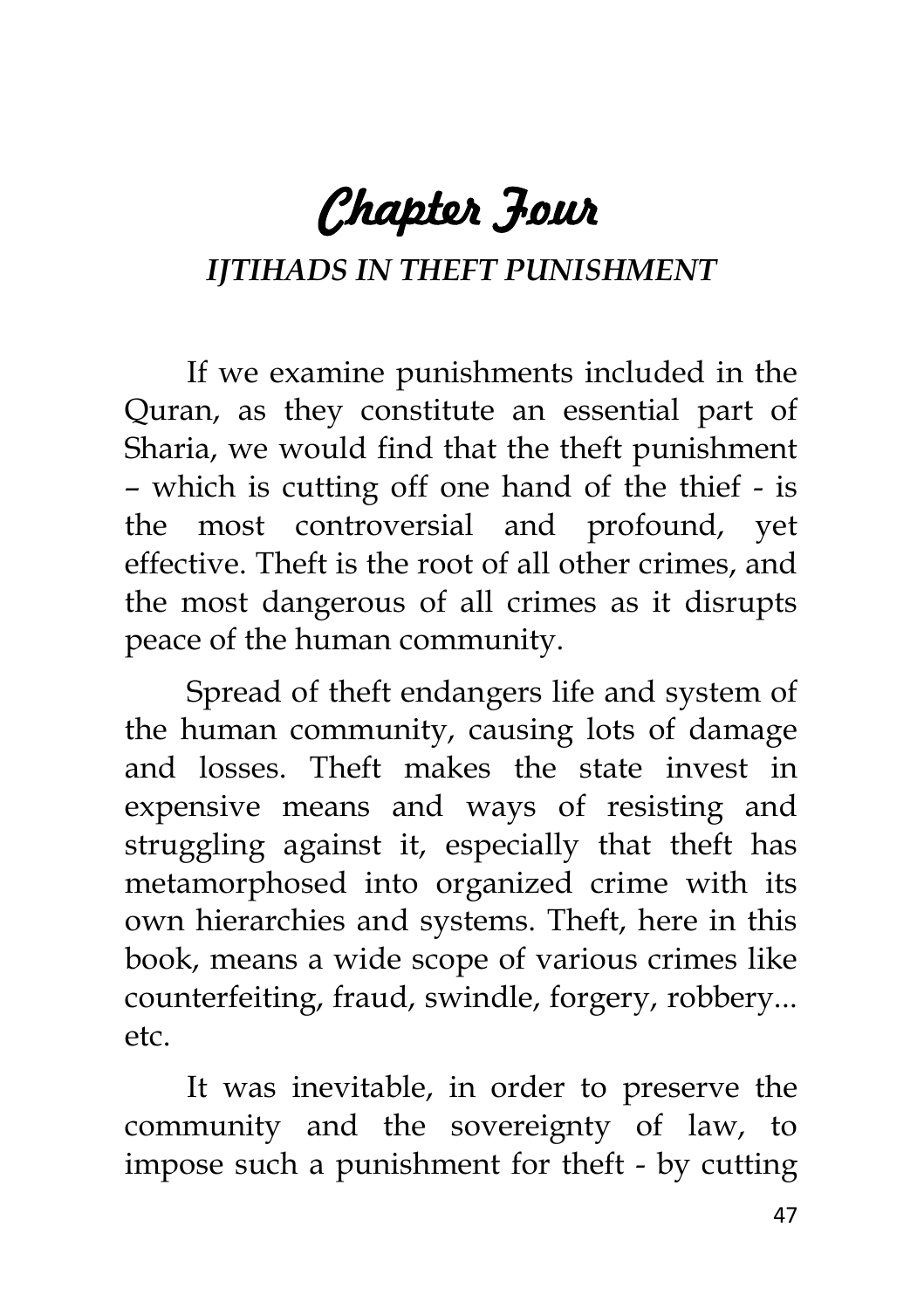# Chapter Four

## *IJTIHADS IN THEFT PUNISHMENT*

If we examine punishments included in the Quran, as they constitute an essential part of Sharia, we would find that the theft punishment – which is cutting off one hand of the thief - is the most controversial and profound, yet effective. Theft is the root of all other crimes, and the most dangerous of all crimes as it disrupts peace of the human community.

Spread of theft endangers life and system of the human community, causing lots of damage and losses. Theft makes the state invest in expensive means and ways of resisting and struggling against it, especially that theft has metamorphosed into organized crime with its own hierarchies and systems. Theft, here in this book, means a wide scope of various crimes like counterfeiting, fraud, swindle, forgery, robbery... etc.

It was inevitable, in order to preserve the community and the sovereignty of law, to impose such a punishment for theft - by cutting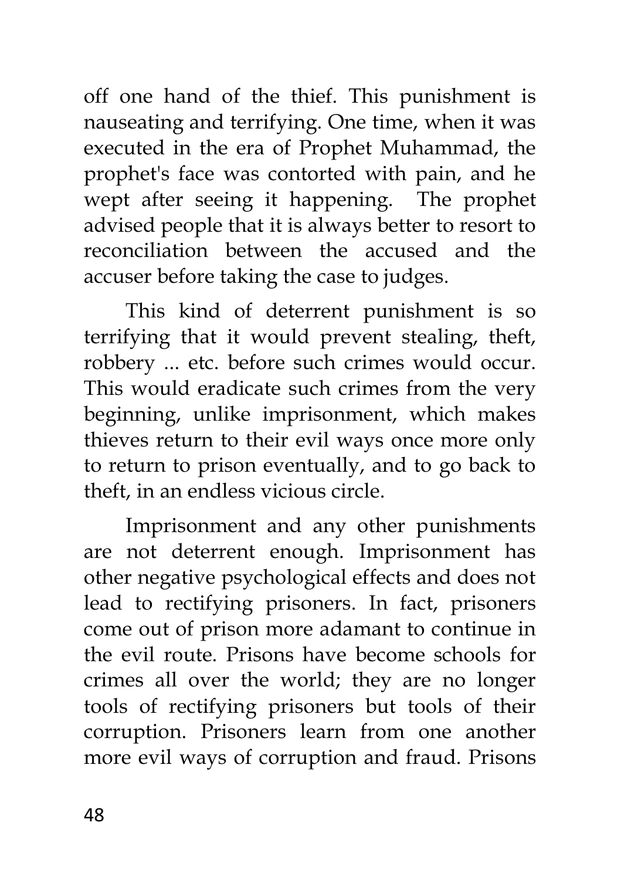off one hand of the thief. This punishment is nauseating and terrifying. One time, when it was executed in the era of Prophet Muhammad, the prophet's face was contorted with pain, and he wept after seeing it happening. The prophet advised people that it is always better to resort to reconciliation between the accused and the accuser before taking the case to judges.

This kind of deterrent punishment is so terrifying that it would prevent stealing, theft, robbery ... etc. before such crimes would occur. This would eradicate such crimes from the very beginning, unlike imprisonment, which makes thieves return to their evil ways once more only to return to prison eventually, and to go back to theft, in an endless vicious circle.

Imprisonment and any other punishments are not deterrent enough. Imprisonment has other negative psychological effects and does not lead to rectifying prisoners. In fact, prisoners come out of prison more adamant to continue in the evil route. Prisons have become schools for crimes all over the world; they are no longer tools of rectifying prisoners but tools of their corruption. Prisoners learn from one another more evil ways of corruption and fraud. Prisons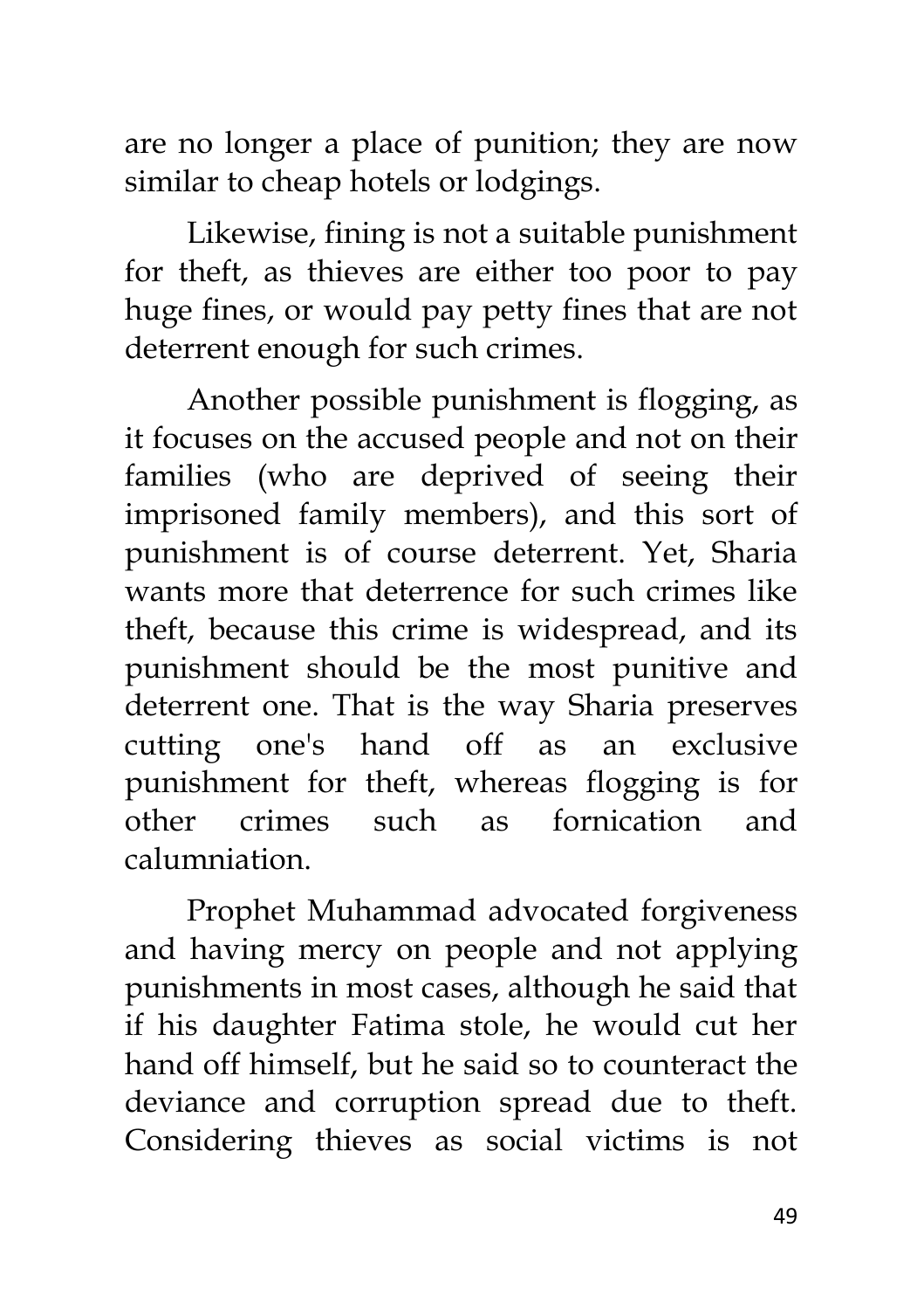are no longer a place of punition; they are now similar to cheap hotels or lodgings.

Likewise, fining is not a suitable punishment for theft, as thieves are either too poor to pay huge fines, or would pay petty fines that are not deterrent enough for such crimes.

Another possible punishment is flogging, as it focuses on the accused people and not on their families (who are deprived of seeing their imprisoned family members), and this sort of punishment is of course deterrent. Yet, Sharia wants more that deterrence for such crimes like theft, because this crime is widespread, and its punishment should be the most punitive and deterrent one. That is the way Sharia preserves cutting one's hand off as an exclusive punishment for theft, whereas flogging is for other crimes such as fornication and calumniation.

Prophet Muhammad advocated forgiveness and having mercy on people and not applying punishments in most cases, although he said that if his daughter Fatima stole, he would cut her hand off himself, but he said so to counteract the deviance and corruption spread due to theft. Considering thieves as social victims is not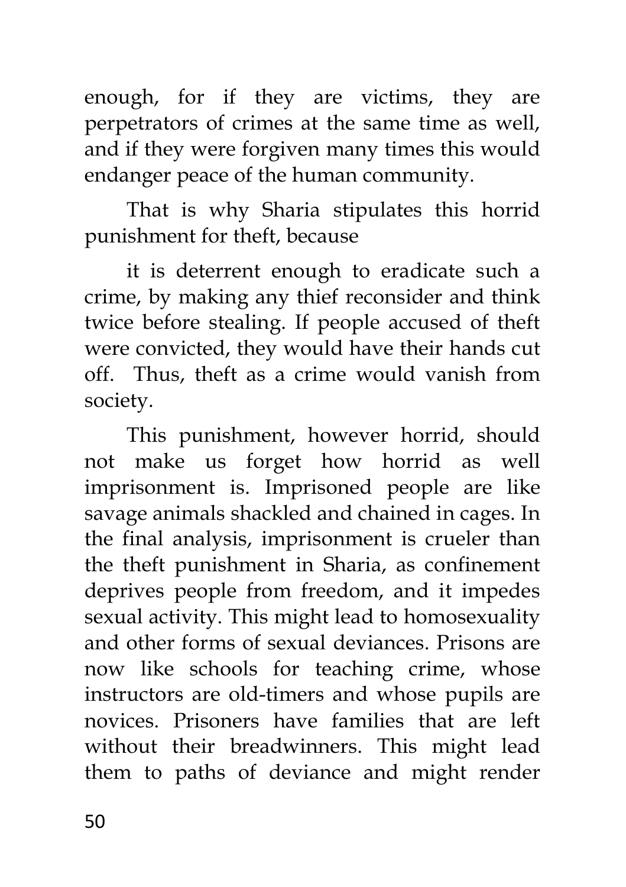enough, for if they are victims, they are perpetrators of crimes at the same time as well, and if they were forgiven many times this would endanger peace of the human community.

That is why Sharia stipulates this horrid punishment for theft, because

it is deterrent enough to eradicate such a crime, by making any thief reconsider and think twice before stealing. If people accused of theft were convicted, they would have their hands cut off. Thus, theft as a crime would vanish from society.

This punishment, however horrid, should not make us forget how horrid as well imprisonment is. Imprisoned people are like savage animals shackled and chained in cages. In the final analysis, imprisonment is crueler than the theft punishment in Sharia, as confinement deprives people from freedom, and it impedes sexual activity. This might lead to homosexuality and other forms of sexual deviances. Prisons are now like schools for teaching crime, whose instructors are old-timers and whose pupils are novices. Prisoners have families that are left without their breadwinners. This might lead them to paths of deviance and might render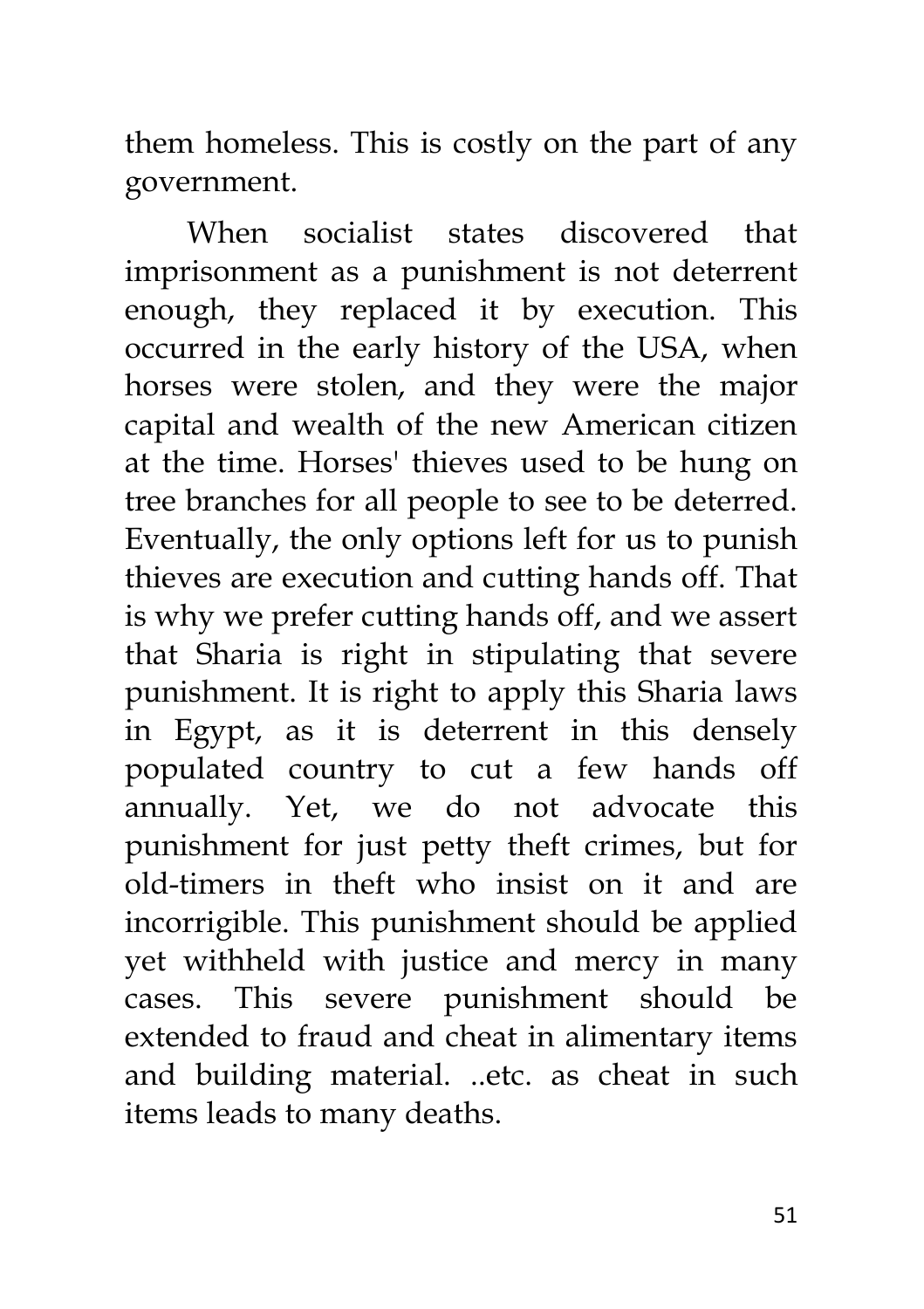them homeless. This is costly on the part of any government.

When socialist states discovered that imprisonment as a punishment is not deterrent enough, they replaced it by execution. This occurred in the early history of the USA, when horses were stolen, and they were the major capital and wealth of the new American citizen at the time. Horses' thieves used to be hung on tree branches for all people to see to be deterred. Eventually, the only options left for us to punish thieves are execution and cutting hands off. That is why we prefer cutting hands off, and we assert that Sharia is right in stipulating that severe punishment. It is right to apply this Sharia laws in Egypt, as it is deterrent in this densely populated country to cut a few hands off annually. Yet, we do not advocate this punishment for just petty theft crimes, but for old-timers in theft who insist on it and are incorrigible. This punishment should be applied yet withheld with justice and mercy in many cases. This severe punishment should be extended to fraud and cheat in alimentary items and building material. ..etc. as cheat in such items leads to many deaths.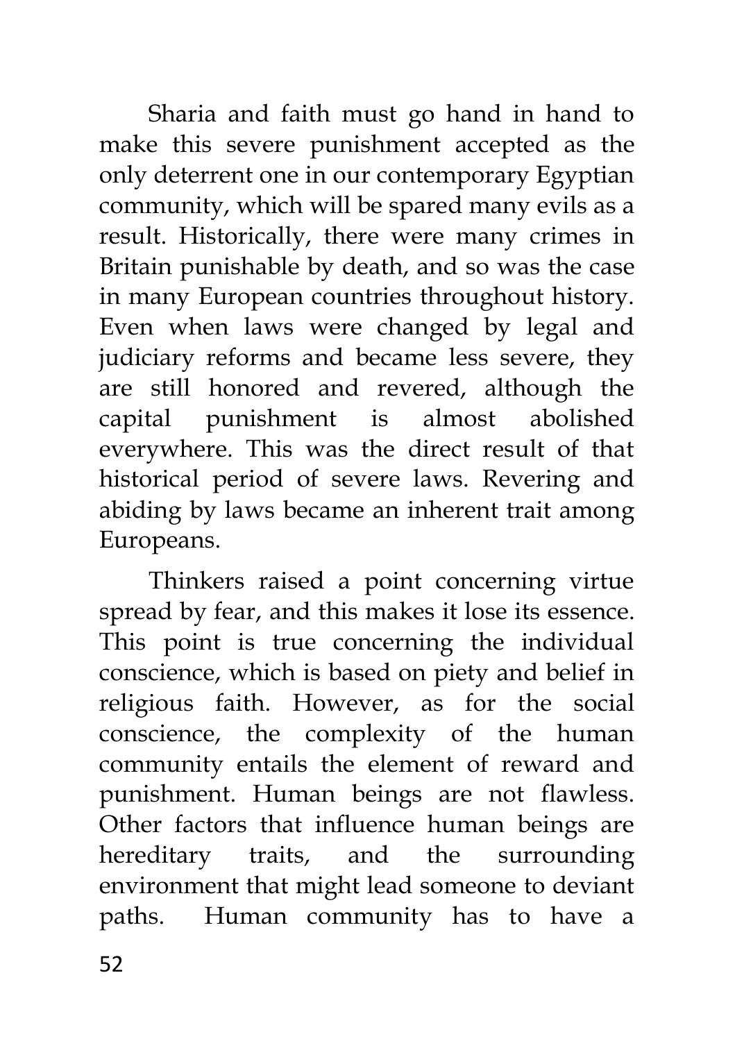Sharia and faith must go hand in hand to make this severe punishment accepted as the only deterrent one in our contemporary Egyptian community, which will be spared many evils as a result. Historically, there were many crimes in Britain punishable by death, and so was the case in many European countries throughout history. Even when laws were changed by legal and judiciary reforms and became less severe, they are still honored and revered, although the capital punishment is almost abolished everywhere. This was the direct result of that historical period of severe laws. Revering and abiding by laws became an inherent trait among Europeans.

Thinkers raised a point concerning virtue spread by fear, and this makes it lose its essence. This point is true concerning the individual conscience, which is based on piety and belief in religious faith. However, as for the social conscience, the complexity of the human community entails the element of reward and punishment. Human beings are not flawless. Other factors that influence human beings are hereditary traits, and the surrounding environment that might lead someone to deviant paths. Human community has to have a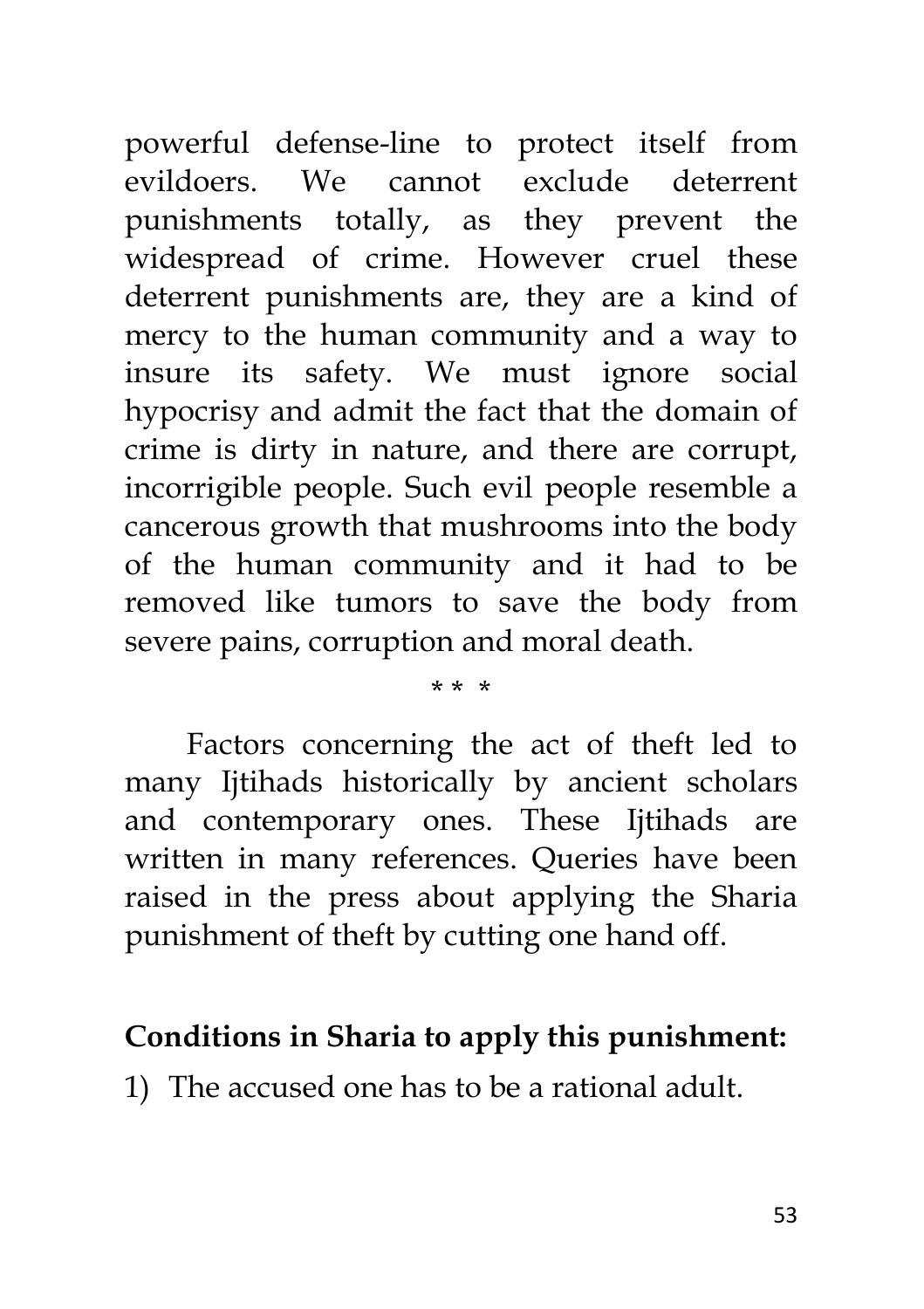powerful defense-line to protect itself from evildoers. We cannot exclude deterrent punishments totally, as they prevent the widespread of crime. However cruel these deterrent punishments are, they are a kind of mercy to the human community and a way to insure its safety. We must ignore social hypocrisy and admit the fact that the domain of crime is dirty in nature, and there are corrupt, incorrigible people. Such evil people resemble a cancerous growth that mushrooms into the body of the human community and it had to be removed like tumors to save the body from severe pains, corruption and moral death.

\* \* \*

Factors concerning the act of theft led to many Ijtihads historically by ancient scholars and contemporary ones. These Ijtihads are written in many references. Queries have been raised in the press about applying the Sharia punishment of theft by cutting one hand off.

**Conditions in Sharia to apply this punishment:**

1) The accused one has to be a rational adult.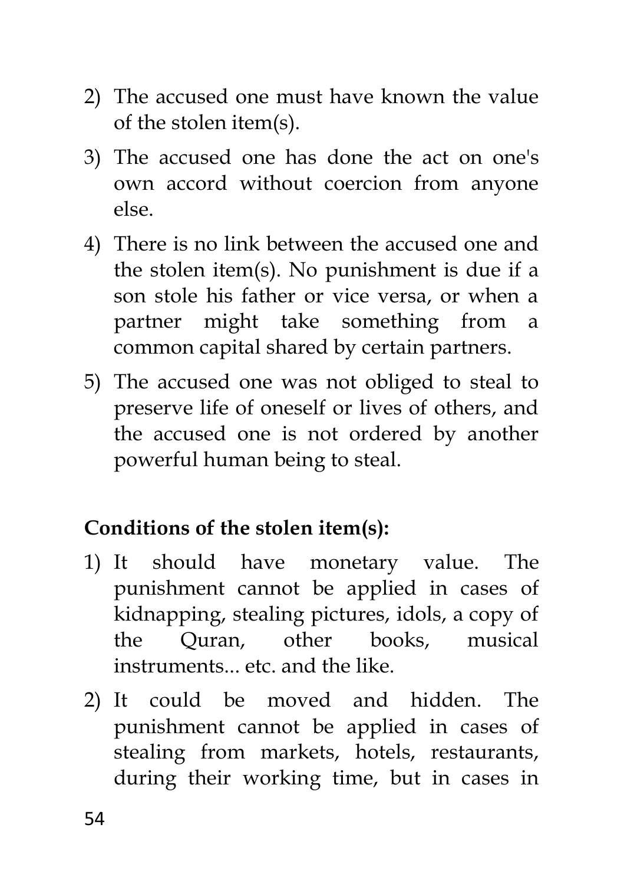2) The accused one must have known the value of the stolen item(s).
3) The accused one has done the act on one's own accord without coercion from anyone else.
4) There is no link between the accused one and the stolen item(s). No punishment is due if a son stole his father or vice versa, or when a partner might take something from a common capital shared by certain partners.
5) The accused one was not obliged to steal to preserve life of oneself or lives of others, and the accused one is not ordered by another powerful human being to steal.

**Conditions of the stolen item(s):**

1) It should have monetary value. The punishment cannot be applied in cases of kidnapping, stealing pictures, idols, a copy of the Quran, other books, musical instruments... etc. and the like.
2) It could be moved and hidden. The punishment cannot be applied in cases of stealing from markets, hotels, restaurants, during their working time, but in cases in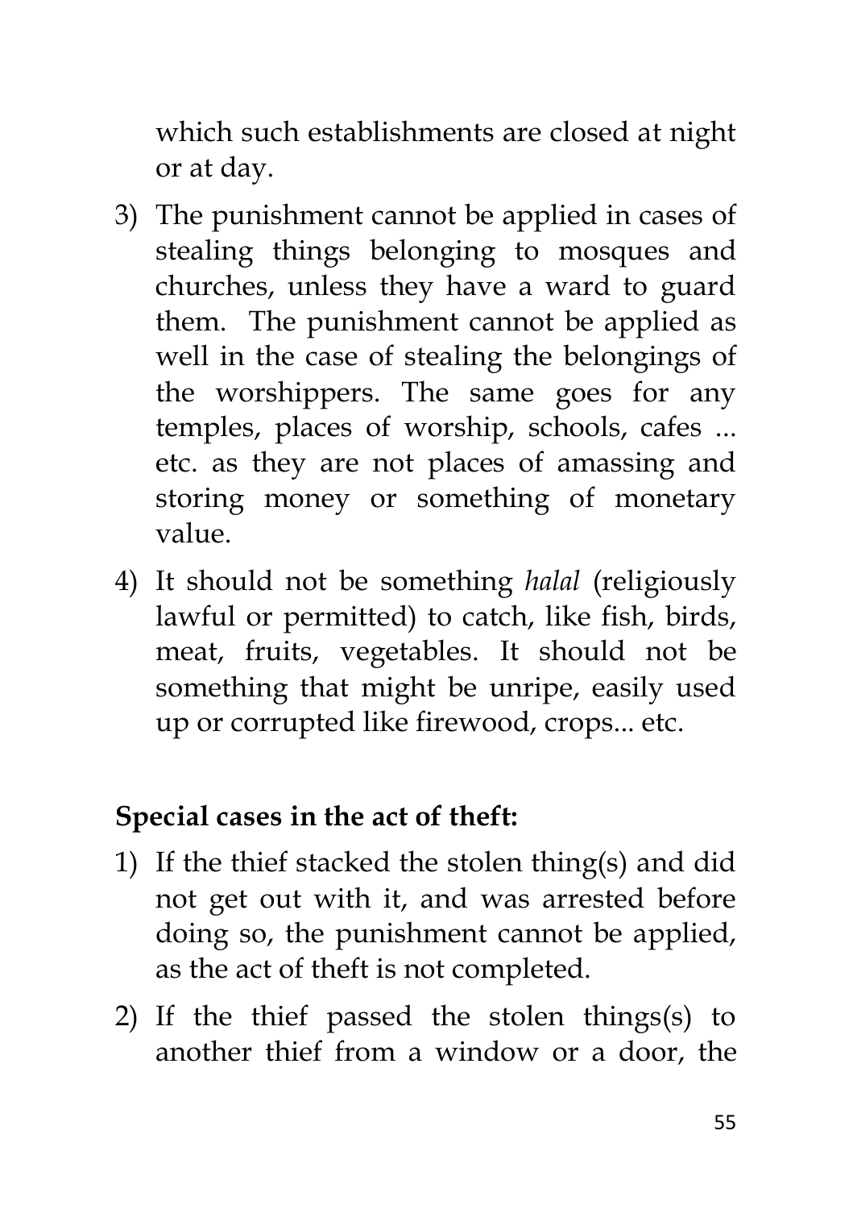which such establishments are closed at night or at day.

3) The punishment cannot be applied in cases of stealing things belonging to mosques and churches, unless they have a ward to guard them. The punishment cannot be applied as well in the case of stealing the belongings of the worshippers. The same goes for any temples, places of worship, schools, cafes ... etc. as they are not places of amassing and storing money or something of monetary value.
4) It should not be something *halal* (religiously lawful or permitted) to catch, like fish, birds, meat, fruits, vegetables. It should not be something that might be unripe, easily used up or corrupted like firewood, crops... etc.

**Special cases in the act of theft:**

1) If the thief stacked the stolen thing(s) and did not get out with it, and was arrested before doing so, the punishment cannot be applied, as the act of theft is not completed.
2) If the thief passed the stolen things(s) to another thief from a window or a door, the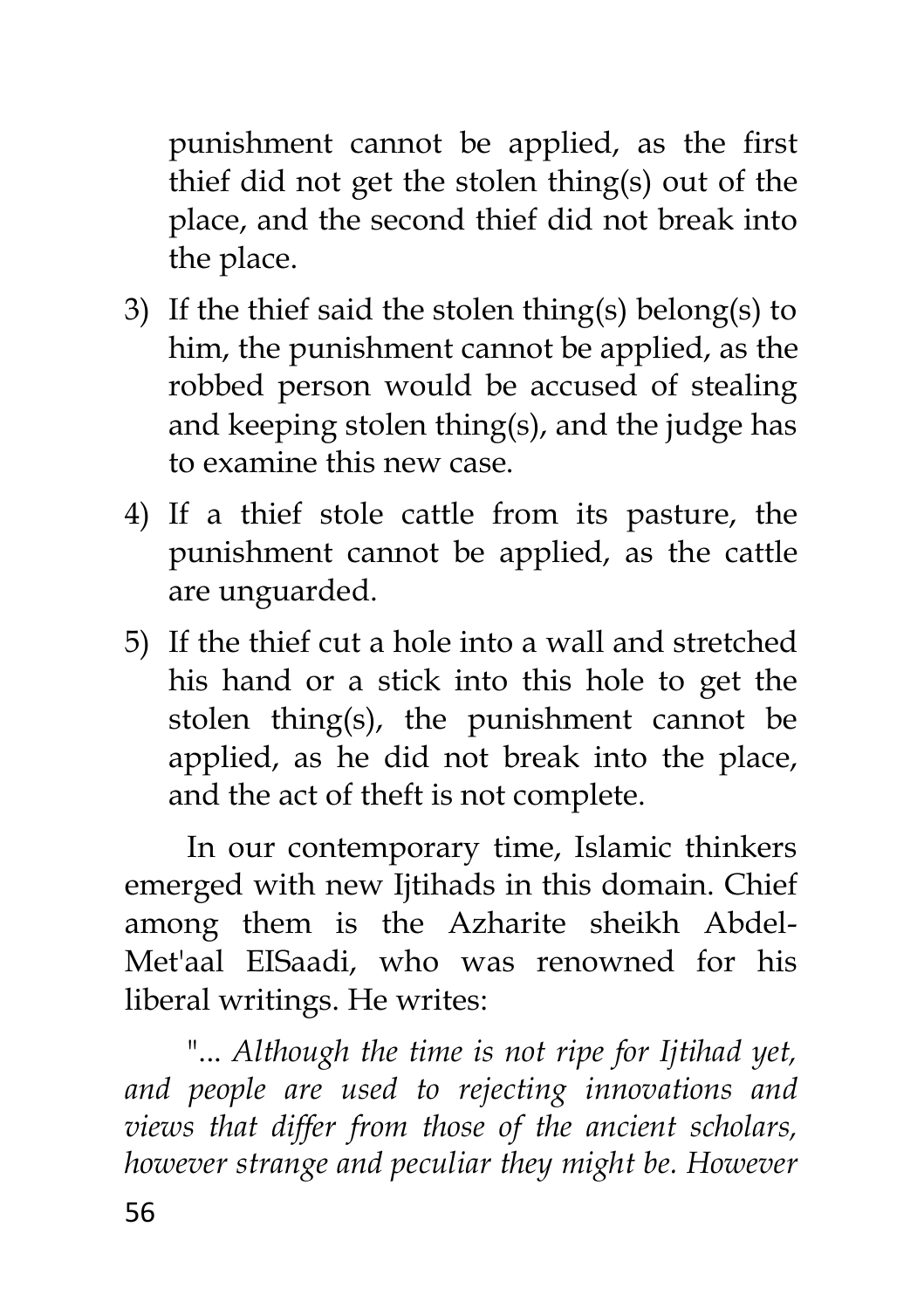punishment cannot be applied, as the first thief did not get the stolen thing(s) out of the place, and the second thief did not break into the place.

3) If the thief said the stolen thing(s) belong(s) to him, the punishment cannot be applied, as the robbed person would be accused of stealing and keeping stolen thing(s), and the judge has to examine this new case.
4) If a thief stole cattle from its pasture, the punishment cannot be applied, as the cattle are unguarded.
5) If the thief cut a hole into a wall and stretched his hand or a stick into this hole to get the stolen thing(s), the punishment cannot be applied, as he did not break into the place, and the act of theft is not complete.

In our contemporary time, Islamic thinkers emerged with new Ijtihads in this domain. Chief among them is the Azharite sheikh Abdel-Met'aal ElSaadi, who was renowned for his liberal writings. He writes:

"... *Although the time is not ripe for Ijtihad yet, and people are used to rejecting innovations and views that differ from those of the ancient scholars, however strange and peculiar they might be. However*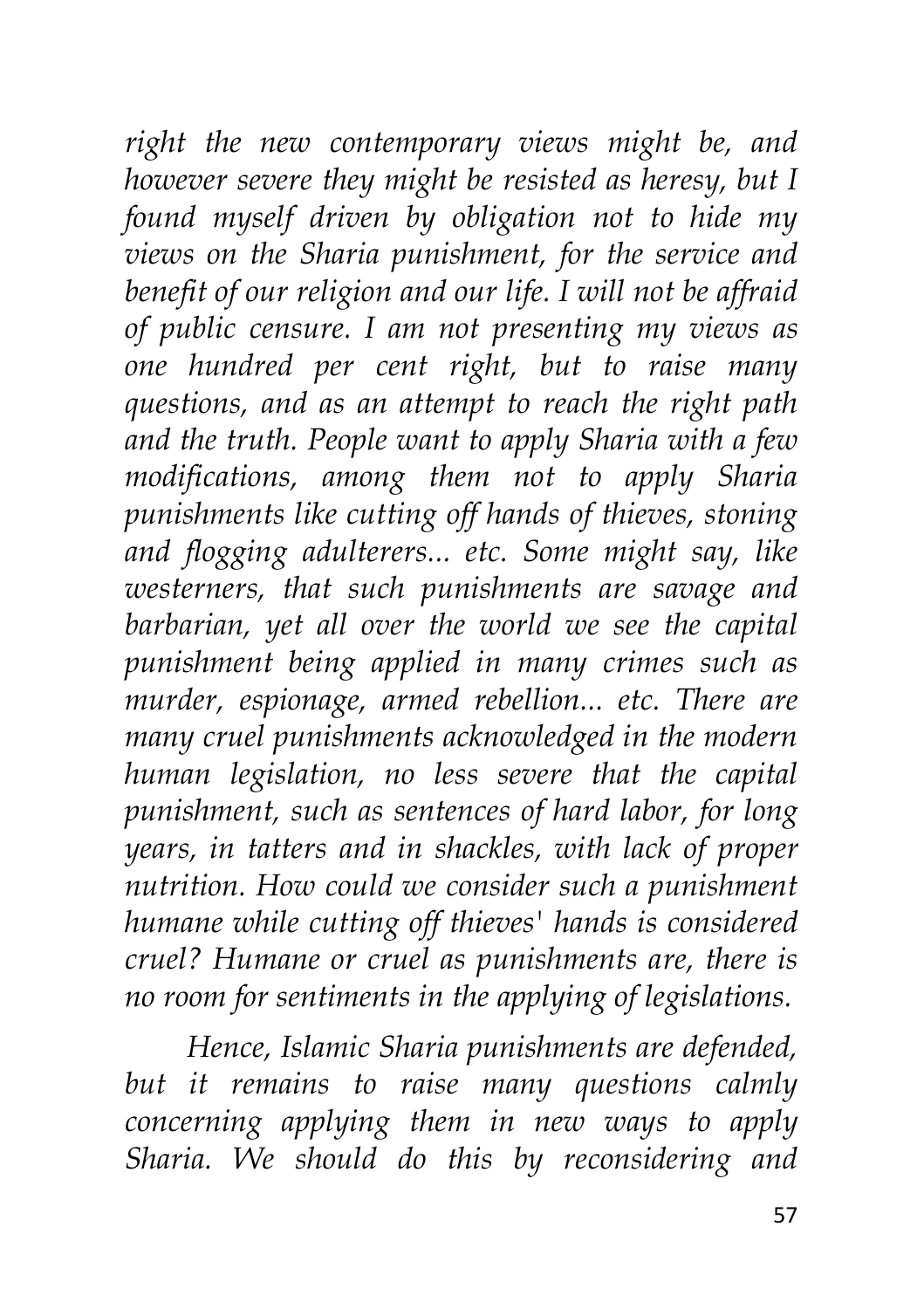*right the new contemporary views might be, and however severe they might be resisted as heresy, but I found myself driven by obligation not to hide my views on the Sharia punishment, for the service and benefit of our religion and our life. I will not be affraid of public censure. I am not presenting my views as one hundred per cent right, but to raise many questions, and as an attempt to reach the right path and the truth. People want to apply Sharia with a few modifications, among them not to apply Sharia punishments like cutting off hands of thieves, stoning and flogging adulterers... etc. Some might say, like westerners, that such punishments are savage and barbarian, yet all over the world we see the capital punishment being applied in many crimes such as murder, espionage, armed rebellion... etc. There are many cruel punishments acknowledged in the modern human legislation, no less severe that the capital punishment, such as sentences of hard labor, for long years, in tatters and in shackles, with lack of proper nutrition. How could we consider such a punishment humane while cutting off thieves' hands is considered cruel? Humane or cruel as punishments are, there is no room for sentiments in the applying of legislations.*

*Hence, Islamic Sharia punishments are defended, but it remains to raise many questions calmly concerning applying them in new ways to apply Sharia. We should do this by reconsidering and*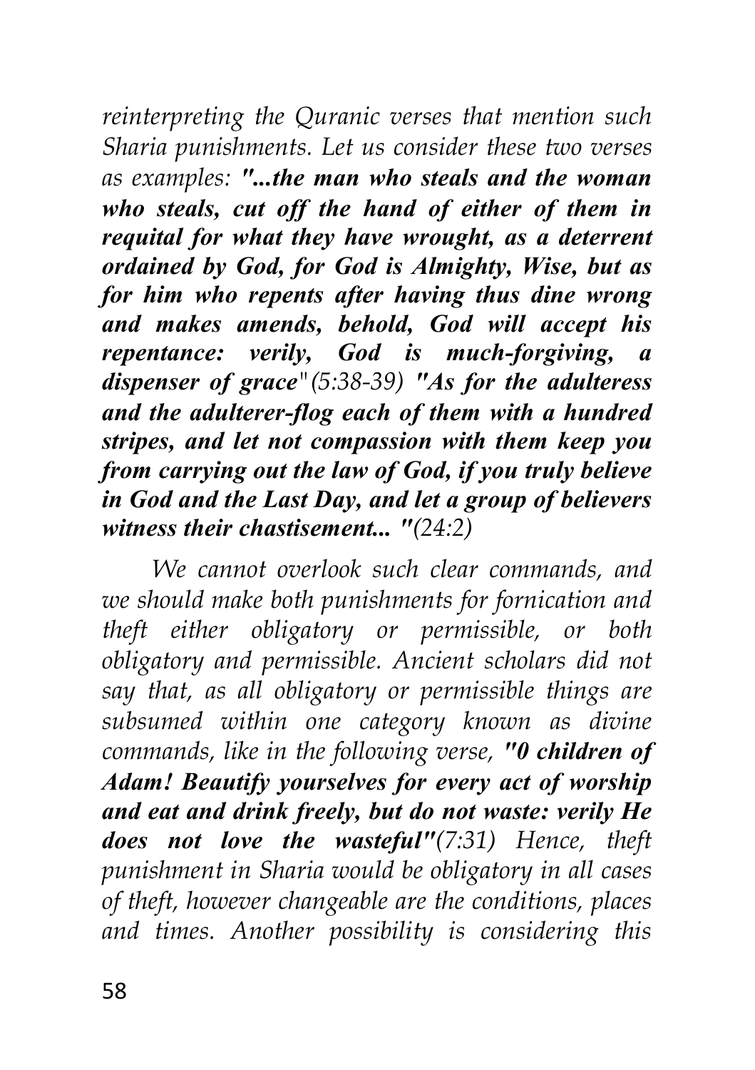*reinterpreting the Quranic verses that mention such Sharia punishments. Let us consider these two verses as examples:* ***"...the man who steals and the woman who steals, cut off the hand of either of them in requital for what they have wrought, as a deterrent ordained by God, for God is Almighty, Wise, but as for him who repents after having thus dine wrong and makes amends, behold, God will accept his repentance: verily, God is much-forgiving, a dispenser of grace"*** *(5:38-39)* ***"As for the adulteress and the adulterer-flog each of them with a hundred stripes, and let not compassion with them keep you from carrying out the law of God, if you truly believe in God and the Last Day, and let a group of believers witness their chastisement... "****(24:2)*

*We cannot overlook such clear commands, and we should make both punishments for fornication and theft either obligatory or permissible, or both obligatory and permissible. Ancient scholars did not say that, as all obligatory or permissible things are subsumed within one category known as divine commands, like in the following verse,* ***"0 children of Adam! Beautify yourselves for every act of worship and eat and drink freely, but do not waste: verily He does not love the wasteful"****(7:31) Hence, theft punishment in Sharia would be obligatory in all cases of theft, however changeable are the conditions, places and times. Another possibility is considering this*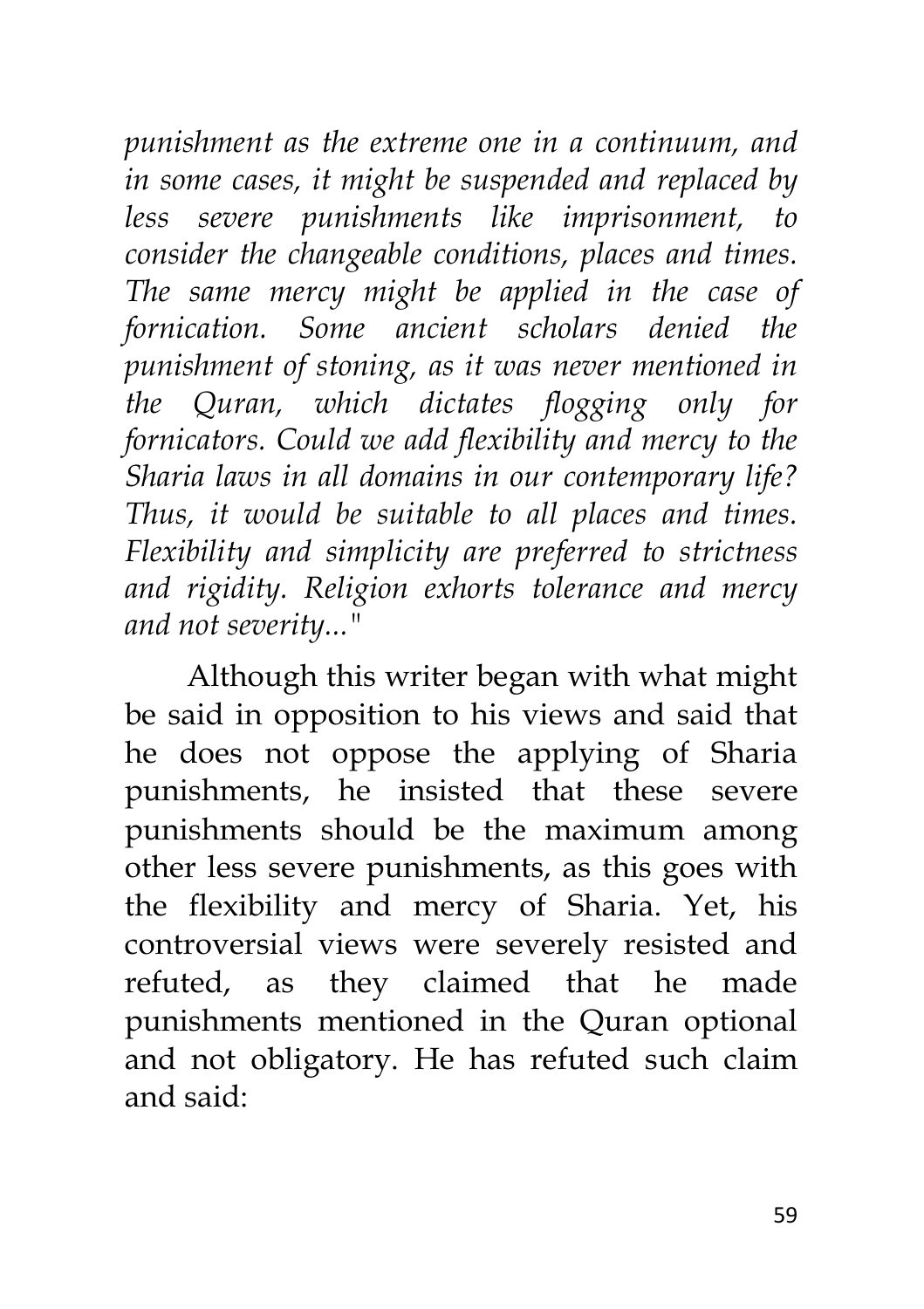*punishment as the extreme one in a continuum, and in some cases, it might be suspended and replaced by less severe punishments like imprisonment, to consider the changeable conditions, places and times. The same mercy might be applied in the case of fornication. Some ancient scholars denied the punishment of stoning, as it was never mentioned in the Quran, which dictates flogging only for fornicators. Could we add flexibility and mercy to the Sharia laws in all domains in our contemporary life? Thus, it would be suitable to all places and times. Flexibility and simplicity are preferred to strictness and rigidity. Religion exhorts tolerance and mercy and not severity..."*

Although this writer began with what might be said in opposition to his views and said that he does not oppose the applying of Sharia punishments, he insisted that these severe punishments should be the maximum among other less severe punishments, as this goes with the flexibility and mercy of Sharia. Yet, his controversial views were severely resisted and refuted, as they claimed that he made punishments mentioned in the Quran optional and not obligatory. He has refuted such claim and said: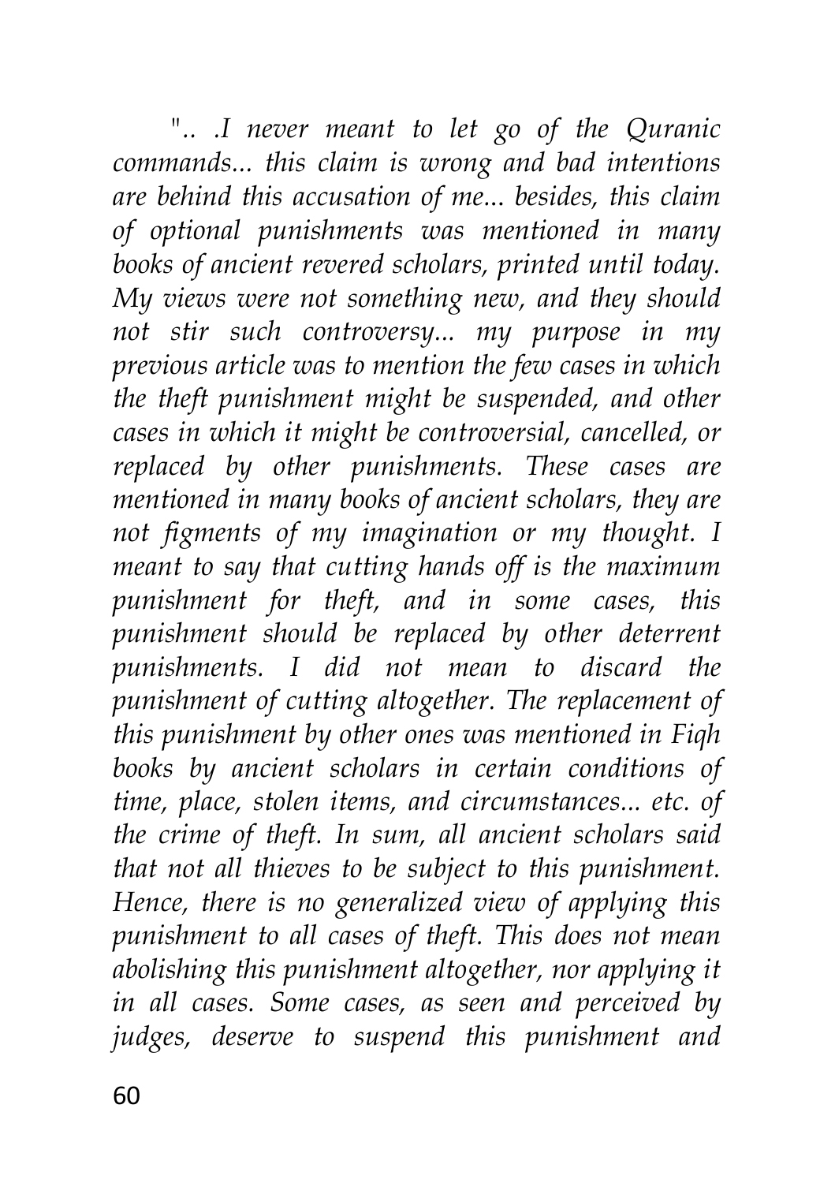*".. .I never meant to let go of the Quranic commands... this claim is wrong and bad intentions are behind this accusation of me... besides, this claim of optional punishments was mentioned in many books of ancient revered scholars, printed until today. My views were not something new, and they should not stir such controversy... my purpose in my previous article was to mention the few cases in which the theft punishment might be suspended, and other cases in which it might be controversial, cancelled, or replaced by other punishments. These cases are mentioned in many books of ancient scholars, they are not figments of my imagination or my thought. I meant to say that cutting hands off is the maximum punishment for theft, and in some cases, this punishment should be replaced by other deterrent punishments. I did not mean to discard the punishment of cutting altogether. The replacement of this punishment by other ones was mentioned in Fiqh books by ancient scholars in certain conditions of time, place, stolen items, and circumstances... etc. of the crime of theft. In sum, all ancient scholars said that not all thieves to be subject to this punishment. Hence, there is no generalized view of applying this punishment to all cases of theft. This does not mean abolishing this punishment altogether, nor applying it in all cases. Some cases, as seen and perceived by judges, deserve to suspend this punishment and*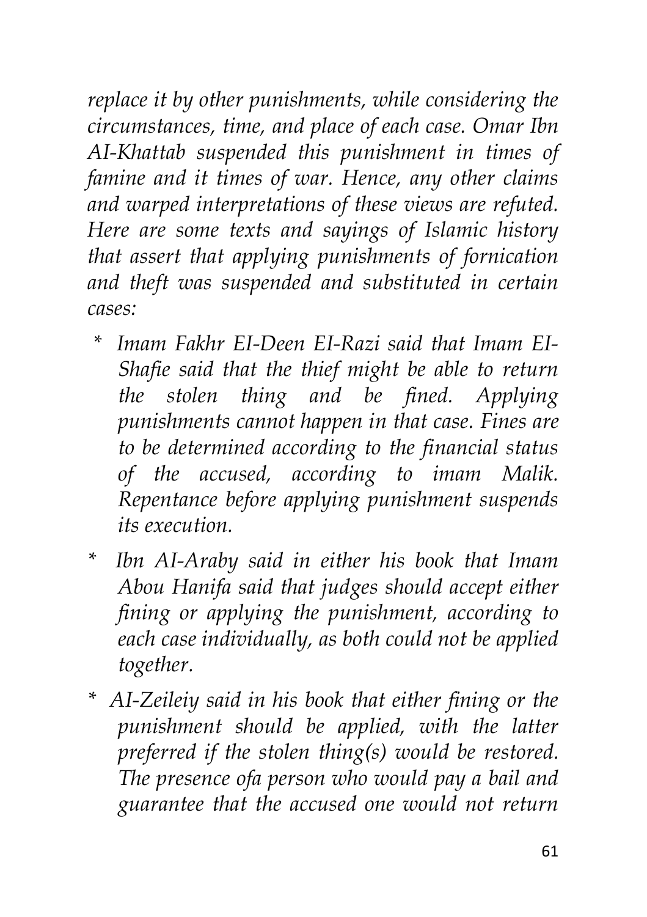*replace it by other punishments, while considering the circumstances, time, and place of each case. Omar Ibn AI-Khattab suspended this punishment in times of famine and it times of war. Hence, any other claims and warped interpretations of these views are refuted. Here are some texts and sayings of Islamic history that assert that applying punishments of fornication and theft was suspended and substituted in certain cases:*

- *Imam Fakhr EI-Deen EI-Razi said that Imam EI-Shafie said that the thief might be able to return the stolen thing and be fined. Applying punishments cannot happen in that case. Fines are to be determined according to the financial status of the accused, according to imam Malik. Repentance before applying punishment suspends its execution.*

- *Ibn AI-Araby said in either his book that Imam Abou Hanifa said that judges should accept either fining or applying the punishment, according to each case individually, as both could not be applied together.*

- *AI-Zeileiy said in his book that either fining or the punishment should be applied, with the latter preferred if the stolen thing(s) would be restored. The presence ofa person who would pay a bail and guarantee that the accused one would not return*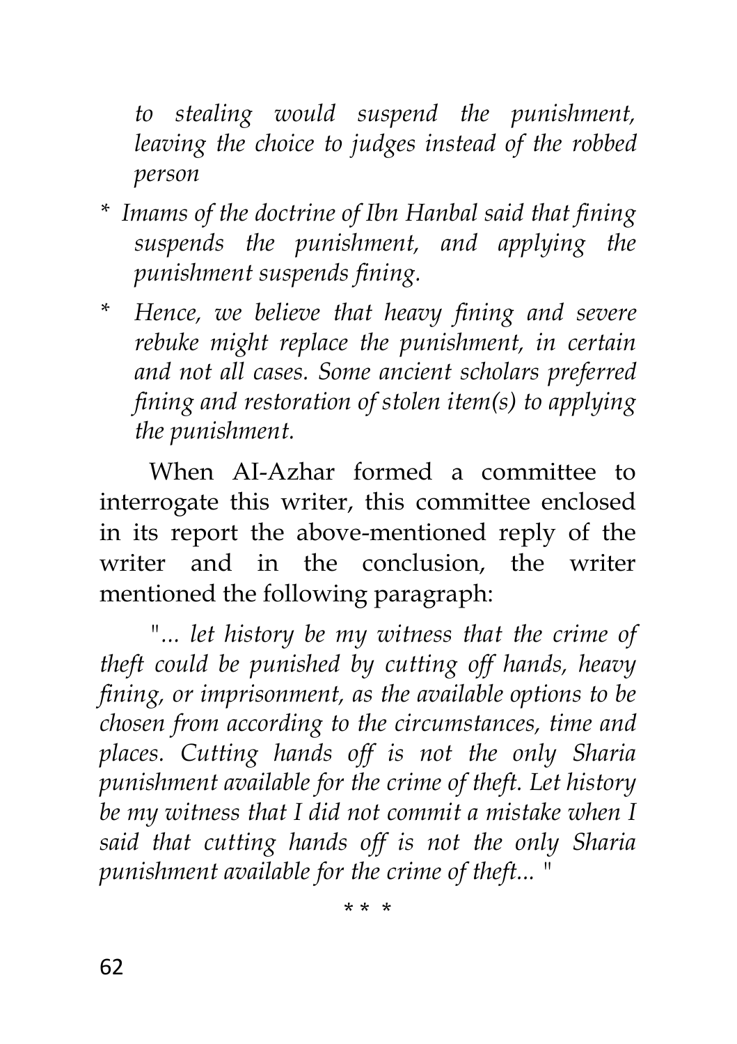*to stealing would suspend the punishment, leaving the choice to judges instead of the robbed person*

- *Imams of the doctrine of Ibn Hanbal said that fining suspends the punishment, and applying the punishment suspends fining.*
- *Hence, we believe that heavy fining and severe rebuke might replace the punishment, in certain and not all cases. Some ancient scholars preferred fining and restoration of stolen item(s) to applying the punishment.*

When AI-Azhar formed a committee to interrogate this writer, this committee enclosed in its report the above-mentioned reply of the writer and in the conclusion, the writer mentioned the following paragraph:

*"... let history be my witness that the crime of theft could be punished by cutting off hands, heavy fining, or imprisonment, as the available options to be chosen from according to the circumstances, time and places. Cutting hands off is not the only Sharia punishment available for the crime of theft. Let history be my witness that I did not commit a mistake when I said that cutting hands off is not the only Sharia punishment available for the crime of theft... "*

\* \* \*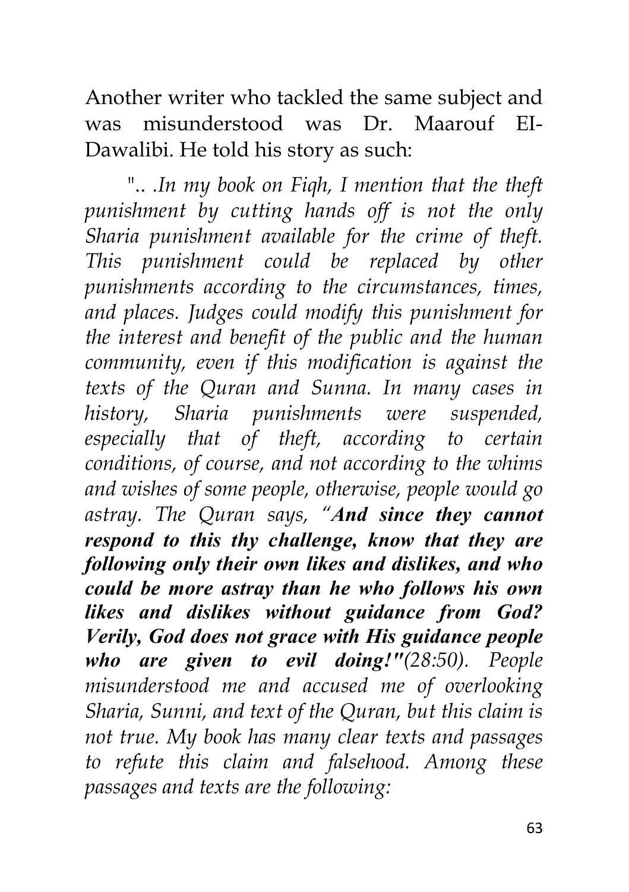Another writer who tackled the same subject and was misunderstood was Dr. Maarouf EI-Dawalibi. He told his story as such:

*".. .In my book on Fiqh, I mention that the theft punishment by cutting hands off is not the only Sharia punishment available for the crime of theft. This punishment could be replaced by other punishments according to the circumstances, times, and places. Judges could modify this punishment for the interest and benefit of the public and the human community, even if this modification is against the texts of the Quran and Sunna. In many cases in history, Sharia punishments were suspended, especially that of theft, according to certain conditions, of course, and not according to the whims and wishes of some people, otherwise, people would go astray. The Quran says, "**And since they cannot respond to this thy challenge, know that they are following only their own likes and dislikes, and who could be more astray than he who follows his own likes and dislikes without guidance from God? Verily, God does not grace with His guidance people who are given to evil doing!"**(28:50). People misunderstood me and accused me of overlooking Sharia, Sunni, and text of the Quran, but this claim is not true. My book has many clear texts and passages to refute this claim and falsehood. Among these passages and texts are the following:*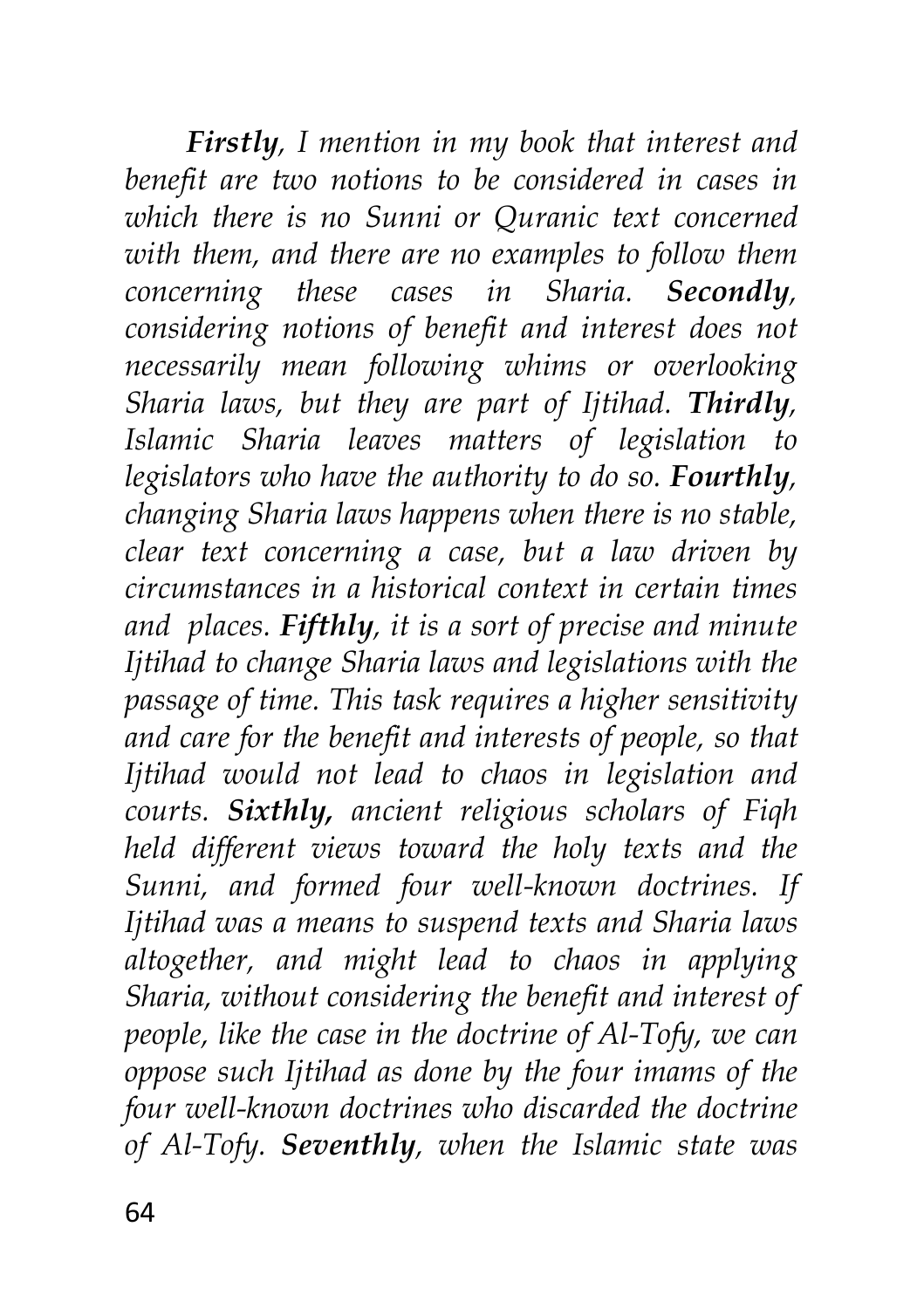*__Firstly__, I mention in my book that interest and benefit are two notions to be considered in cases in which there is no Sunni or Quranic text concerned with them, and there are no examples to follow them concerning these cases in Sharia. __Secondly__, considering notions of benefit and interest does not necessarily mean following whims or overlooking Sharia laws, but they are part of Ijtihad. __Thirdly__, Islamic Sharia leaves matters of legislation to legislators who have the authority to do so. __Fourthly__, changing Sharia laws happens when there is no stable, clear text concerning a case, but a law driven by circumstances in a historical context in certain times and places. __Fifthly__, it is a sort of precise and minute Ijtihad to change Sharia laws and legislations with the passage of time. This task requires a higher sensitivity and care for the benefit and interests of people, so that Ijtihad would not lead to chaos in legislation and courts. __Sixthly,__ ancient religious scholars of Fiqh held different views toward the holy texts and the Sunni, and formed four well-known doctrines. If Ijtihad was a means to suspend texts and Sharia laws altogether, and might lead to chaos in applying Sharia, without considering the benefit and interest of people, like the case in the doctrine of Al-Tofy, we can oppose such Ijtihad as done by the four imams of the four well-known doctrines who discarded the doctrine of Al-Tofy. __Seventhly__, when the Islamic state was*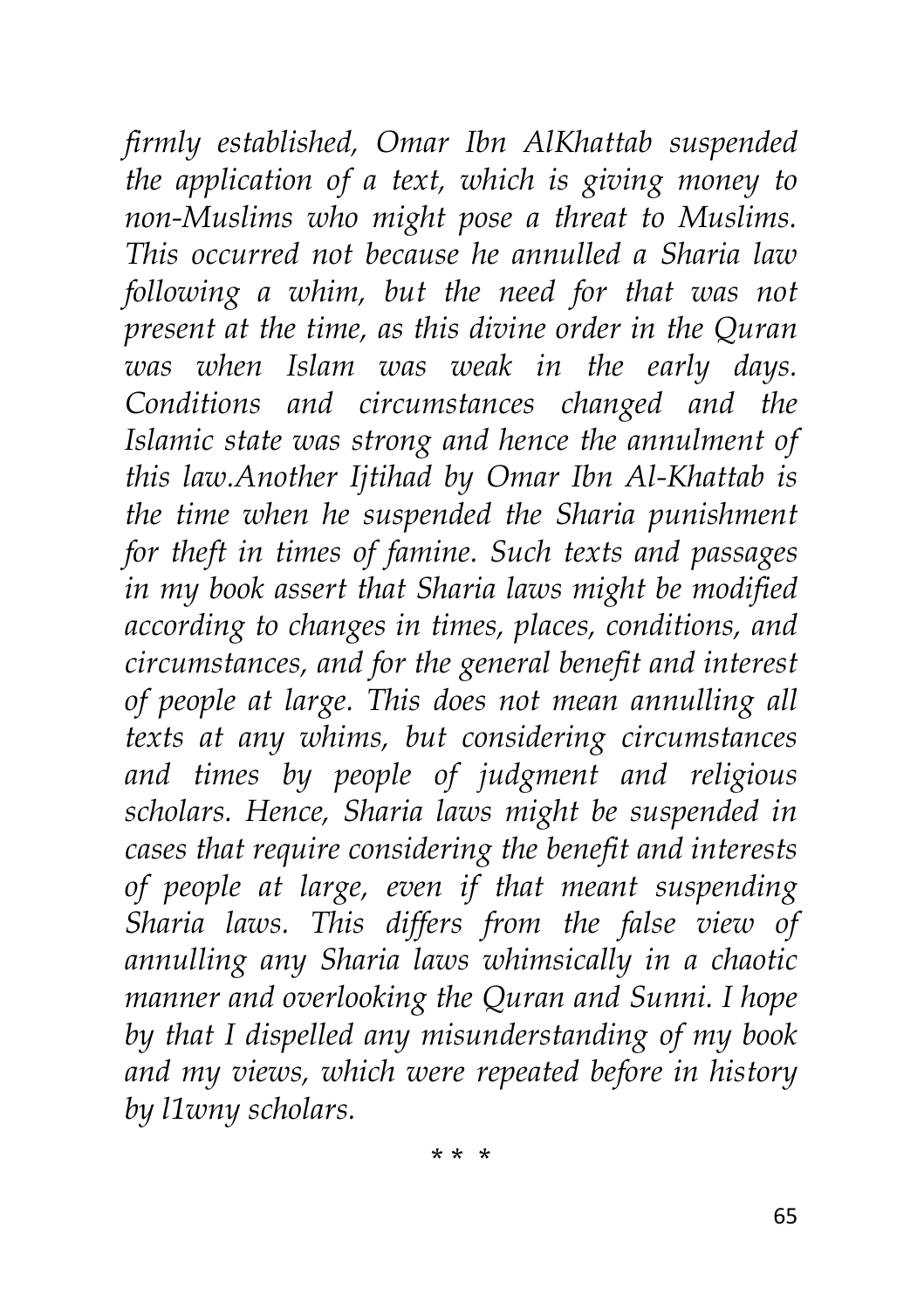*firmly established, Omar Ibn AlKhattab suspended the application of a text, which is giving money to non-Muslims who might pose a threat to Muslims. This occurred not because he annulled a Sharia law following a whim, but the need for that was not present at the time, as this divine order in the Quran was when Islam was weak in the early days. Conditions and circumstances changed and the Islamic state was strong and hence the annulment of this law.Another Ijtihad by Omar Ibn Al-Khattab is the time when he suspended the Sharia punishment for theft in times of famine. Such texts and passages in my book assert that Sharia laws might be modified according to changes in times, places, conditions, and circumstances, and for the general benefit and interest of people at large. This does not mean annulling all texts at any whims, but considering circumstances and times by people of judgment and religious scholars. Hence, Sharia laws might be suspended in cases that require considering the benefit and interests of people at large, even if that meant suspending Sharia laws. This differs from the false view of annulling any Sharia laws whimsically in a chaotic manner and overlooking the Quran and Sunni. I hope by that I dispelled any misunderstanding of my book and my views, which were repeated before in history by l1wny scholars.*

\* \* \*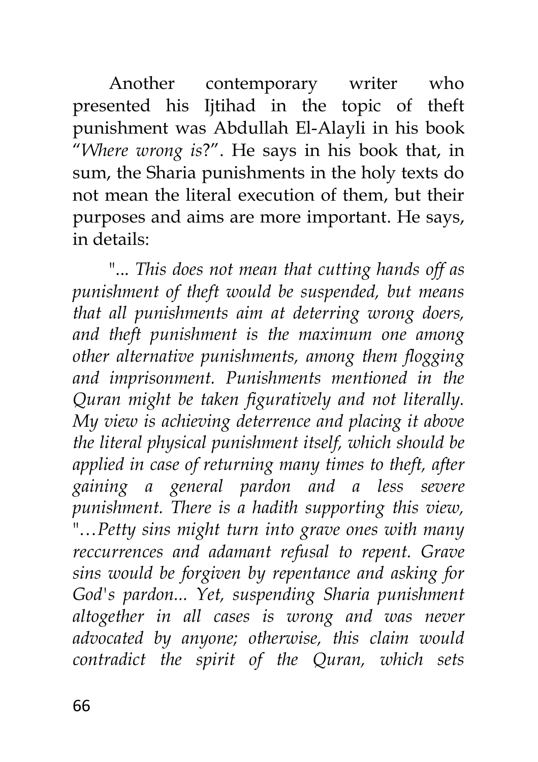Another contemporary writer who presented his Ijtihad in the topic of theft punishment was Abdullah El-Alayli in his book "*Where wrong is*?". He says in his book that, in sum, the Sharia punishments in the holy texts do not mean the literal execution of them, but their purposes and aims are more important. He says, in details:

"*... This does not mean that cutting hands off as punishment of theft would be suspended, but means that all punishments aim at deterring wrong doers, and theft punishment is the maximum one among other alternative punishments, among them flogging and imprisonment. Punishments mentioned in the Quran might be taken figuratively and not literally. My view is achieving deterrence and placing it above the literal physical punishment itself, which should be applied in case of returning many times to theft, after gaining a general pardon and a less severe punishment. There is a hadith supporting this view, "…Petty sins might turn into grave ones with many reccurrences and adamant refusal to repent. Grave sins would be forgiven by repentance and asking for God's pardon... Yet, suspending Sharia punishment altogether in all cases is wrong and was never advocated by anyone; otherwise, this claim would contradict the spirit of the Quran, which sets*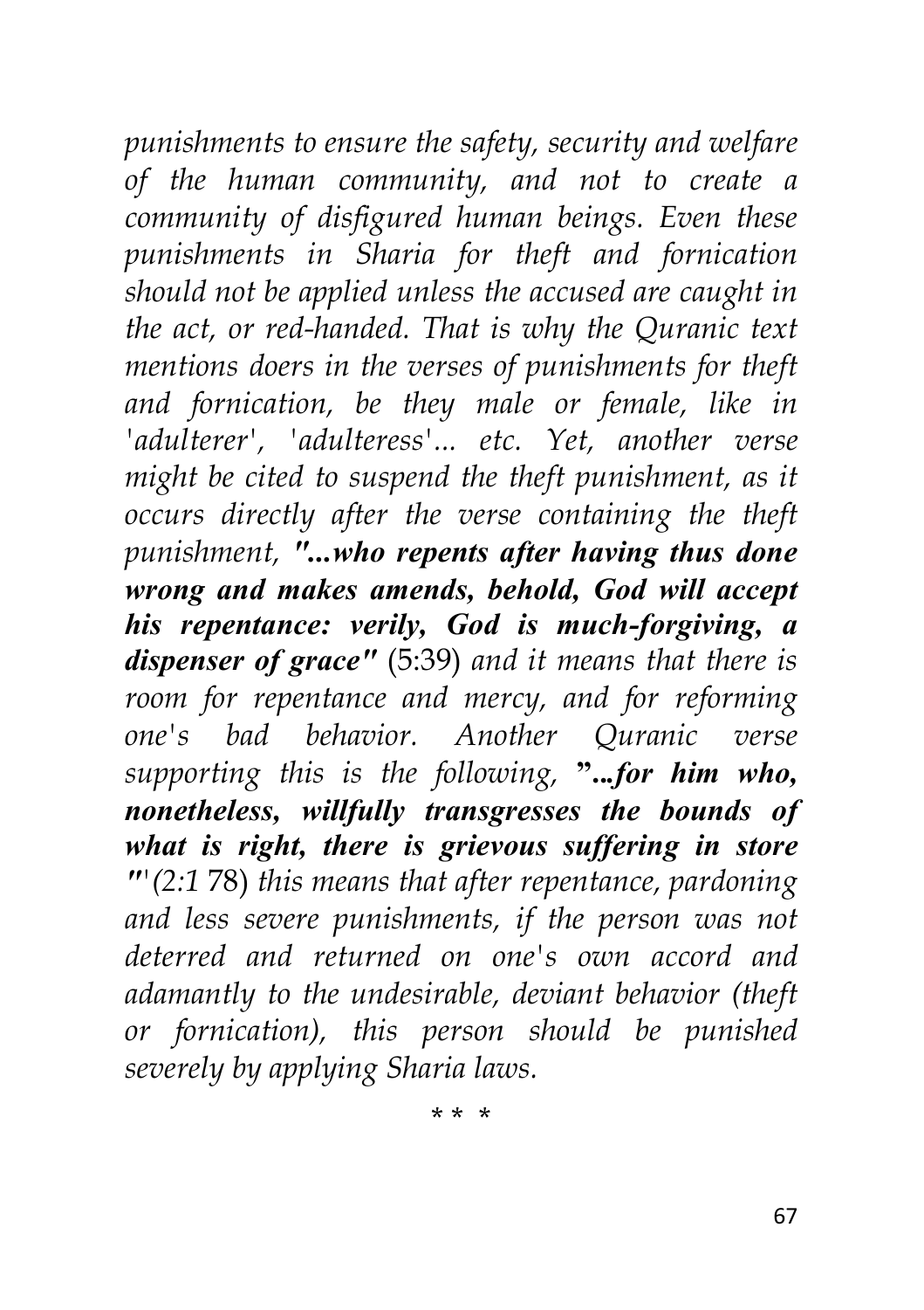*punishments to ensure the safety, security and welfare of the human community, and not to create a community of disfigured human beings. Even these punishments in Sharia for theft and fornication should not be applied unless the accused are caught in the act, or red-handed. That is why the Quranic text mentions doers in the verses of punishments for theft and fornication, be they male or female, like in 'adulterer', 'adulteress'... etc. Yet, another verse might be cited to suspend the theft punishment, as it occurs directly after the verse containing the theft punishment,* ***"...who repents after having thus done wrong and makes amends, behold, God will accept his repentance: verily, God is much-forgiving, a dispenser of grace"*** (5:39) *and it means that there is room for repentance and mercy, and for reforming one's bad behavior. Another Quranic verse supporting this is the following,* ***"...for him who, nonetheless, willfully transgresses the bounds of what is right, there is grievous suffering in store "*** *(2:1* 78) *this means that after repentance, pardoning and less severe punishments, if the person was not deterred and returned on one's own accord and adamantly to the undesirable, deviant behavior (theft or fornication), this person should be punished severely by applying Sharia laws.*

\* \* \*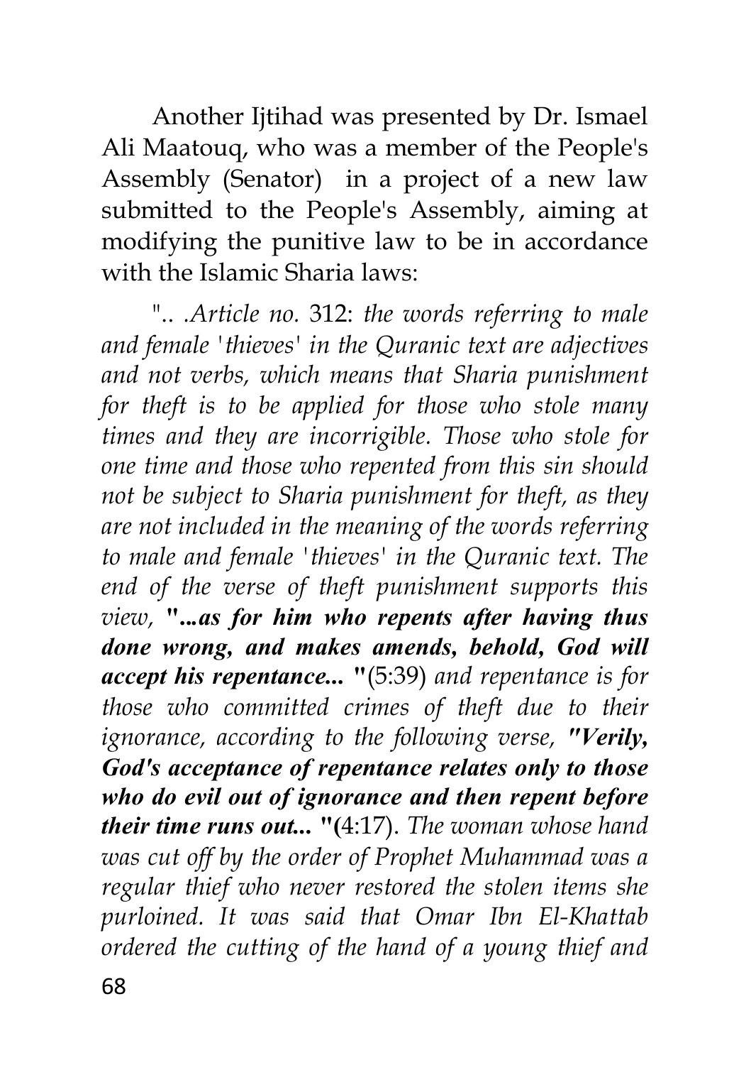Another Ijtihad was presented by Dr. Ismael Ali Maatouq, who was a member of the People's Assembly (Senator) in a project of a new law submitted to the People's Assembly, aiming at modifying the punitive law to be in accordance with the Islamic Sharia laws:

".. .*Article no.* 312: *the words referring to male and female 'thieves' in the Quranic text are adjectives and not verbs, which means that Sharia punishment for theft is to be applied for those who stole many times and they are incorrigible. Those who stole for one time and those who repented from this sin should not be subject to Sharia punishment for theft, as they are not included in the meaning of the words referring to male and female 'thieves' in the Quranic text. The end of the verse of theft punishment supports this view,* ***"...as for him who repents after having thus done wrong, and makes amends, behold, God will accept his repentance... "***(5:39) *and repentance is for those who committed crimes of theft due to their ignorance, according to the following verse,* ***"Verily, God's acceptance of repentance relates only to those who do evil out of ignorance and then repent before their time runs out... "***(4:17). *The woman whose hand was cut off by the order of Prophet Muhammad was a regular thief who never restored the stolen items she purloined. It was said that Omar Ibn El-Khattab ordered the cutting of the hand of a young thief and*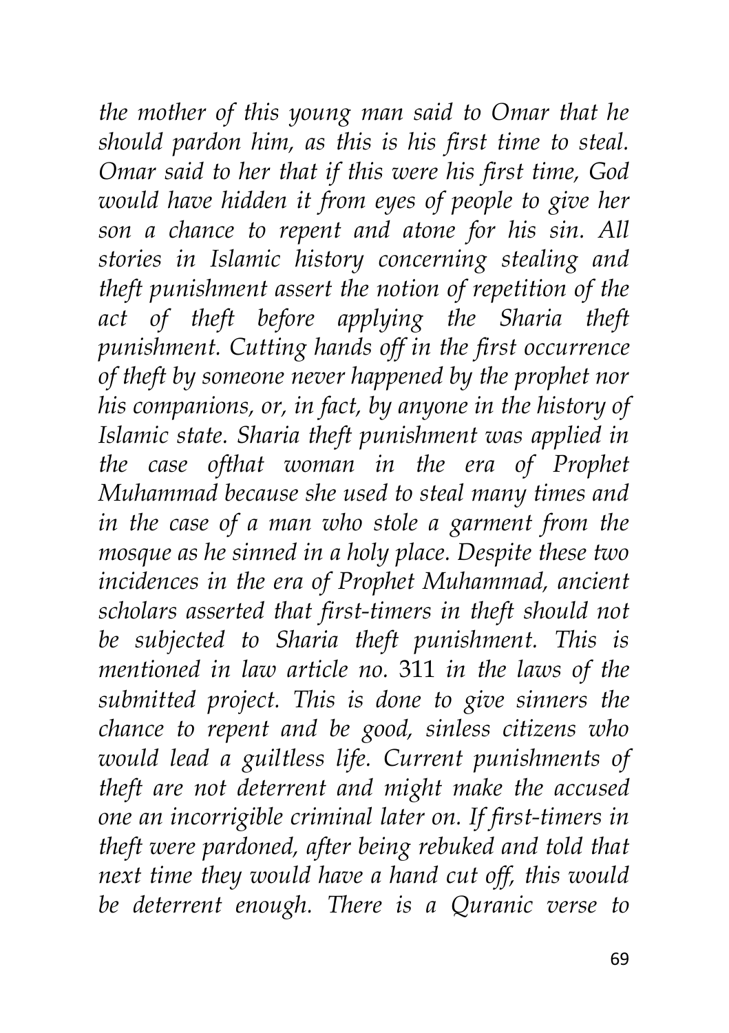*the mother of this young man said to Omar that he should pardon him, as this is his first time to steal. Omar said to her that if this were his first time, God would have hidden it from eyes of people to give her son a chance to repent and atone for his sin. All stories in Islamic history concerning stealing and theft punishment assert the notion of repetition of the act of theft before applying the Sharia theft punishment. Cutting hands off in the first occurrence of theft by someone never happened by the prophet nor his companions, or, in fact, by anyone in the history of Islamic state. Sharia theft punishment was applied in the case ofthat woman in the era of Prophet Muhammad because she used to steal many times and in the case of a man who stole a garment from the mosque as he sinned in a holy place. Despite these two incidences in the era of Prophet Muhammad, ancient scholars asserted that first-timers in theft should not be subjected to Sharia theft punishment. This is mentioned in law article no.* 311 *in the laws of the submitted project. This is done to give sinners the chance to repent and be good, sinless citizens who would lead a guiltless life. Current punishments of theft are not deterrent and might make the accused one an incorrigible criminal later on. If first-timers in theft were pardoned, after being rebuked and told that next time they would have a hand cut off, this would be deterrent enough. There is a Quranic verse to*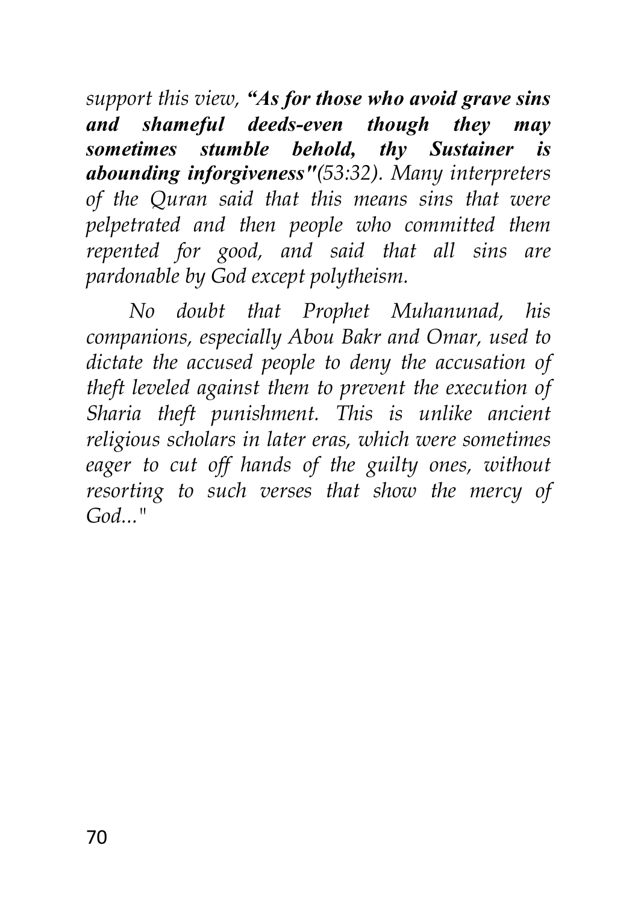*support this view, **“As for those who avoid grave sins and shameful deeds-even though they may sometimes stumble behold, thy Sustainer is abounding inforgiveness"**(53:32). Many interpreters of the Quran said that this means sins that were pelpetrated and then people who committed them repented for good, and said that all sins are pardonable by God except polytheism.*

*No doubt that Prophet Muhanunad, his companions, especially Abou Bakr and Omar, used to dictate the accused people to deny the accusation of theft leveled against them to prevent the execution of Sharia theft punishment. This is unlike ancient religious scholars in later eras, which were sometimes eager to cut off hands of the guilty ones, without resorting to such verses that show the mercy of God..."*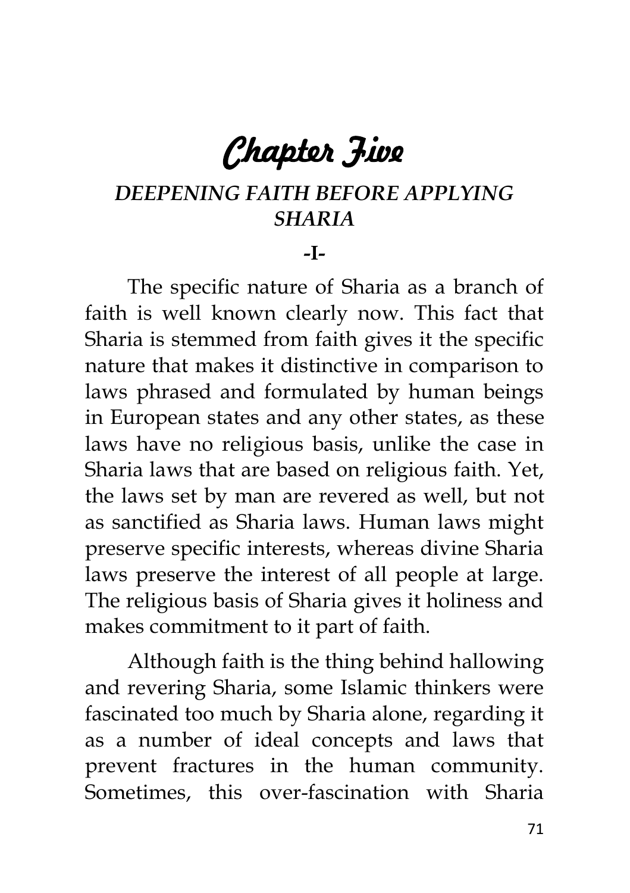# Chapter Five

## *DEEPENING FAITH BEFORE APPLYING SHARIA*

**-I-**

The specific nature of Sharia as a branch of faith is well known clearly now. This fact that Sharia is stemmed from faith gives it the specific nature that makes it distinctive in comparison to laws phrased and formulated by human beings in European states and any other states, as these laws have no religious basis, unlike the case in Sharia laws that are based on religious faith. Yet, the laws set by man are revered as well, but not as sanctified as Sharia laws. Human laws might preserve specific interests, whereas divine Sharia laws preserve the interest of all people at large. The religious basis of Sharia gives it holiness and makes commitment to it part of faith.

Although faith is the thing behind hallowing and revering Sharia, some Islamic thinkers were fascinated too much by Sharia alone, regarding it as a number of ideal concepts and laws that prevent fractures in the human community. Sometimes, this over-fascination with Sharia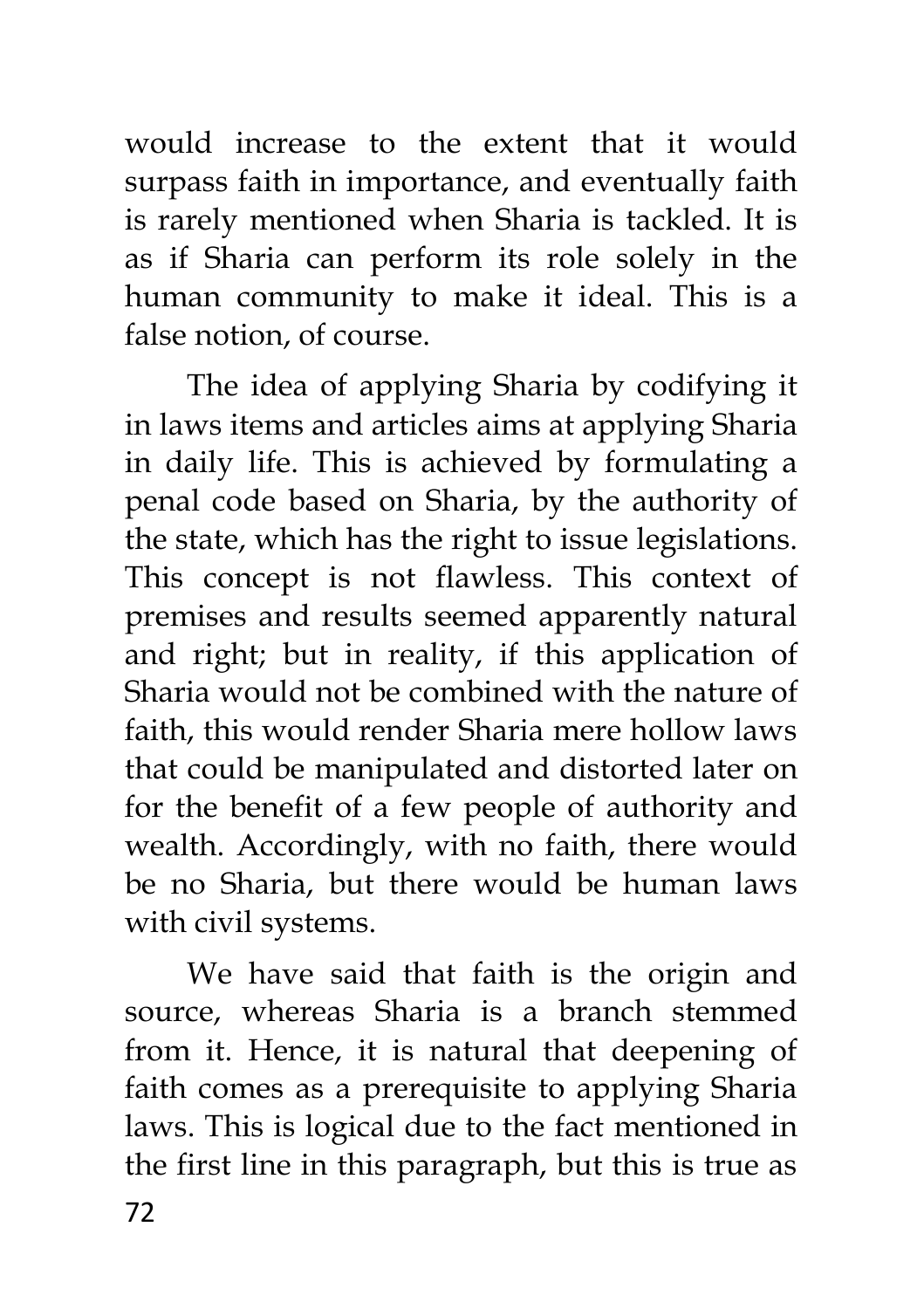would increase to the extent that it would surpass faith in importance, and eventually faith is rarely mentioned when Sharia is tackled. It is as if Sharia can perform its role solely in the human community to make it ideal. This is a false notion, of course.

The idea of applying Sharia by codifying it in laws items and articles aims at applying Sharia in daily life. This is achieved by formulating a penal code based on Sharia, by the authority of the state, which has the right to issue legislations. This concept is not flawless. This context of premises and results seemed apparently natural and right; but in reality, if this application of Sharia would not be combined with the nature of faith, this would render Sharia mere hollow laws that could be manipulated and distorted later on for the benefit of a few people of authority and wealth. Accordingly, with no faith, there would be no Sharia, but there would be human laws with civil systems.

We have said that faith is the origin and source, whereas Sharia is a branch stemmed from it. Hence, it is natural that deepening of faith comes as a prerequisite to applying Sharia laws. This is logical due to the fact mentioned in the first line in this paragraph, but this is true as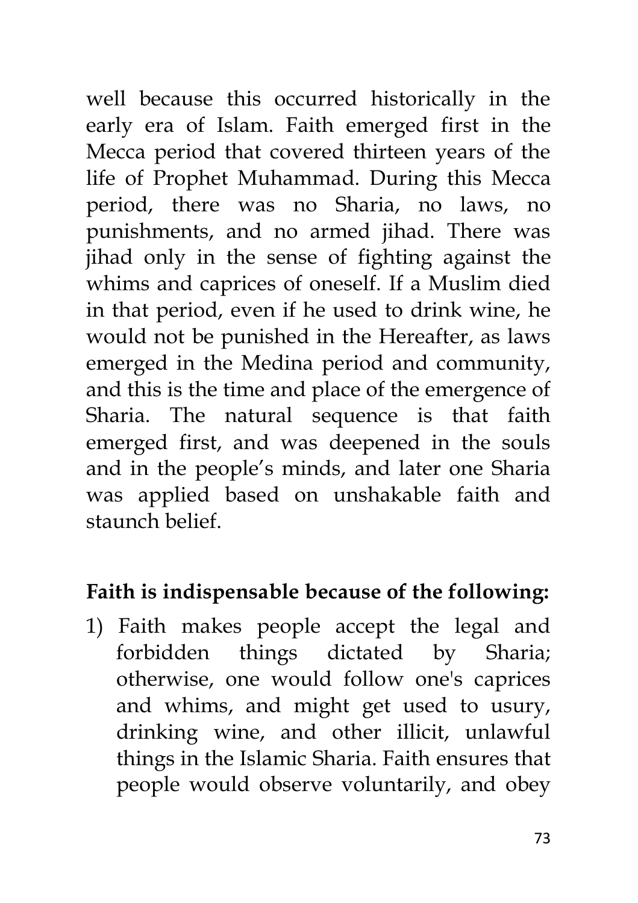well because this occurred historically in the early era of Islam. Faith emerged first in the Mecca period that covered thirteen years of the life of Prophet Muhammad. During this Mecca period, there was no Sharia, no laws, no punishments, and no armed jihad. There was jihad only in the sense of fighting against the whims and caprices of oneself. If a Muslim died in that period, even if he used to drink wine, he would not be punished in the Hereafter, as laws emerged in the Medina period and community, and this is the time and place of the emergence of Sharia. The natural sequence is that faith emerged first, and was deepened in the souls and in the people's minds, and later one Sharia was applied based on unshakable faith and staunch belief.

**Faith is indispensable because of the following:**

1) Faith makes people accept the legal and forbidden things dictated by Sharia; otherwise, one would follow one's caprices and whims, and might get used to usury, drinking wine, and other illicit, unlawful things in the Islamic Sharia. Faith ensures that people would observe voluntarily, and obey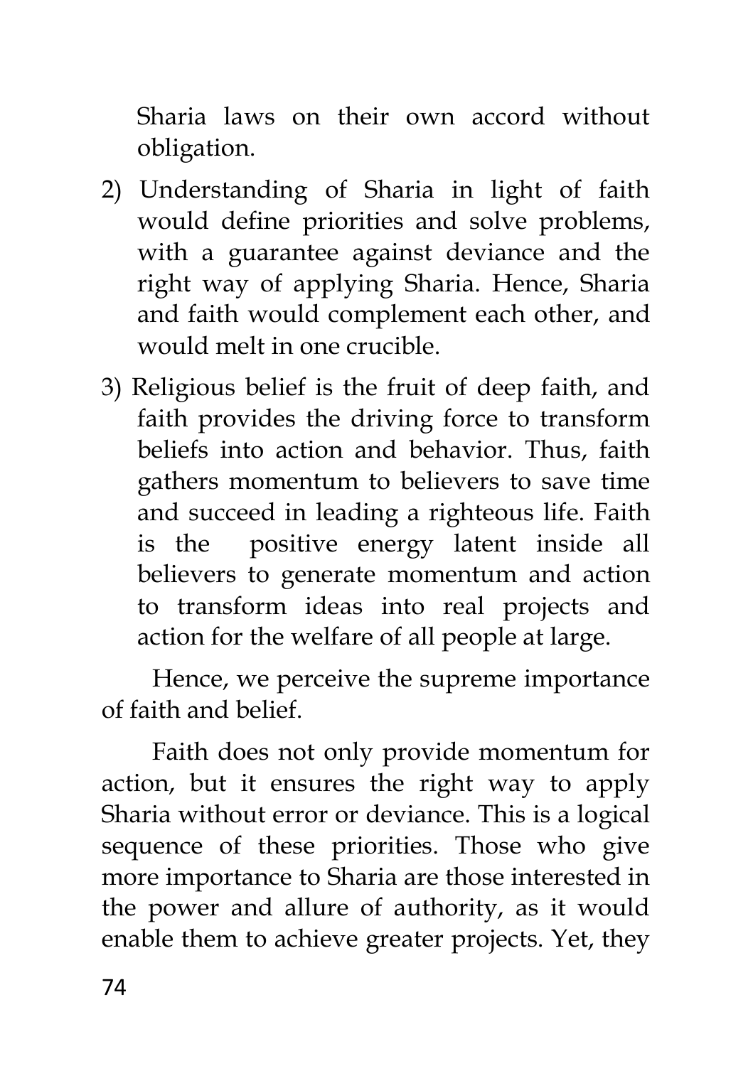Sharia laws on their own accord without obligation.

2) Understanding of Sharia in light of faith would define priorities and solve problems, with a guarantee against deviance and the right way of applying Sharia. Hence, Sharia and faith would complement each other, and would melt in one crucible.
3) Religious belief is the fruit of deep faith, and faith provides the driving force to transform beliefs into action and behavior. Thus, faith gathers momentum to believers to save time and succeed in leading a righteous life. Faith is the positive energy latent inside all believers to generate momentum and action to transform ideas into real projects and action for the welfare of all people at large.

Hence, we perceive the supreme importance of faith and belief.

Faith does not only provide momentum for action, but it ensures the right way to apply Sharia without error or deviance. This is a logical sequence of these priorities. Those who give more importance to Sharia are those interested in the power and allure of authority, as it would enable them to achieve greater projects. Yet, they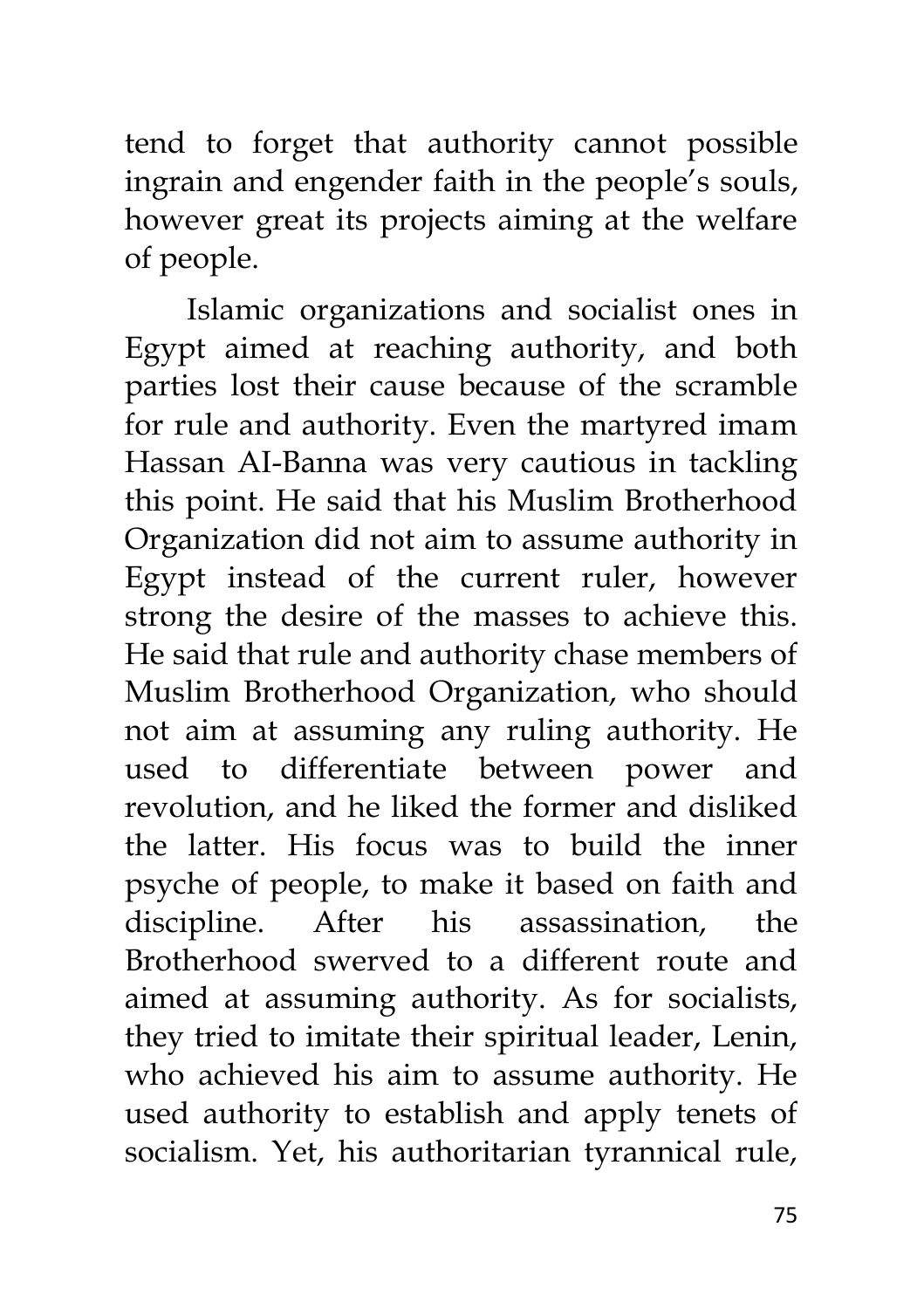tend to forget that authority cannot possible ingrain and engender faith in the people's souls, however great its projects aiming at the welfare of people.

Islamic organizations and socialist ones in Egypt aimed at reaching authority, and both parties lost their cause because of the scramble for rule and authority. Even the martyred imam Hassan AI-Banna was very cautious in tackling this point. He said that his Muslim Brotherhood Organization did not aim to assume authority in Egypt instead of the current ruler, however strong the desire of the masses to achieve this. He said that rule and authority chase members of Muslim Brotherhood Organization, who should not aim at assuming any ruling authority. He used to differentiate between power and revolution, and he liked the former and disliked the latter. His focus was to build the inner psyche of people, to make it based on faith and discipline. After his assassination, the Brotherhood swerved to a different route and aimed at assuming authority. As for socialists, they tried to imitate their spiritual leader, Lenin, who achieved his aim to assume authority. He used authority to establish and apply tenets of socialism. Yet, his authoritarian tyrannical rule,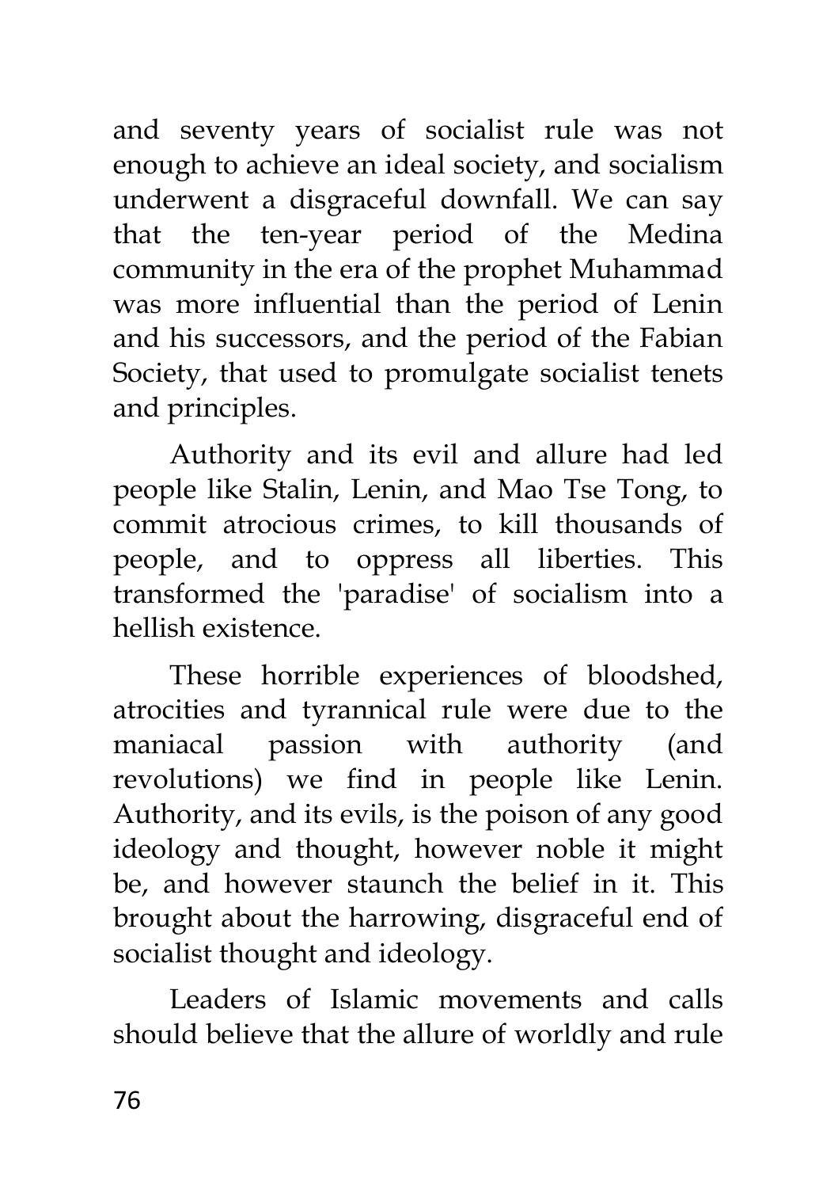and seventy years of socialist rule was not enough to achieve an ideal society, and socialism underwent a disgraceful downfall. We can say that the ten-year period of the Medina community in the era of the prophet Muhammad was more influential than the period of Lenin and his successors, and the period of the Fabian Society, that used to promulgate socialist tenets and principles.

Authority and its evil and allure had led people like Stalin, Lenin, and Mao Tse Tong, to commit atrocious crimes, to kill thousands of people, and to oppress all liberties. This transformed the 'paradise' of socialism into a hellish existence.

These horrible experiences of bloodshed, atrocities and tyrannical rule were due to the maniacal passion with authority (and revolutions) we find in people like Lenin. Authority, and its evils, is the poison of any good ideology and thought, however noble it might be, and however staunch the belief in it. This brought about the harrowing, disgraceful end of socialist thought and ideology.

Leaders of Islamic movements and calls should believe that the allure of worldly and rule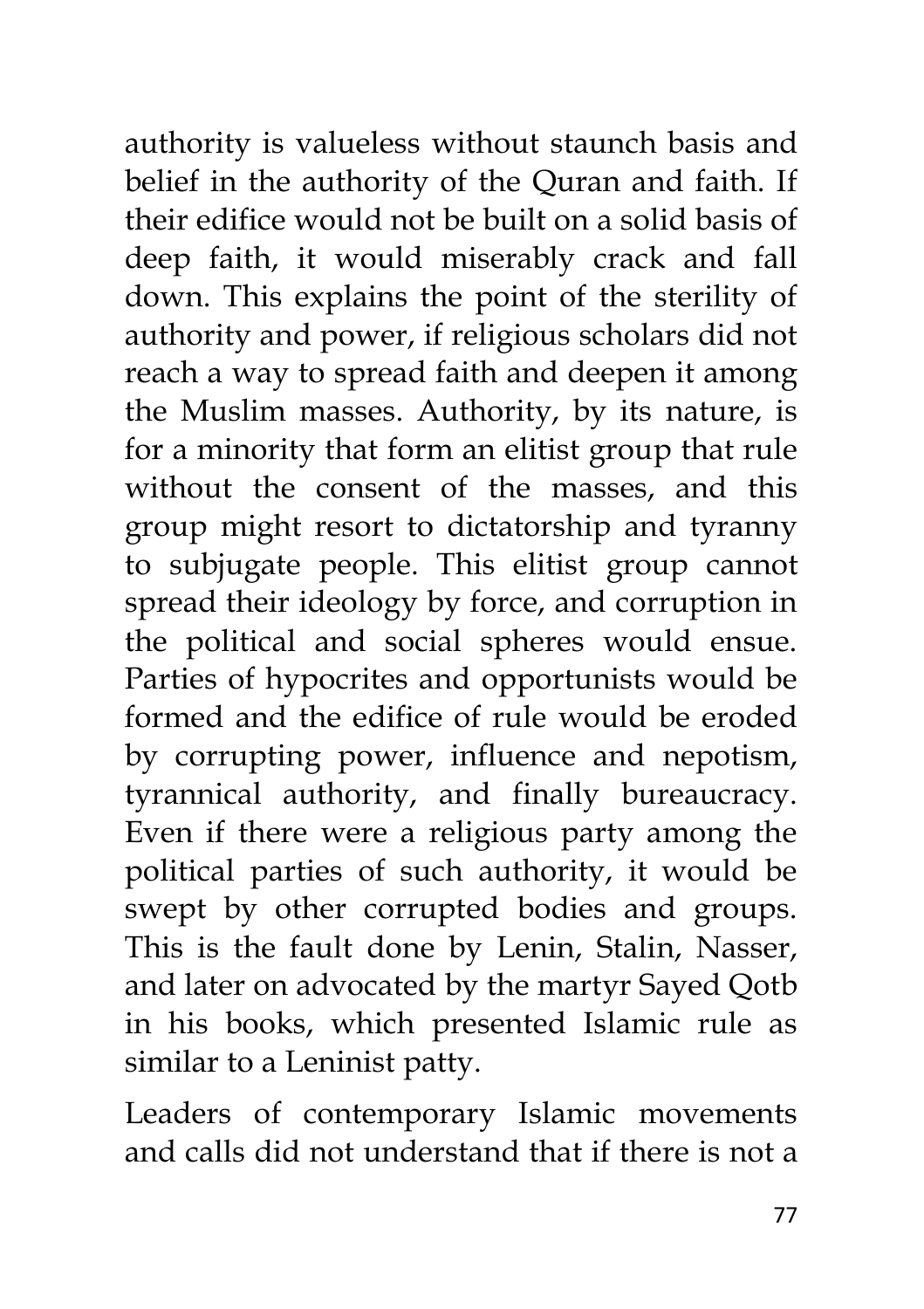authority is valueless without staunch basis and belief in the authority of the Quran and faith. If their edifice would not be built on a solid basis of deep faith, it would miserably crack and fall down. This explains the point of the sterility of authority and power, if religious scholars did not reach a way to spread faith and deepen it among the Muslim masses. Authority, by its nature, is for a minority that form an elitist group that rule without the consent of the masses, and this group might resort to dictatorship and tyranny to subjugate people. This elitist group cannot spread their ideology by force, and corruption in the political and social spheres would ensue. Parties of hypocrites and opportunists would be formed and the edifice of rule would be eroded by corrupting power, influence and nepotism, tyrannical authority, and finally bureaucracy. Even if there were a religious party among the political parties of such authority, it would be swept by other corrupted bodies and groups. This is the fault done by Lenin, Stalin, Nasser, and later on advocated by the martyr Sayed Qotb in his books, which presented Islamic rule as similar to a Leninist patty.

Leaders of contemporary Islamic movements and calls did not understand that if there is not a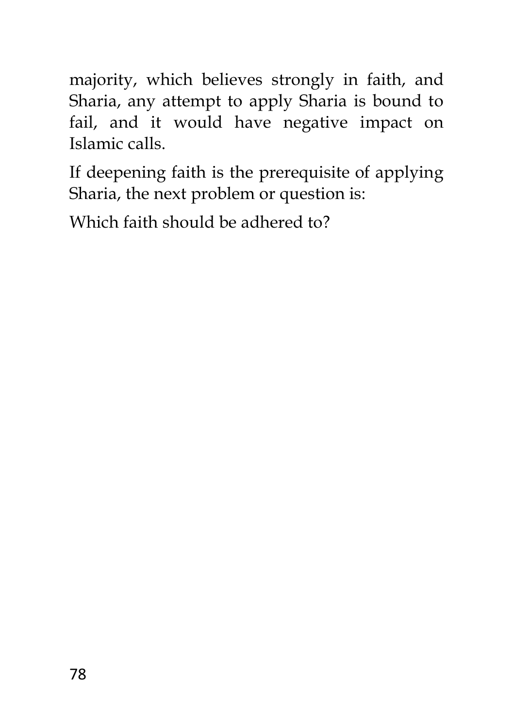majority, which believes strongly in faith, and Sharia, any attempt to apply Sharia is bound to fail, and it would have negative impact on Islamic calls.

If deepening faith is the prerequisite of applying Sharia, the next problem or question is:

Which faith should be adhered to?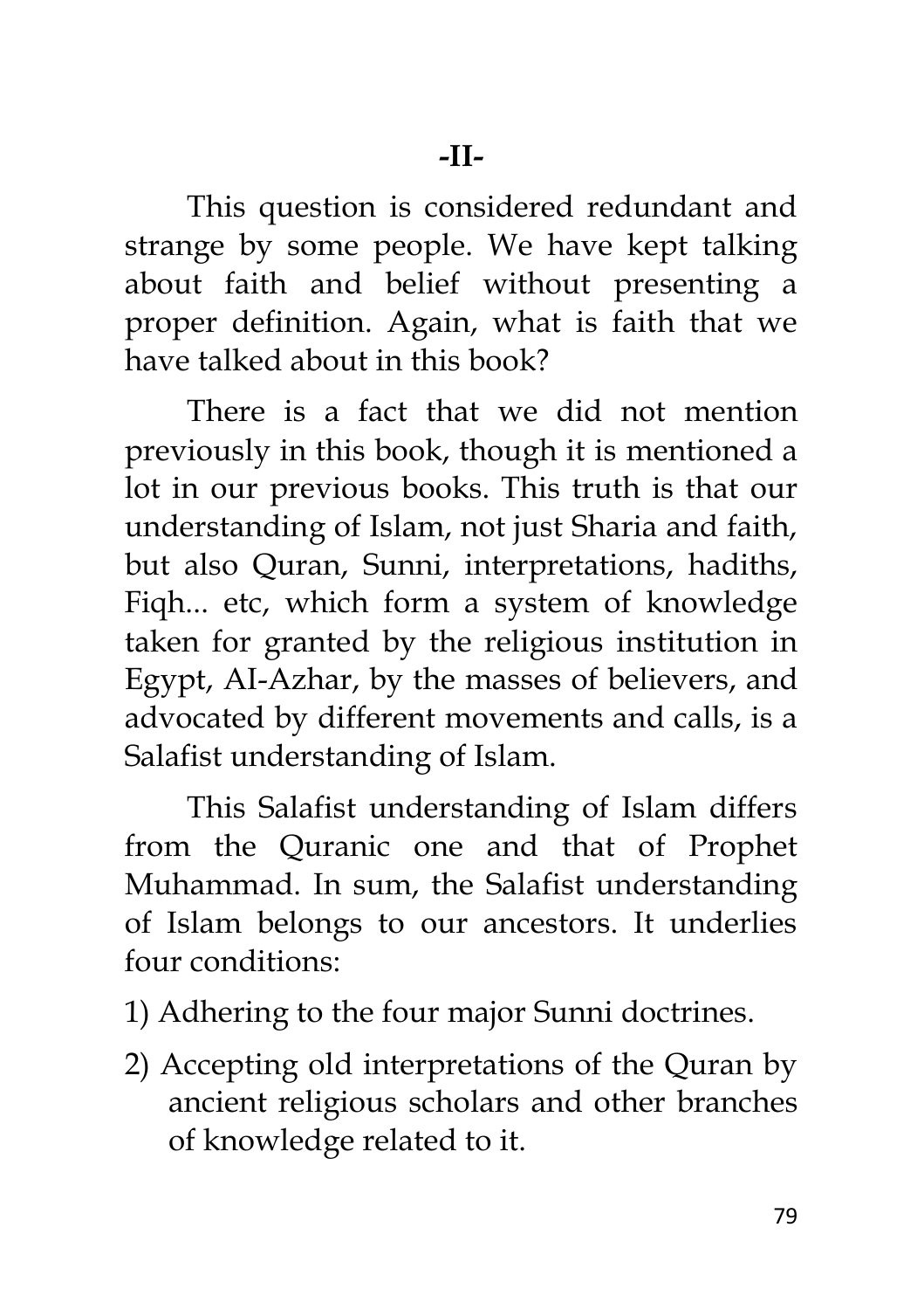## -II-

This question is considered redundant and strange by some people. We have kept talking about faith and belief without presenting a proper definition. Again, what is faith that we have talked about in this book?

There is a fact that we did not mention previously in this book, though it is mentioned a lot in our previous books. This truth is that our understanding of Islam, not just Sharia and faith, but also Quran, Sunni, interpretations, hadiths, Fiqh... etc, which form a system of knowledge taken for granted by the religious institution in Egypt, AI-Azhar, by the masses of believers, and advocated by different movements and calls, is a Salafist understanding of Islam.

This Salafist understanding of Islam differs from the Quranic one and that of Prophet Muhammad. In sum, the Salafist understanding of Islam belongs to our ancestors. It underlies four conditions:

1) Adhering to the four major Sunni doctrines.
2) Accepting old interpretations of the Quran by ancient religious scholars and other branches of knowledge related to it.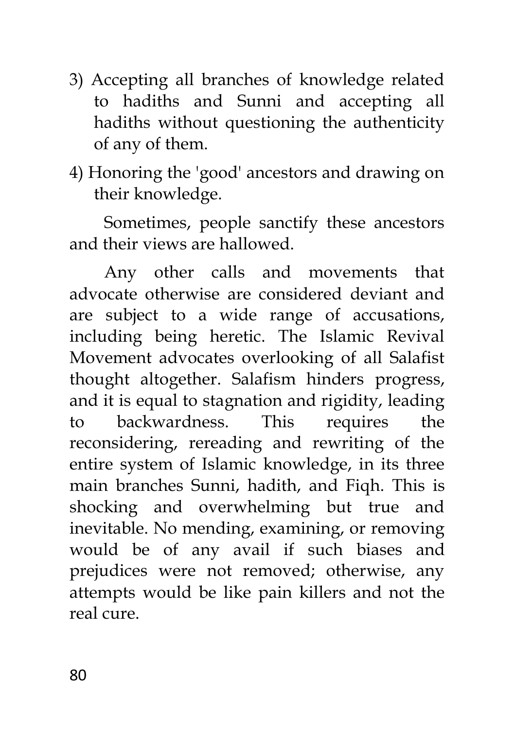3) Accepting all branches of knowledge related to hadiths and Sunni and accepting all hadiths without questioning the authenticity of any of them.

4) Honoring the 'good' ancestors and drawing on their knowledge.

Sometimes, people sanctify these ancestors and their views are hallowed.

Any other calls and movements that advocate otherwise are considered deviant and are subject to a wide range of accusations, including being heretic. The Islamic Revival Movement advocates overlooking of all Salafist thought altogether. Salafism hinders progress, and it is equal to stagnation and rigidity, leading to backwardness. This requires the reconsidering, rereading and rewriting of the entire system of Islamic knowledge, in its three main branches Sunni, hadith, and Fiqh. This is shocking and overwhelming but true and inevitable. No mending, examining, or removing would be of any avail if such biases and prejudices were not removed; otherwise, any attempts would be like pain killers and not the real cure.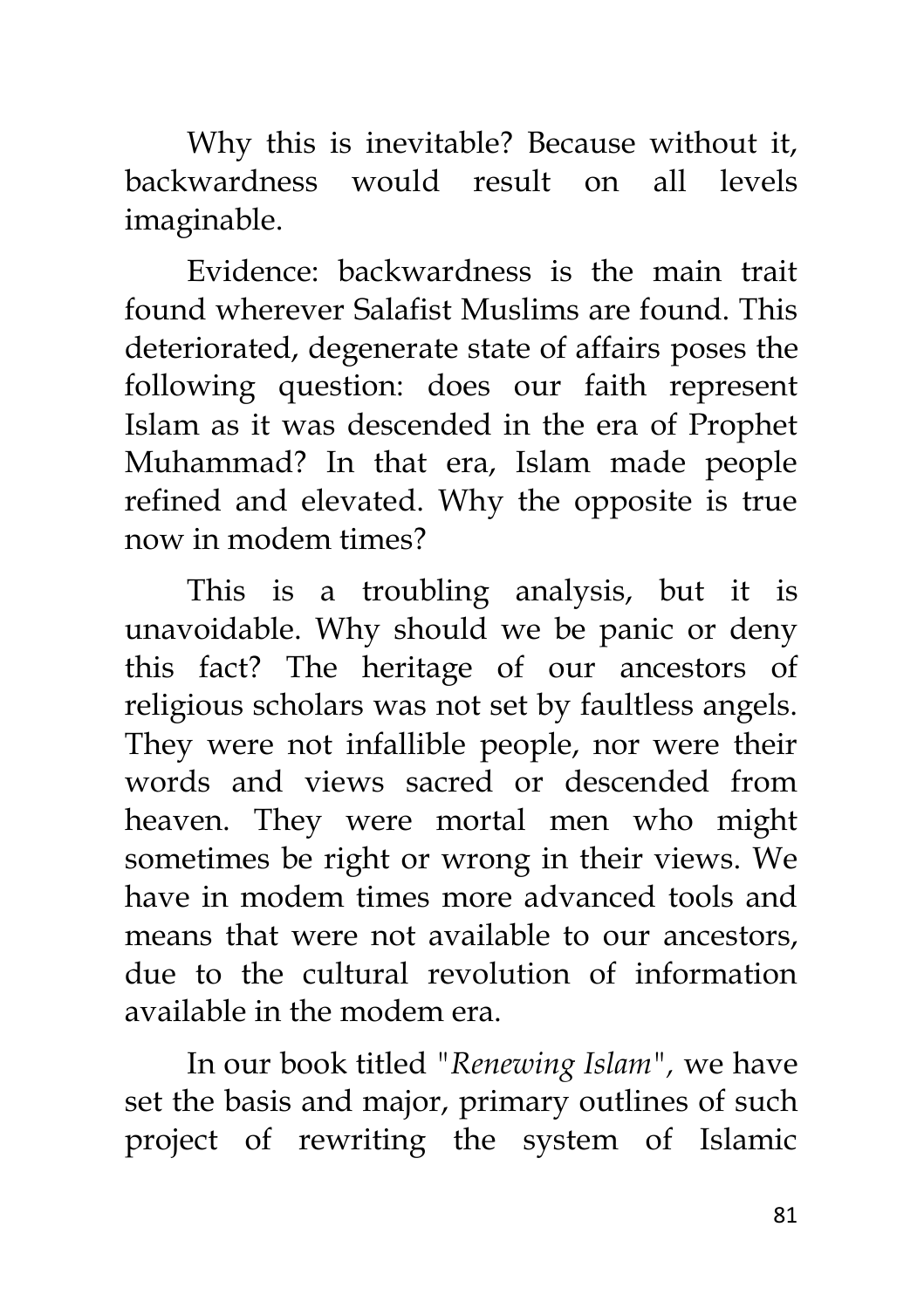Why this is inevitable? Because without it, backwardness would result on all levels imaginable.

Evidence: backwardness is the main trait found wherever Salafist Muslims are found. This deteriorated, degenerate state of affairs poses the following question: does our faith represent Islam as it was descended in the era of Prophet Muhammad? In that era, Islam made people refined and elevated. Why the opposite is true now in modem times?

This is a troubling analysis, but it is unavoidable. Why should we be panic or deny this fact? The heritage of our ancestors of religious scholars was not set by faultless angels. They were not infallible people, nor were their words and views sacred or descended from heaven. They were mortal men who might sometimes be right or wrong in their views. We have in modem times more advanced tools and means that were not available to our ancestors, due to the cultural revolution of information available in the modem era.

In our book titled "*Renewing Islam*", we have set the basis and major, primary outlines of such project of rewriting the system of Islamic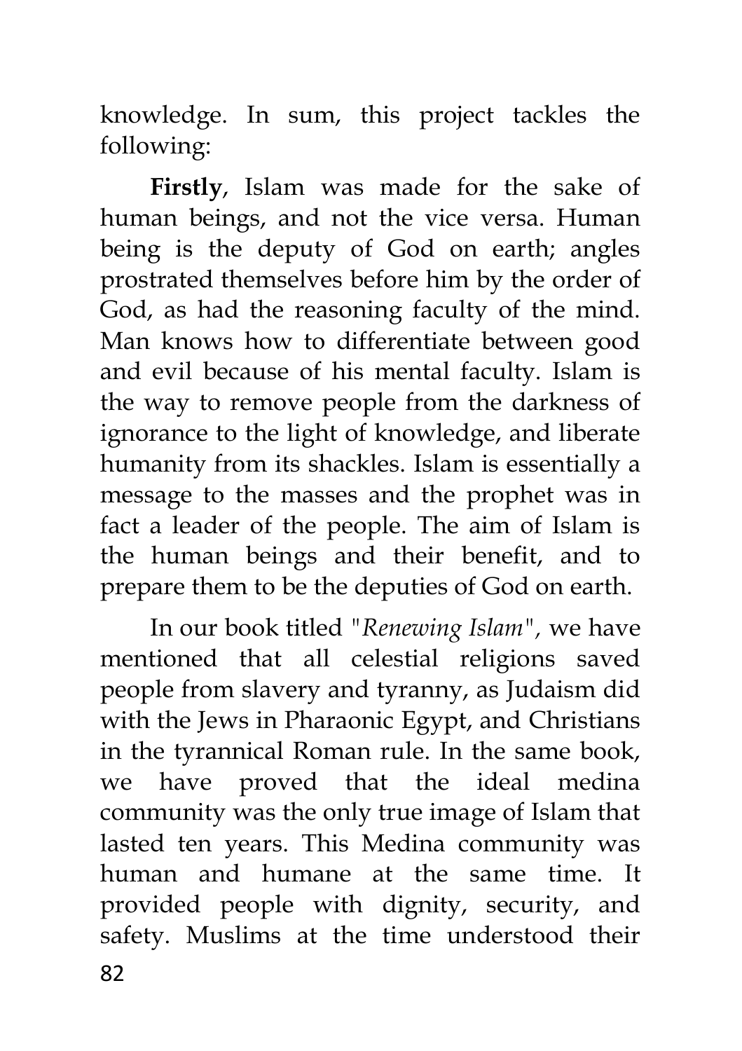knowledge. In sum, this project tackles the following:

**Firstly**, Islam was made for the sake of human beings, and not the vice versa. Human being is the deputy of God on earth; angles prostrated themselves before him by the order of God, as had the reasoning faculty of the mind. Man knows how to differentiate between good and evil because of his mental faculty. Islam is the way to remove people from the darkness of ignorance to the light of knowledge, and liberate humanity from its shackles. Islam is essentially a message to the masses and the prophet was in fact a leader of the people. The aim of Islam is the human beings and their benefit, and to prepare them to be the deputies of God on earth.

In our book titled *"Renewing Islam",* we have mentioned that all celestial religions saved people from slavery and tyranny, as Judaism did with the Jews in Pharaonic Egypt, and Christians in the tyrannical Roman rule. In the same book, we have proved that the ideal medina community was the only true image of Islam that lasted ten years. This Medina community was human and humane at the same time. It provided people with dignity, security, and safety. Muslims at the time understood their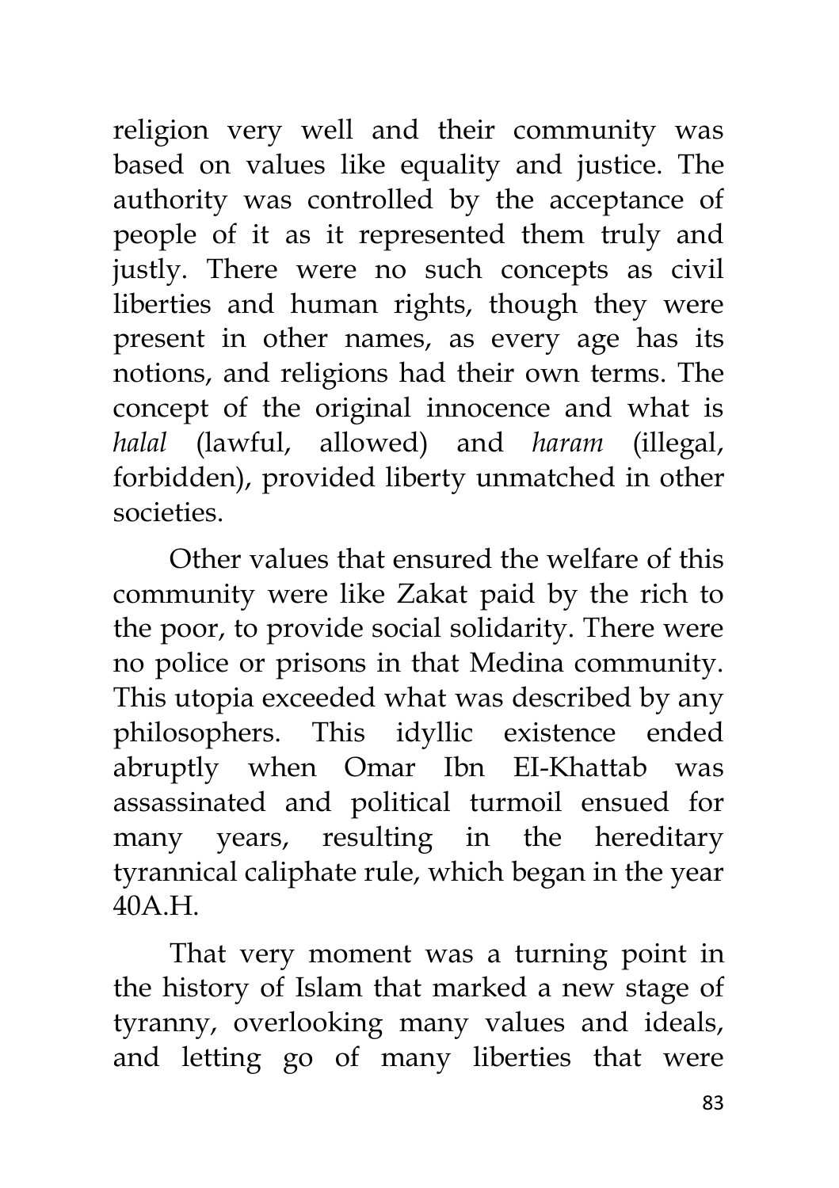religion very well and their community was based on values like equality and justice. The authority was controlled by the acceptance of people of it as it represented them truly and justly. There were no such concepts as civil liberties and human rights, though they were present in other names, as every age has its notions, and religions had their own terms. The concept of the original innocence and what is *halal* (lawful, allowed) and *haram* (illegal, forbidden), provided liberty unmatched in other societies.

Other values that ensured the welfare of this community were like Zakat paid by the rich to the poor, to provide social solidarity. There were no police or prisons in that Medina community. This utopia exceeded what was described by any philosophers. This idyllic existence ended abruptly when Omar Ibn El-Khattab was assassinated and political turmoil ensued for many years, resulting in the hereditary tyrannical caliphate rule, which began in the year 40A.H.

That very moment was a turning point in the history of Islam that marked a new stage of tyranny, overlooking many values and ideals, and letting go of many liberties that were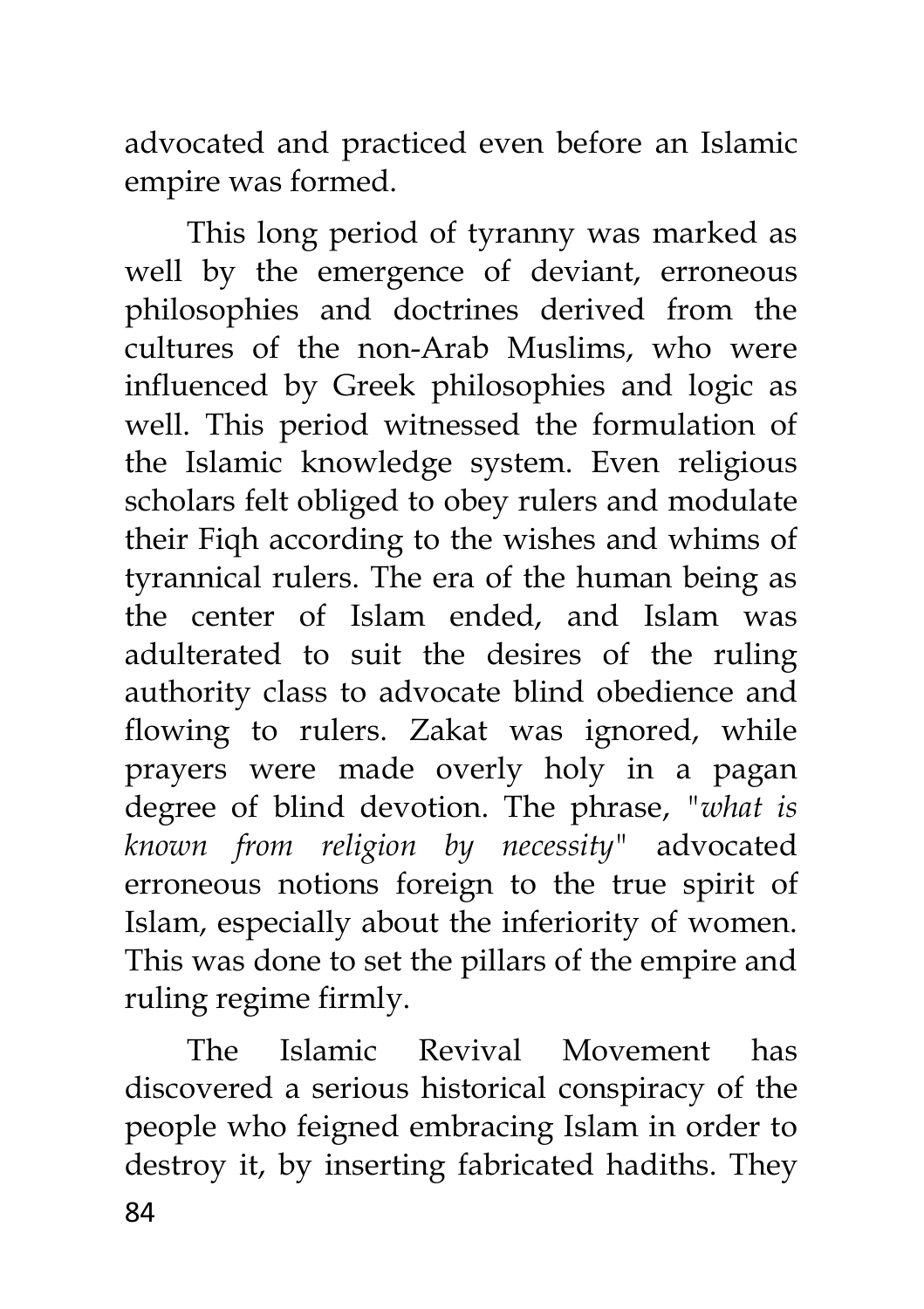advocated and practiced even before an Islamic empire was formed.

This long period of tyranny was marked as well by the emergence of deviant, erroneous philosophies and doctrines derived from the cultures of the non-Arab Muslims, who were influenced by Greek philosophies and logic as well. This period witnessed the formulation of the Islamic knowledge system. Even religious scholars felt obliged to obey rulers and modulate their Fiqh according to the wishes and whims of tyrannical rulers. The era of the human being as the center of Islam ended, and Islam was adulterated to suit the desires of the ruling authority class to advocate blind obedience and flowing to rulers. Zakat was ignored, while prayers were made overly holy in a pagan degree of blind devotion. The phrase, "*what is known from religion by necessity*" advocated erroneous notions foreign to the true spirit of Islam, especially about the inferiority of women. This was done to set the pillars of the empire and ruling regime firmly.

The Islamic Revival Movement has discovered a serious historical conspiracy of the people who feigned embracing Islam in order to destroy it, by inserting fabricated hadiths. They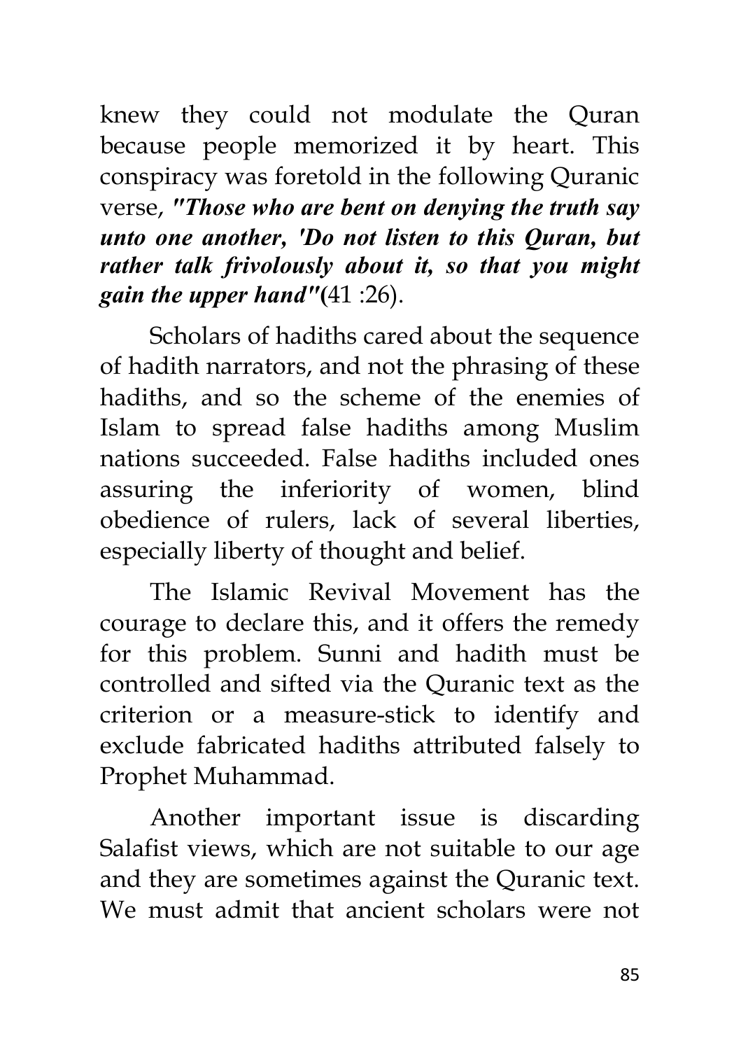knew they could not modulate the Quran because people memorized it by heart. This conspiracy was foretold in the following Quranic verse, ***"Those who are bent on denying the truth say unto one another, 'Do not listen to this Quran, but rather talk frivolously about it, so that you might gain the upper hand"*****(**41 :26).

Scholars of hadiths cared about the sequence of hadith narrators, and not the phrasing of these hadiths, and so the scheme of the enemies of Islam to spread false hadiths among Muslim nations succeeded. False hadiths included ones assuring the inferiority of women, blind obedience of rulers, lack of several liberties, especially liberty of thought and belief.

The Islamic Revival Movement has the courage to declare this, and it offers the remedy for this problem. Sunni and hadith must be controlled and sifted via the Quranic text as the criterion or a measure-stick to identify and exclude fabricated hadiths attributed falsely to Prophet Muhammad.

Another important issue is discarding Salafist views, which are not suitable to our age and they are sometimes against the Quranic text. We must admit that ancient scholars were not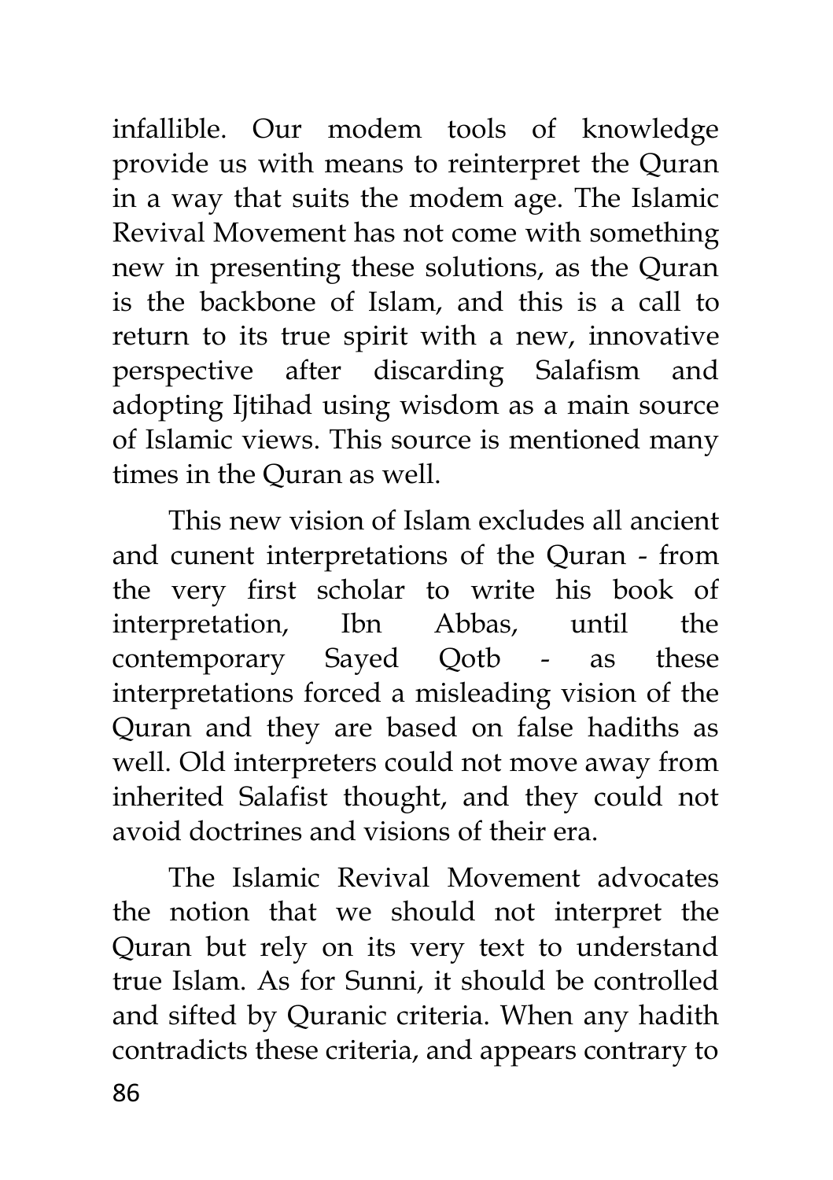infallible. Our modem tools of knowledge provide us with means to reinterpret the Quran in a way that suits the modem age. The Islamic Revival Movement has not come with something new in presenting these solutions, as the Quran is the backbone of Islam, and this is a call to return to its true spirit with a new, innovative perspective after discarding Salafism and adopting Ijtihad using wisdom as a main source of Islamic views. This source is mentioned many times in the Quran as well.

This new vision of Islam excludes all ancient and cunent interpretations of the Quran - from the very first scholar to write his book of interpretation, Ibn Abbas, until the contemporary Sayed Qotb - as these interpretations forced a misleading vision of the Quran and they are based on false hadiths as well. Old interpreters could not move away from inherited Salafist thought, and they could not avoid doctrines and visions of their era.

The Islamic Revival Movement advocates the notion that we should not interpret the Quran but rely on its very text to understand true Islam. As for Sunni, it should be controlled and sifted by Quranic criteria. When any hadith contradicts these criteria, and appears contrary to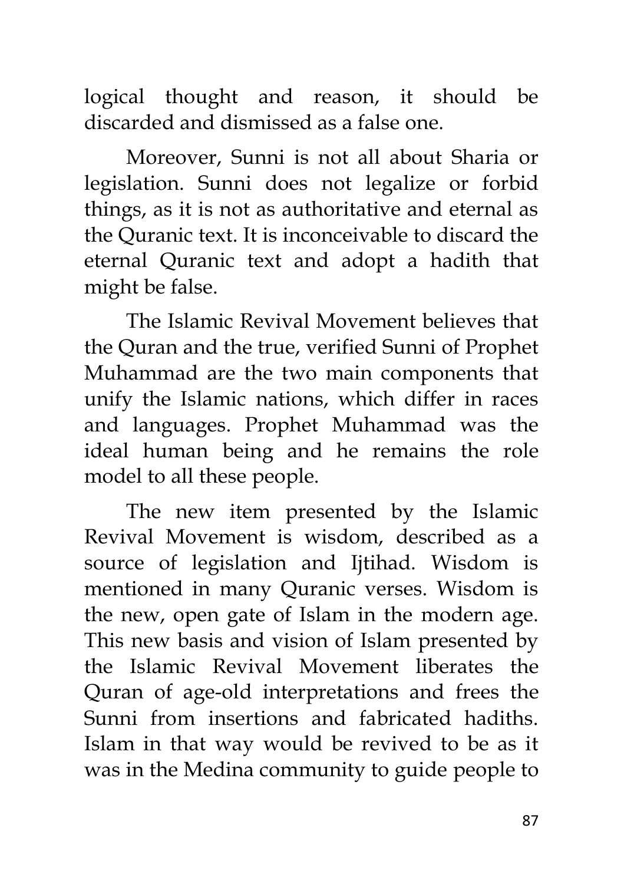logical thought and reason, it should be discarded and dismissed as a false one.

Moreover, Sunni is not all about Sharia or legislation. Sunni does not legalize or forbid things, as it is not as authoritative and eternal as the Quranic text. It is inconceivable to discard the eternal Quranic text and adopt a hadith that might be false.

The Islamic Revival Movement believes that the Quran and the true, verified Sunni of Prophet Muhammad are the two main components that unify the Islamic nations, which differ in races and languages. Prophet Muhammad was the ideal human being and he remains the role model to all these people.

The new item presented by the Islamic Revival Movement is wisdom, described as a source of legislation and Ijtihad. Wisdom is mentioned in many Quranic verses. Wisdom is the new, open gate of Islam in the modern age. This new basis and vision of Islam presented by the Islamic Revival Movement liberates the Quran of age-old interpretations and frees the Sunni from insertions and fabricated hadiths. Islam in that way would be revived to be as it was in the Medina community to guide people to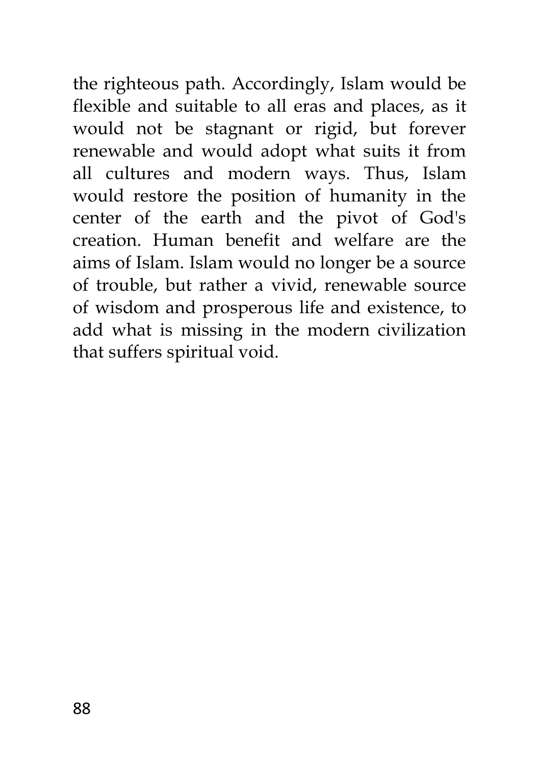the righteous path. Accordingly, Islam would be flexible and suitable to all eras and places, as it would not be stagnant or rigid, but forever renewable and would adopt what suits it from all cultures and modern ways. Thus, Islam would restore the position of humanity in the center of the earth and the pivot of God's creation. Human benefit and welfare are the aims of Islam. Islam would no longer be a source of trouble, but rather a vivid, renewable source of wisdom and prosperous life and existence, to add what is missing in the modern civilization that suffers spiritual void.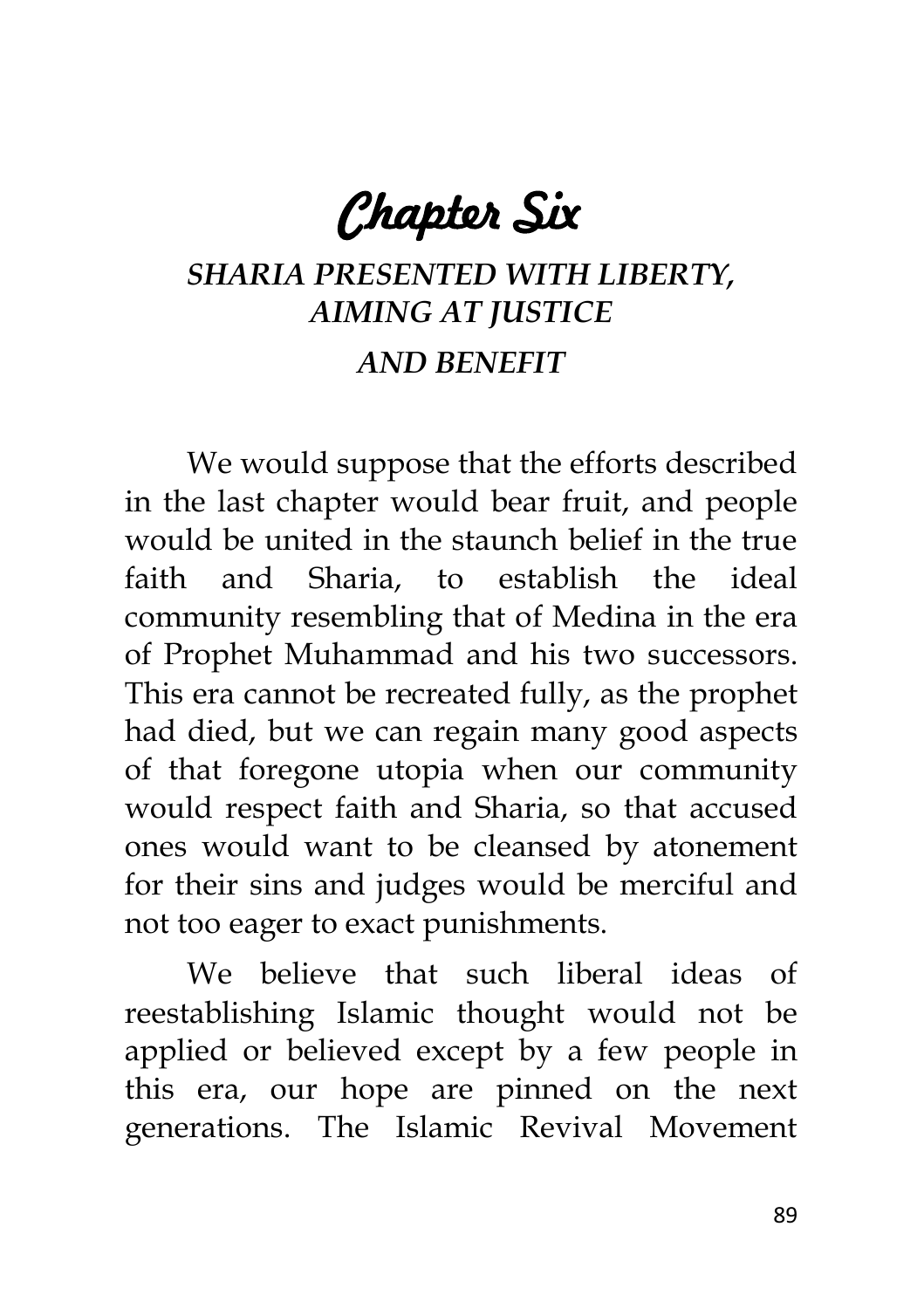# Chapter Six

## *SHARIA PRESENTED WITH LIBERTY, AIMING AT JUSTICE AND BENEFIT*

We would suppose that the efforts described in the last chapter would bear fruit, and people would be united in the staunch belief in the true faith and Sharia, to establish the ideal community resembling that of Medina in the era of Prophet Muhammad and his two successors. This era cannot be recreated fully, as the prophet had died, but we can regain many good aspects of that foregone utopia when our community would respect faith and Sharia, so that accused ones would want to be cleansed by atonement for their sins and judges would be merciful and not too eager to exact punishments.

We believe that such liberal ideas of reestablishing Islamic thought would not be applied or believed except by a few people in this era, our hope are pinned on the next generations. The Islamic Revival Movement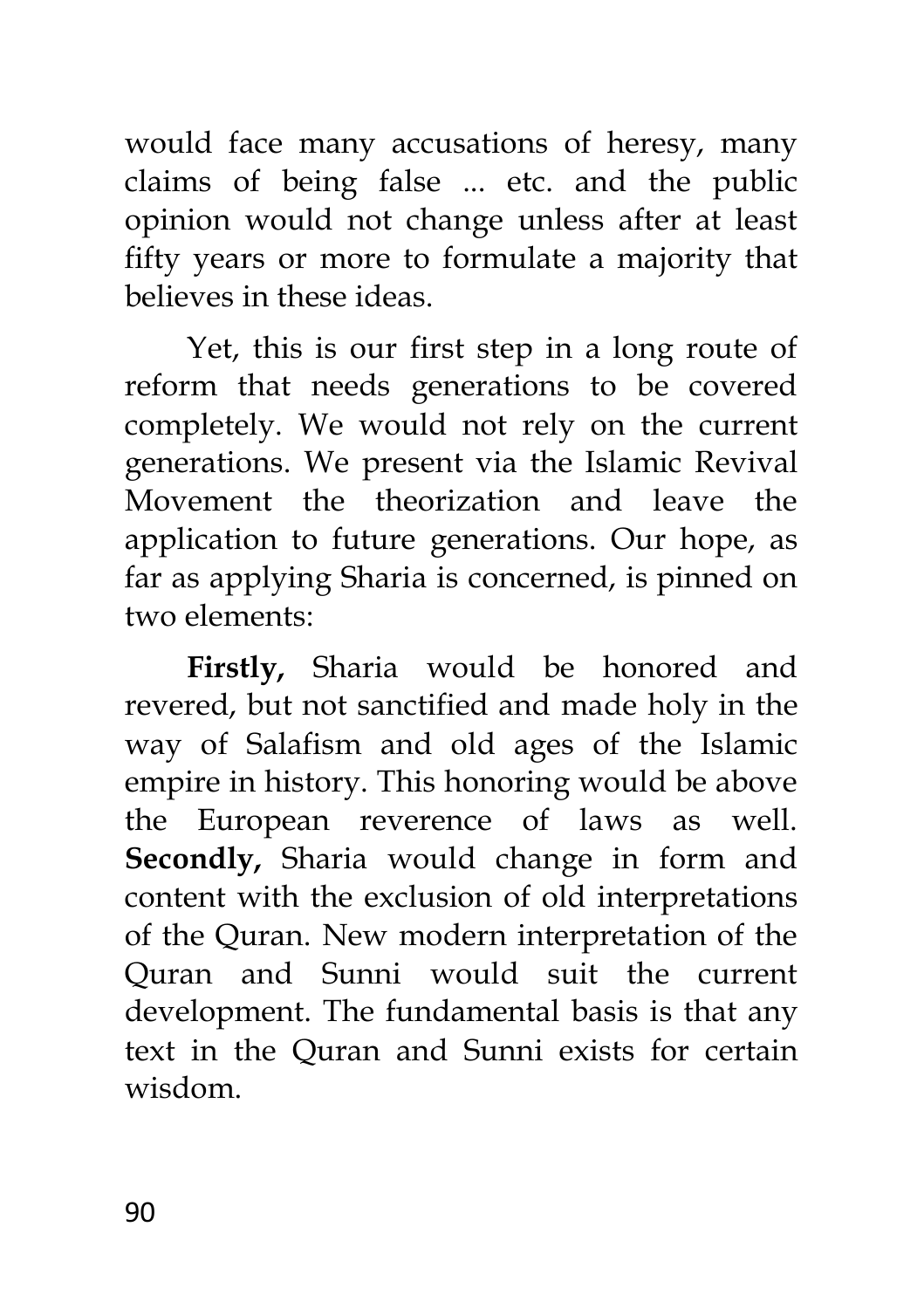would face many accusations of heresy, many claims of being false ... etc. and the public opinion would not change unless after at least fifty years or more to formulate a majority that believes in these ideas.

Yet, this is our first step in a long route of reform that needs generations to be covered completely. We would not rely on the current generations. We present via the Islamic Revival Movement the theorization and leave the application to future generations. Our hope, as far as applying Sharia is concerned, is pinned on two elements:

**Firstly,** Sharia would be honored and revered, but not sanctified and made holy in the way of Salafism and old ages of the Islamic empire in history. This honoring would be above the European reverence of laws as well. **Secondly,** Sharia would change in form and content with the exclusion of old interpretations of the Quran. New modern interpretation of the Quran and Sunni would suit the current development. The fundamental basis is that any text in the Quran and Sunni exists for certain wisdom.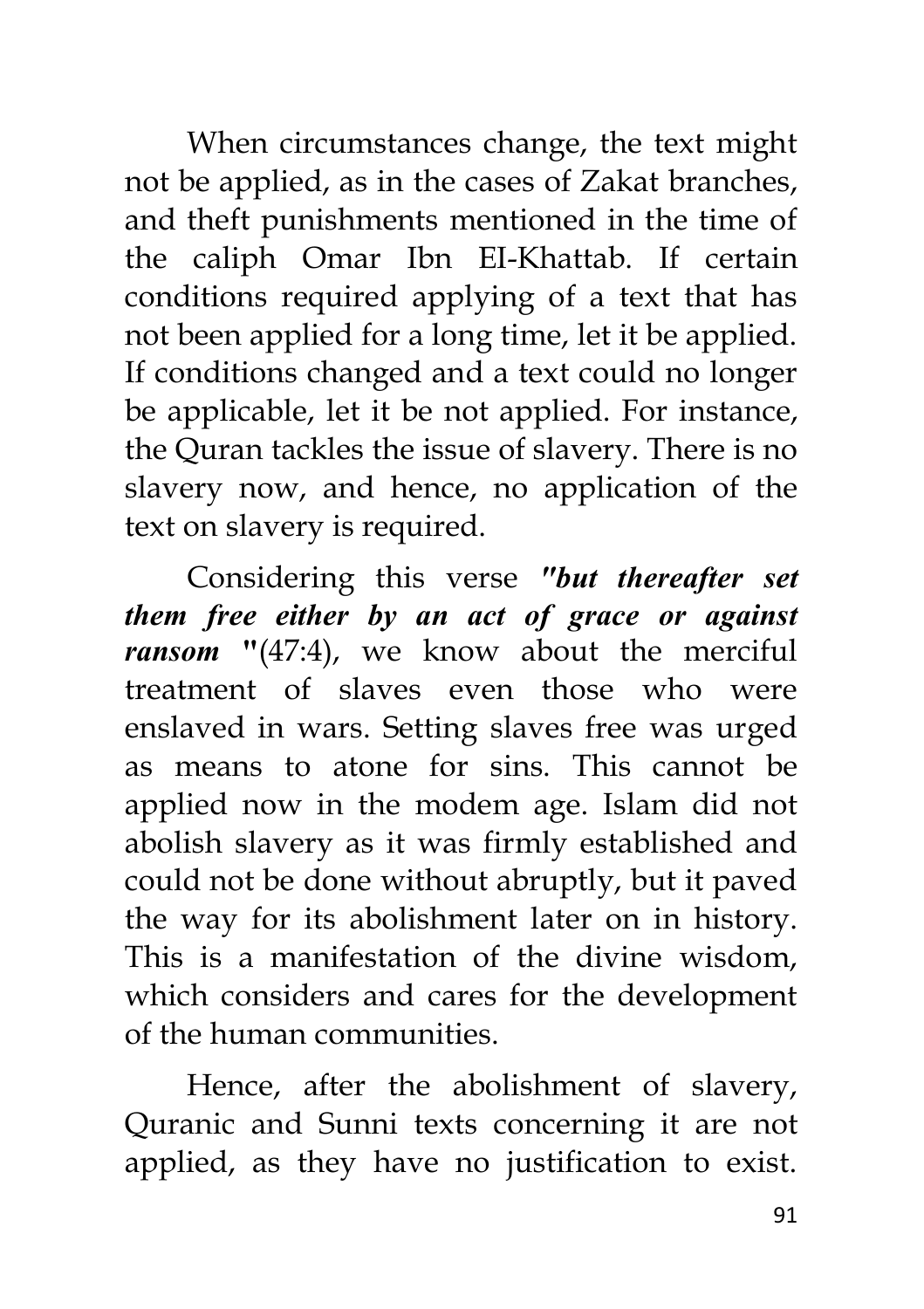When circumstances change, the text might not be applied, as in the cases of Zakat branches, and theft punishments mentioned in the time of the caliph Omar Ibn El-Khattab. If certain conditions required applying of a text that has not been applied for a long time, let it be applied. If conditions changed and a text could no longer be applicable, let it be not applied. For instance, the Quran tackles the issue of slavery. There is no slavery now, and hence, no application of the text on slavery is required.

Considering this verse ***"but thereafter set them free either by an act of grace or against ransom "***(47:4), we know about the merciful treatment of slaves even those who were enslaved in wars. Setting slaves free was urged as means to atone for sins. This cannot be applied now in the modem age. Islam did not abolish slavery as it was firmly established and could not be done without abruptly, but it paved the way for its abolishment later on in history. This is a manifestation of the divine wisdom, which considers and cares for the development of the human communities.

Hence, after the abolishment of slavery, Quranic and Sunni texts concerning it are not applied, as they have no justification to exist.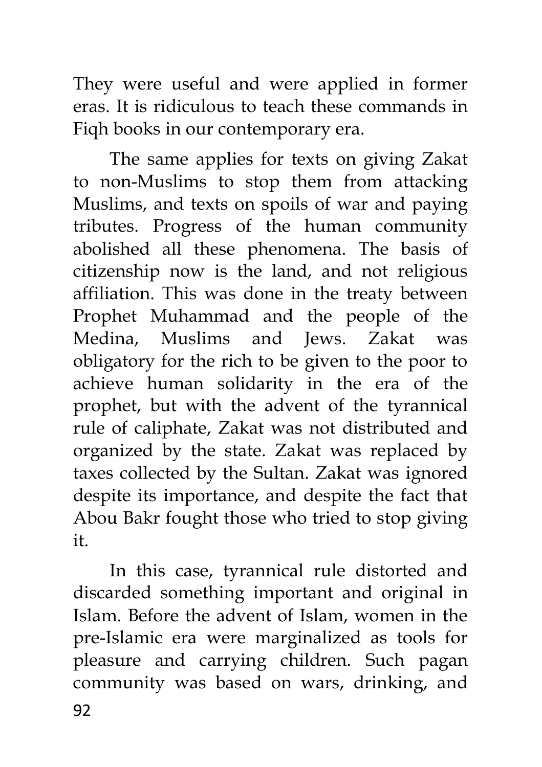They were useful and were applied in former eras. It is ridiculous to teach these commands in Fiqh books in our contemporary era.

The same applies for texts on giving Zakat to non-Muslims to stop them from attacking Muslims, and texts on spoils of war and paying tributes. Progress of the human community abolished all these phenomena. The basis of citizenship now is the land, and not religious affiliation. This was done in the treaty between Prophet Muhammad and the people of the Medina, Muslims and Jews. Zakat was obligatory for the rich to be given to the poor to achieve human solidarity in the era of the prophet, but with the advent of the tyrannical rule of caliphate, Zakat was not distributed and organized by the state. Zakat was replaced by taxes collected by the Sultan. Zakat was ignored despite its importance, and despite the fact that Abou Bakr fought those who tried to stop giving it.

In this case, tyrannical rule distorted and discarded something important and original in Islam. Before the advent of Islam, women in the pre-Islamic era were marginalized as tools for pleasure and carrying children. Such pagan community was based on wars, drinking, and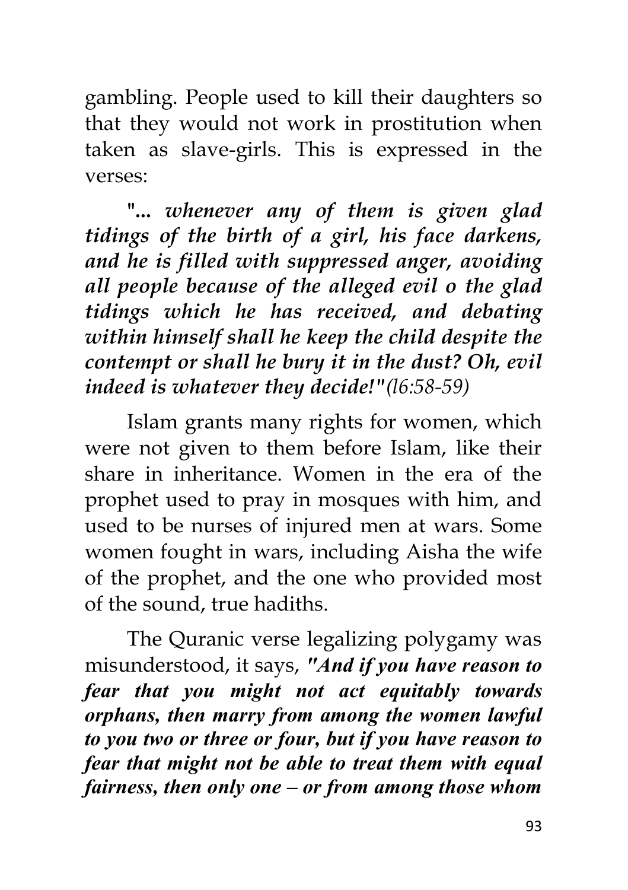gambling. People used to kill their daughters so that they would not work in prostitution when taken as slave-girls. This is expressed in the verses:

***"... whenever any of them is given glad tidings of the birth of a girl, his face darkens, and he is filled with suppressed anger, avoiding all people because of the alleged evil o the glad tidings which he has received, and debating within himself shall he keep the child despite the contempt or shall he bury it in the dust? Oh, evil indeed is whatever they decide!"*** *(l6:58-59)*

Islam grants many rights for women, which were not given to them before Islam, like their share in inheritance. Women in the era of the prophet used to pray in mosques with him, and used to be nurses of injured men at wars. Some women fought in wars, including Aisha the wife of the prophet, and the one who provided most of the sound, true hadiths.

The Quranic verse legalizing polygamy was misunderstood, it says, ***"And if you have reason to fear that you might not act equitably towards orphans, then marry from among the women lawful to you two or three or four, but if you have reason to fear that might not be able to treat them with equal fairness, then only one – or from among those whom***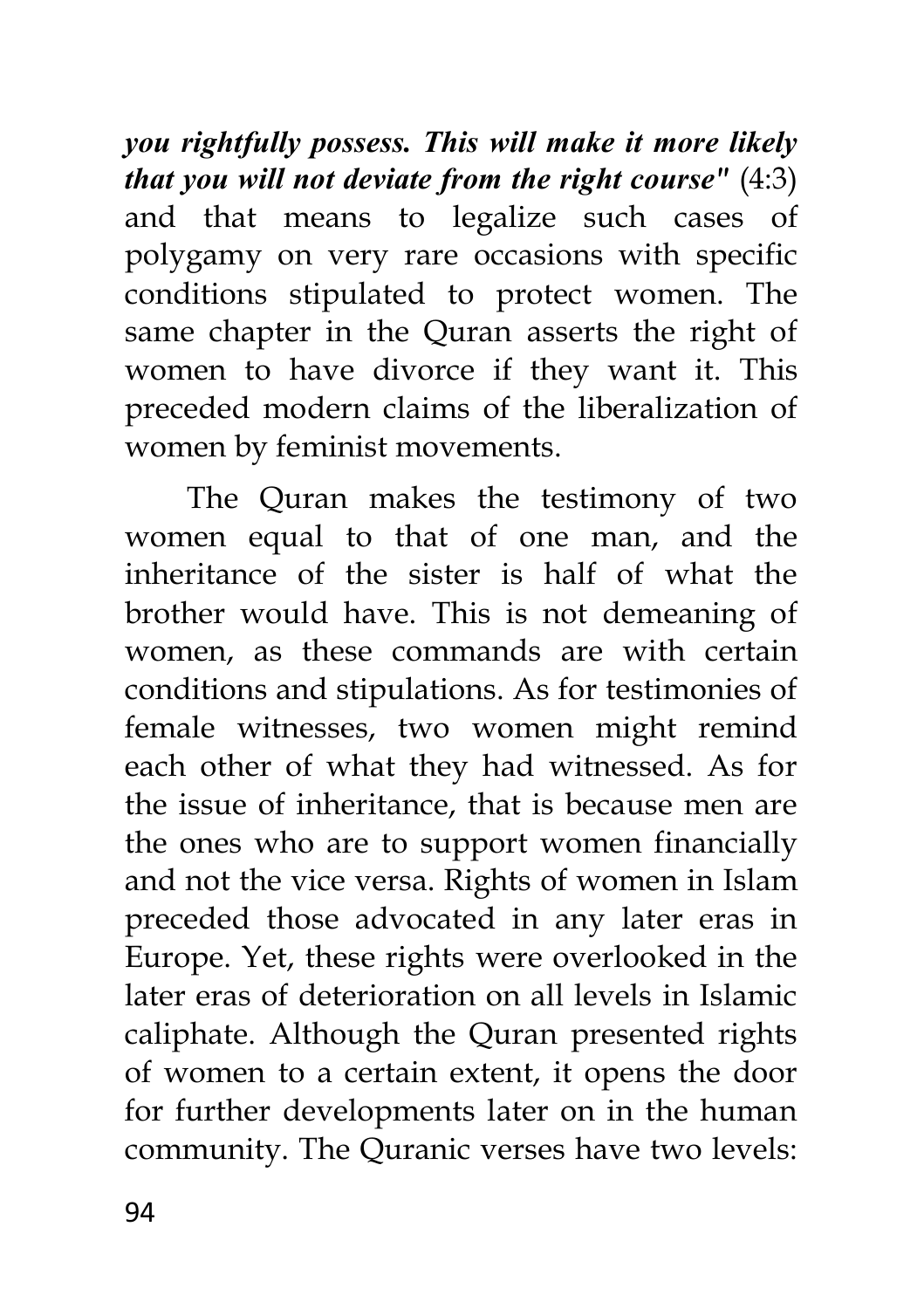***you rightfully possess. This will make it more likely that you will not deviate from the right course"*** (4:3) and that means to legalize such cases of polygamy on very rare occasions with specific conditions stipulated to protect women. The same chapter in the Quran asserts the right of women to have divorce if they want it. This preceded modern claims of the liberalization of women by feminist movements.

The Quran makes the testimony of two women equal to that of one man, and the inheritance of the sister is half of what the brother would have. This is not demeaning of women, as these commands are with certain conditions and stipulations. As for testimonies of female witnesses, two women might remind each other of what they had witnessed. As for the issue of inheritance, that is because men are the ones who are to support women financially and not the vice versa. Rights of women in Islam preceded those advocated in any later eras in Europe. Yet, these rights were overlooked in the later eras of deterioration on all levels in Islamic caliphate. Although the Quran presented rights of women to a certain extent, it opens the door for further developments later on in the human community. The Quranic verses have two levels: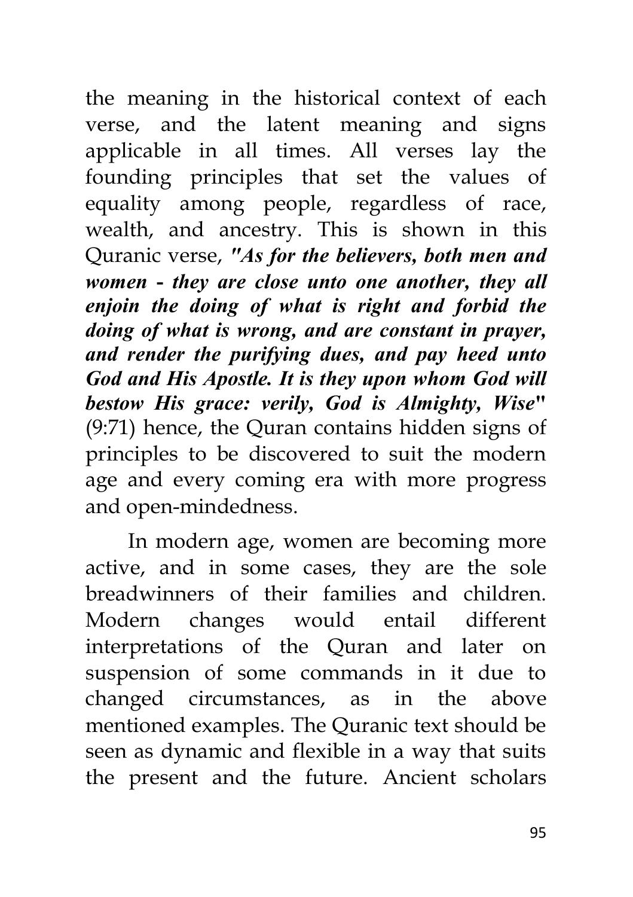the meaning in the historical context of each verse, and the latent meaning and signs applicable in all times. All verses lay the founding principles that set the values of equality among people, regardless of race, wealth, and ancestry. This is shown in this Quranic verse, ***"As for the believers, both men and women - they are close unto one another, they all enjoin the doing of what is right and forbid the doing of what is wrong, and are constant in prayer, and render the purifying dues, and pay heed unto God and His Apostle. It is they upon whom God will bestow His grace: verily, God is Almighty, Wise"*** (9:71) hence, the Quran contains hidden signs of principles to be discovered to suit the modern age and every coming era with more progress and open-mindedness.

In modern age, women are becoming more active, and in some cases, they are the sole breadwinners of their families and children. Modern changes would entail different interpretations of the Quran and later on suspension of some commands in it due to changed circumstances, as in the above mentioned examples. The Quranic text should be seen as dynamic and flexible in a way that suits the present and the future. Ancient scholars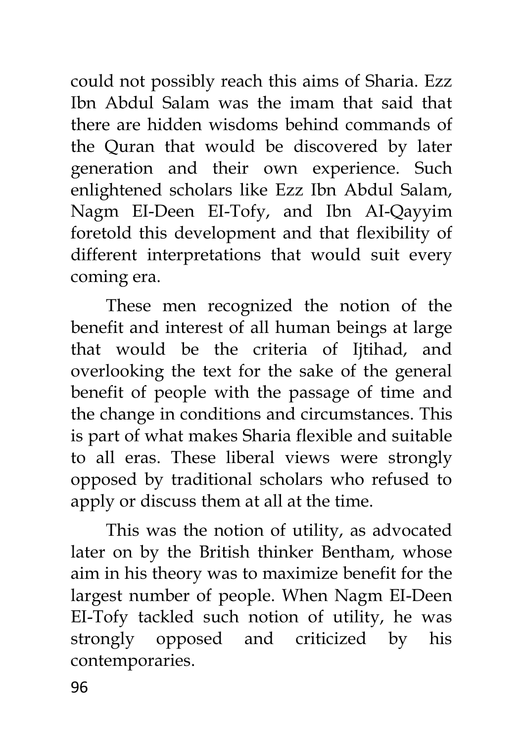could not possibly reach this aims of Sharia. Ezz Ibn Abdul Salam was the imam that said that there are hidden wisdoms behind commands of the Quran that would be discovered by later generation and their own experience. Such enlightened scholars like Ezz Ibn Abdul Salam, Nagm El-Deen El-Tofy, and Ibn Al-Qayyim foretold this development and that flexibility of different interpretations that would suit every coming era.

These men recognized the notion of the benefit and interest of all human beings at large that would be the criteria of Ijtihad, and overlooking the text for the sake of the general benefit of people with the passage of time and the change in conditions and circumstances. This is part of what makes Sharia flexible and suitable to all eras. These liberal views were strongly opposed by traditional scholars who refused to apply or discuss them at all at the time.

This was the notion of utility, as advocated later on by the British thinker Bentham, whose aim in his theory was to maximize benefit for the largest number of people. When Nagm El-Deen El-Tofy tackled such notion of utility, he was strongly opposed and criticized by his contemporaries.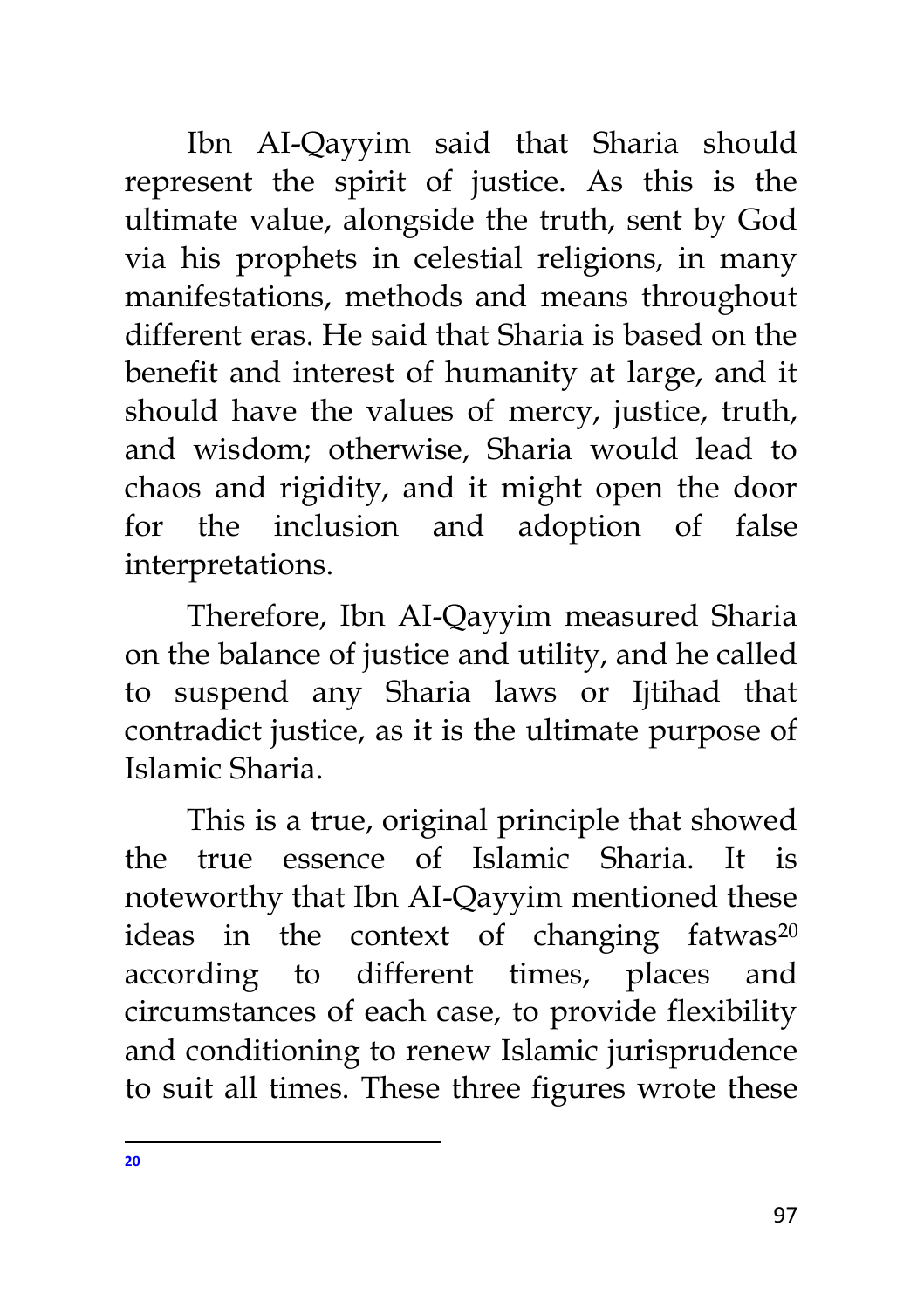Ibn AI-Qayyim said that Sharia should represent the spirit of justice. As this is the ultimate value, alongside the truth, sent by God via his prophets in celestial religions, in many manifestations, methods and means throughout different eras. He said that Sharia is based on the benefit and interest of humanity at large, and it should have the values of mercy, justice, truth, and wisdom; otherwise, Sharia would lead to chaos and rigidity, and it might open the door for the inclusion and adoption of false interpretations.

Therefore, Ibn AI-Qayyim measured Sharia on the balance of justice and utility, and he called to suspend any Sharia laws or Ijtihad that contradict justice, as it is the ultimate purpose of Islamic Sharia.

This is a true, original principle that showed the true essence of Islamic Sharia. It is noteworthy that Ibn AI-Qayyim mentioned these ideas in the context of changing fatwas[20] according to different times, places and circumstances of each case, to provide flexibility and conditioning to renew Islamic jurisprudence to suit all times. These three figures wrote these

---

[20]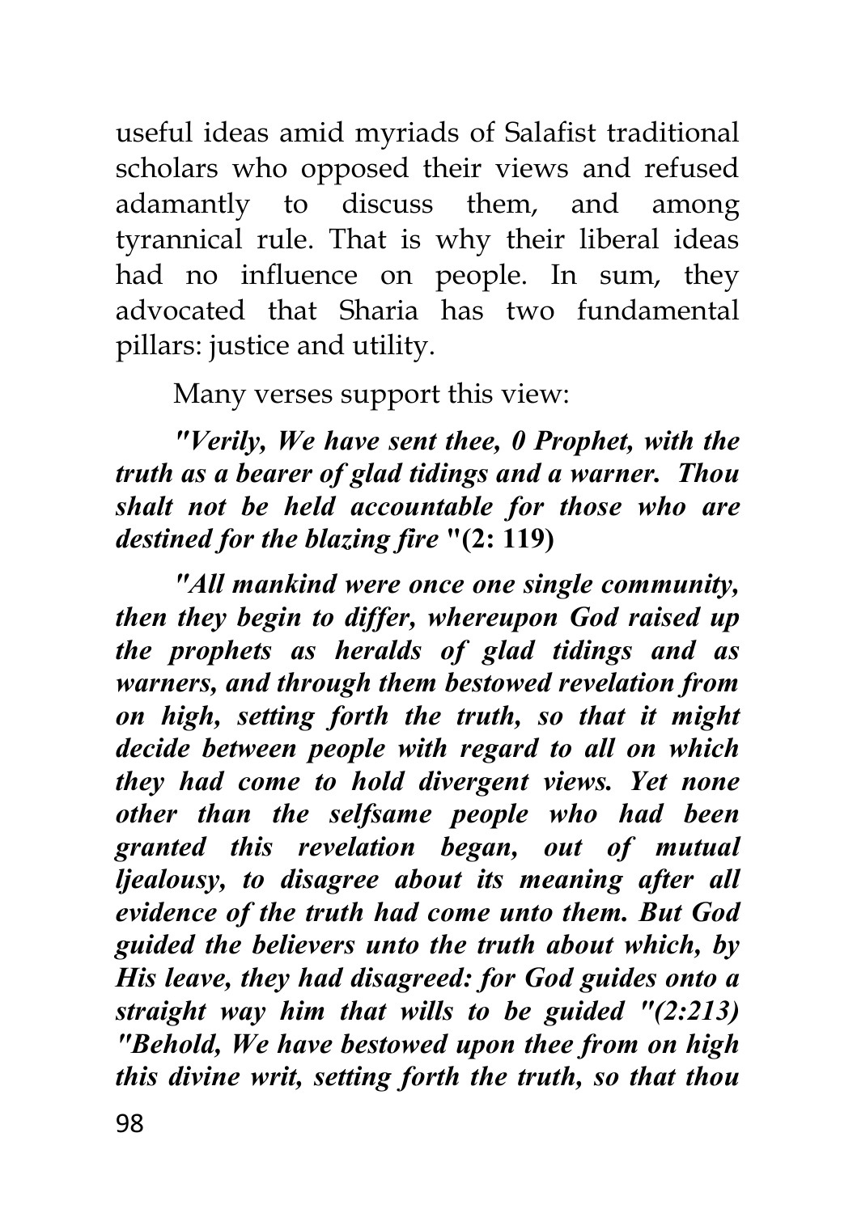useful ideas amid myriads of Salafist traditional scholars who opposed their views and refused adamantly to discuss them, and among tyrannical rule. That is why their liberal ideas had no influence on people. In sum, they advocated that Sharia has two fundamental pillars: justice and utility.

Many verses support this view:

***"Verily, We have sent thee, 0 Prophet, with the truth as a bearer of glad tidings and a warner. Thou shalt not be held accountable for those who are destined for the blazing fire*** **"(2: 119)**

***"All mankind were once one single community, then they begin to differ, whereupon God raised up the prophets as heralds of glad tidings and as warners, and through them bestowed revelation from on high, setting forth the truth, so that it might decide between people with regard to all on which they had come to hold divergent views. Yet none other than the selfsame people who had been granted this revelation began, out of mutual ljealousy, to disagree about its meaning after all evidence of the truth had come unto them. But God guided the believers unto the truth about which, by His leave, they had disagreed: for God guides onto a straight way him that wills to be guided "(2:213) "Behold, We have bestowed upon thee from on high this divine writ, setting forth the truth, so that thou***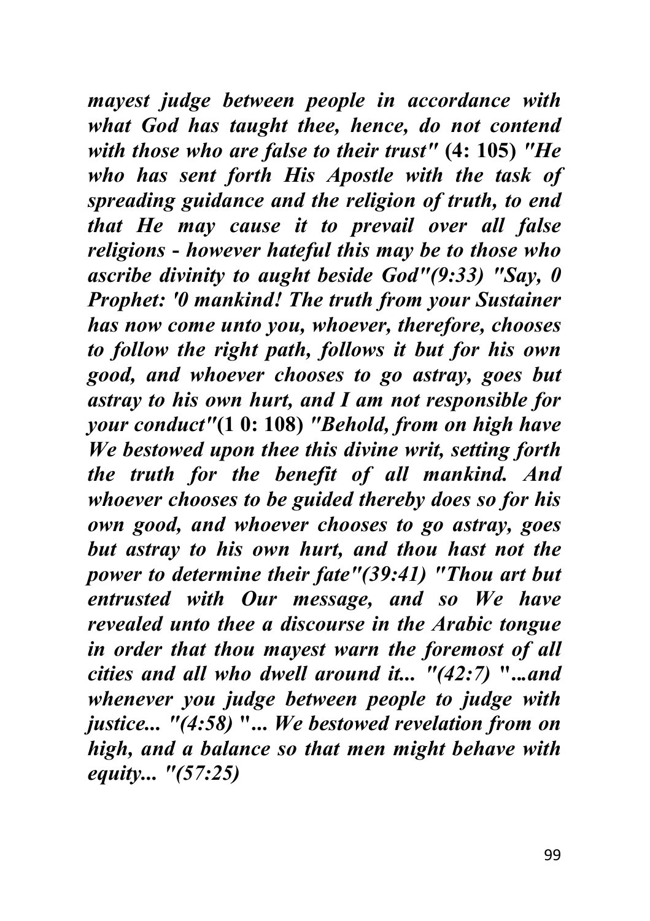***mayest judge between people in accordance with what God has taught thee, hence, do not contend with those who are false to their trust"*** **(4: 105)** ***"He who has sent forth His Apostle with the task of spreading guidance and the religion of truth, to end that He may cause it to prevail over all false religions - however hateful this may be to those who ascribe divinity to aught beside God"(9:33) "Say, 0 Prophet: '0 mankind! The truth from your Sustainer has now come unto you, whoever, therefore, chooses to follow the right path, follows it but for his own good, and whoever chooses to go astray, goes but astray to his own hurt, and I am not responsible for your conduct"*****(1 0: 108)** ***"Behold, from on high have We bestowed upon thee this divine writ, setting forth the truth for the benefit of all mankind. And whoever chooses to be guided thereby does so for his own good, and whoever chooses to go astray, goes but astray to his own hurt, and thou hast not the power to determine their fate"(39:41) "Thou art but entrusted with Our message, and so We have revealed unto thee a discourse in the Arabic tongue in order that thou mayest warn the foremost of all cities and all who dwell around it... "(42:7)*** **"*...and whenever you judge between people to judge with justice... "(4:58)*** **"*... We bestowed revelation from on high, and a balance so that men might behave with equity... "(57:25)***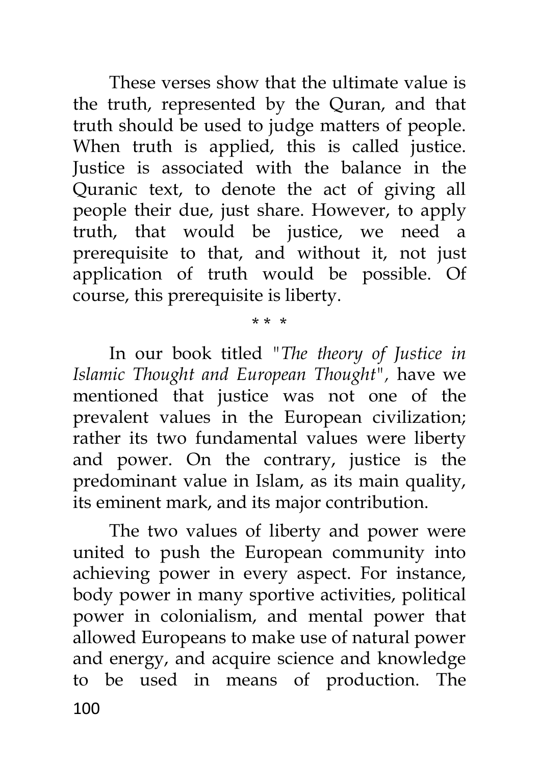These verses show that the ultimate value is the truth, represented by the Quran, and that truth should be used to judge matters of people. When truth is applied, this is called justice. Justice is associated with the balance in the Quranic text, to denote the act of giving all people their due, just share. However, to apply truth, that would be justice, we need a prerequisite to that, and without it, not just application of truth would be possible. Of course, this prerequisite is liberty.

\* \* \*

In our book titled "*The theory of Justice in Islamic Thought and European Thought*", have we mentioned that justice was not one of the prevalent values in the European civilization; rather its two fundamental values were liberty and power. On the contrary, justice is the predominant value in Islam, as its main quality, its eminent mark, and its major contribution.

The two values of liberty and power were united to push the European community into achieving power in every aspect. For instance, body power in many sportive activities, political power in colonialism, and mental power that allowed Europeans to make use of natural power and energy, and acquire science and knowledge to be used in means of production. The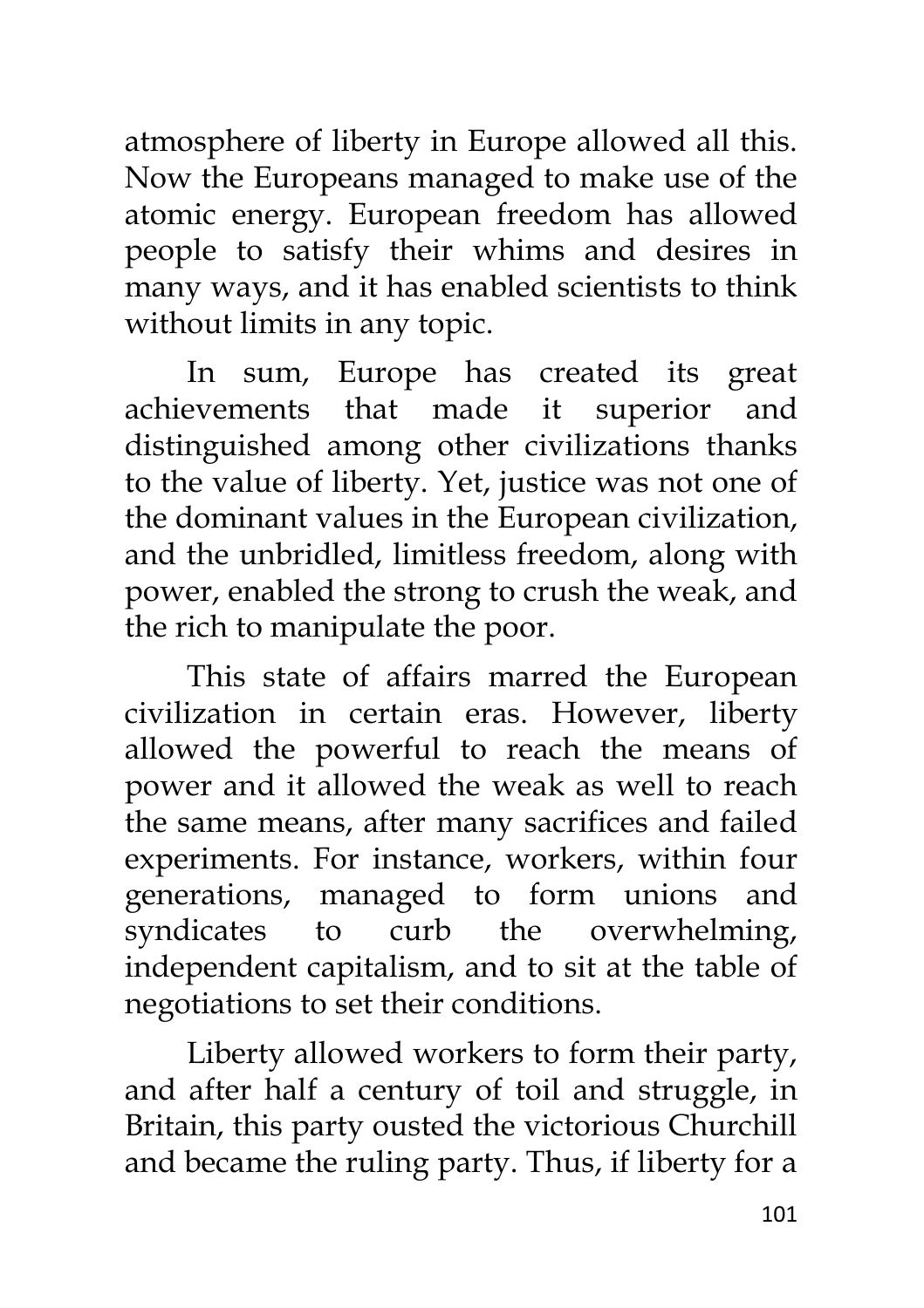atmosphere of liberty in Europe allowed all this. Now the Europeans managed to make use of the atomic energy. European freedom has allowed people to satisfy their whims and desires in many ways, and it has enabled scientists to think without limits in any topic.

In sum, Europe has created its great achievements that made it superior and distinguished among other civilizations thanks to the value of liberty. Yet, justice was not one of the dominant values in the European civilization, and the unbridled, limitless freedom, along with power, enabled the strong to crush the weak, and the rich to manipulate the poor.

This state of affairs marred the European civilization in certain eras. However, liberty allowed the powerful to reach the means of power and it allowed the weak as well to reach the same means, after many sacrifices and failed experiments. For instance, workers, within four generations, managed to form unions and syndicates to curb the overwhelming, independent capitalism, and to sit at the table of negotiations to set their conditions.

Liberty allowed workers to form their party, and after half a century of toil and struggle, in Britain, this party ousted the victorious Churchill and became the ruling party. Thus, if liberty for a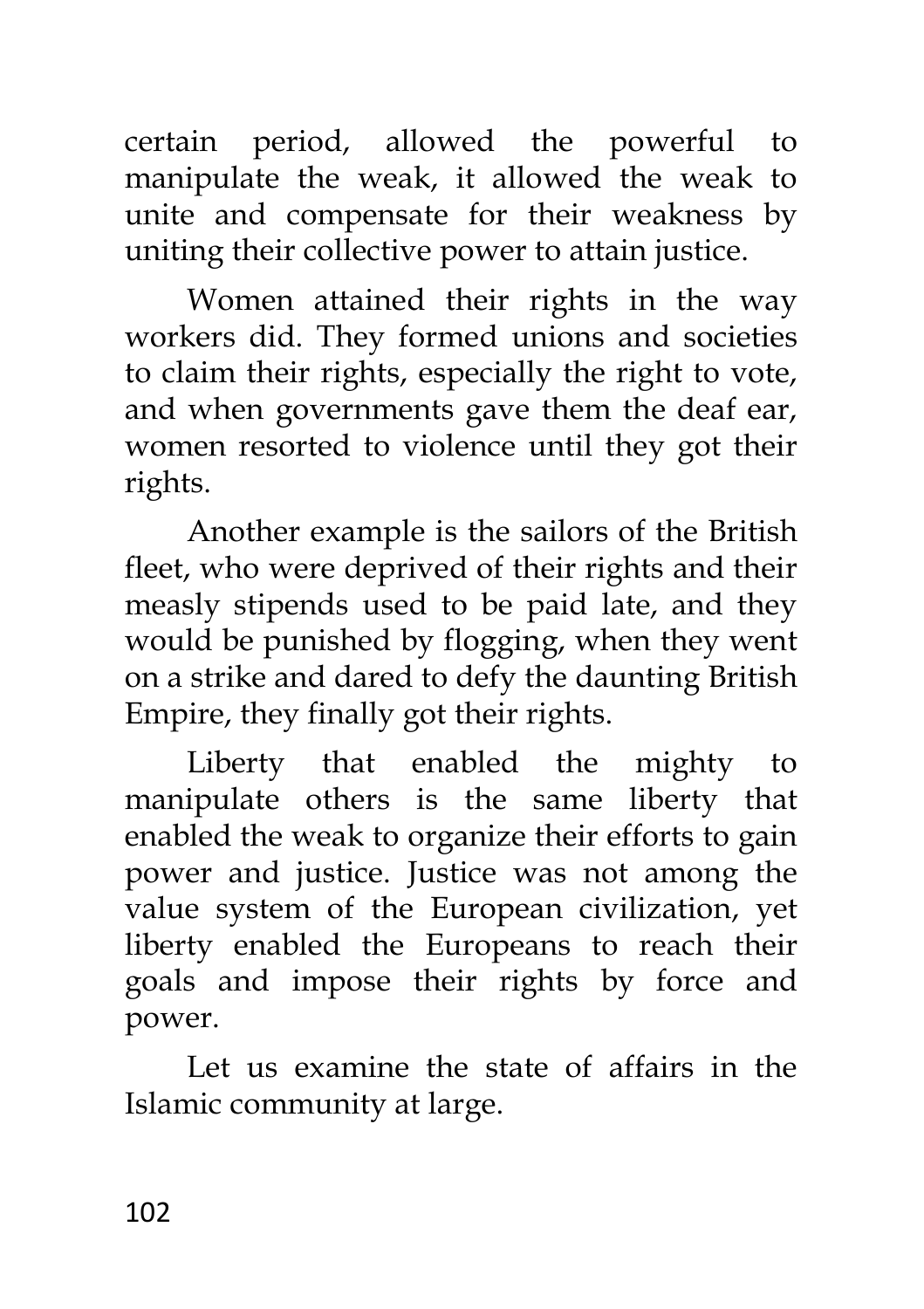certain period, allowed the powerful to manipulate the weak, it allowed the weak to unite and compensate for their weakness by uniting their collective power to attain justice.

Women attained their rights in the way workers did. They formed unions and societies to claim their rights, especially the right to vote, and when governments gave them the deaf ear, women resorted to violence until they got their rights.

Another example is the sailors of the British fleet, who were deprived of their rights and their measly stipends used to be paid late, and they would be punished by flogging, when they went on a strike and dared to defy the daunting British Empire, they finally got their rights.

Liberty that enabled the mighty to manipulate others is the same liberty that enabled the weak to organize their efforts to gain power and justice. Justice was not among the value system of the European civilization, yet liberty enabled the Europeans to reach their goals and impose their rights by force and power.

Let us examine the state of affairs in the Islamic community at large.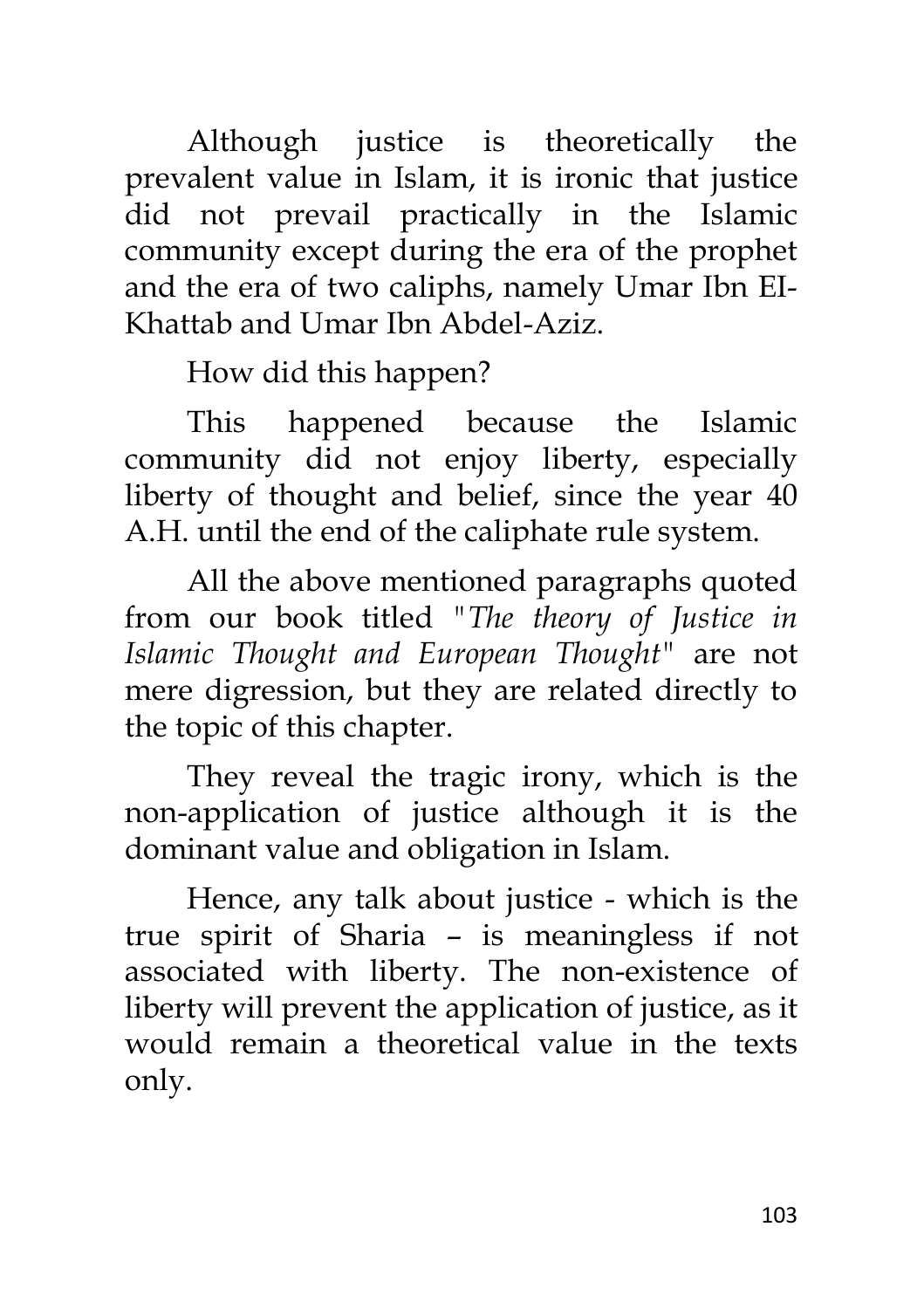Although justice is theoretically the prevalent value in Islam, it is ironic that justice did not prevail practically in the Islamic community except during the era of the prophet and the era of two caliphs, namely Umar Ibn El-Khattab and Umar Ibn Abdel-Aziz.

How did this happen?

This happened because the Islamic community did not enjoy liberty, especially liberty of thought and belief, since the year 40 A.H. until the end of the caliphate rule system.

All the above mentioned paragraphs quoted from our book titled "*The theory of Justice in Islamic Thought and European Thought*" are not mere digression, but they are related directly to the topic of this chapter.

They reveal the tragic irony, which is the non-application of justice although it is the dominant value and obligation in Islam.

Hence, any talk about justice - which is the true spirit of Sharia – is meaningless if not associated with liberty. The non-existence of liberty will prevent the application of justice, as it would remain a theoretical value in the texts only.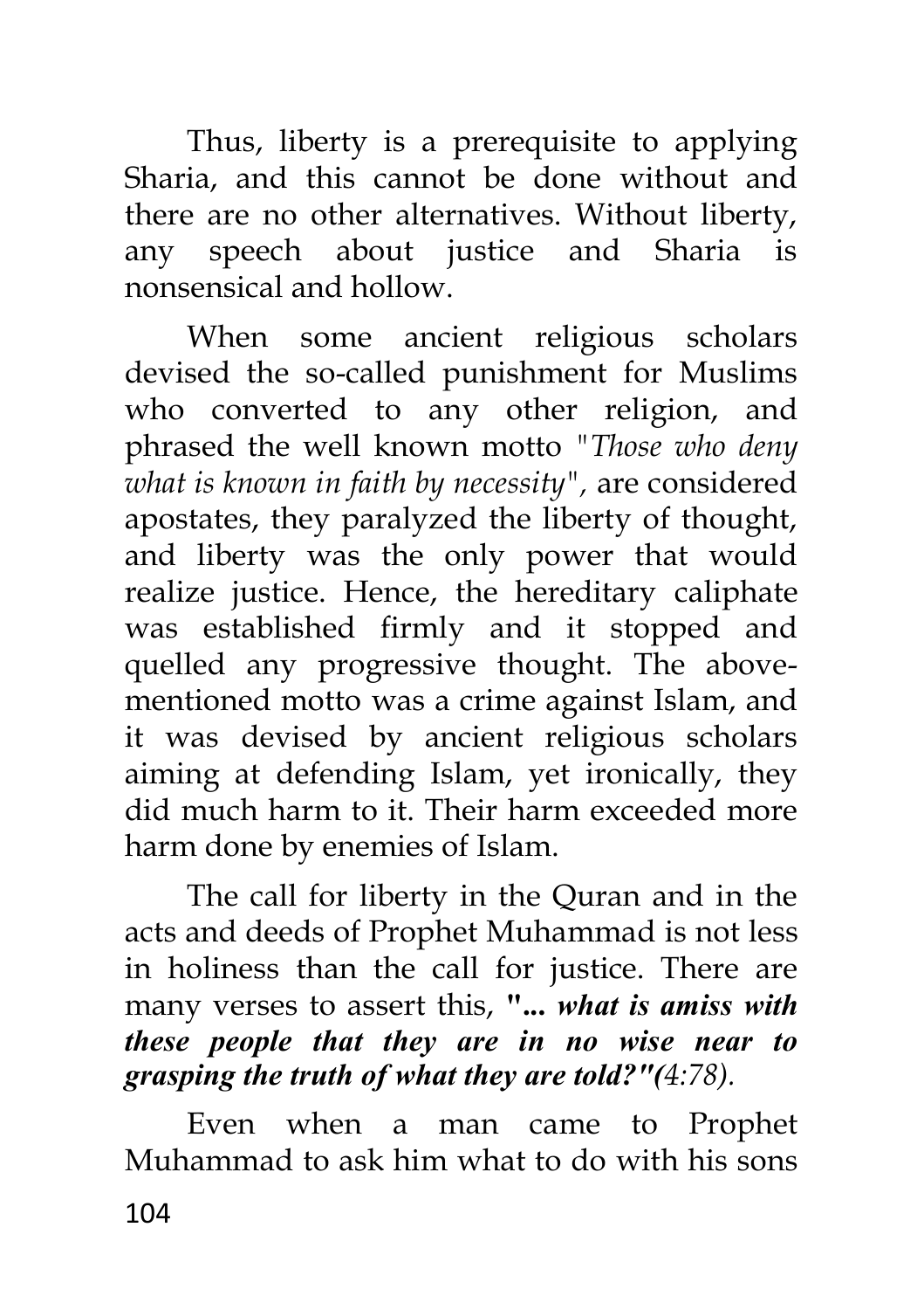Thus, liberty is a prerequisite to applying Sharia, and this cannot be done without and there are no other alternatives. Without liberty, any speech about justice and Sharia is nonsensical and hollow.

When some ancient religious scholars devised the so-called punishment for Muslims who converted to any other religion, and phrased the well known motto *"Those who deny what is known in faith by necessity",* are considered apostates, they paralyzed the liberty of thought, and liberty was the only power that would realize justice. Hence, the hereditary caliphate was established firmly and it stopped and quelled any progressive thought. The above-mentioned motto was a crime against Islam, and it was devised by ancient religious scholars aiming at defending Islam, yet ironically, they did much harm to it. Their harm exceeded more harm done by enemies of Islam.

The call for liberty in the Quran and in the acts and deeds of Prophet Muhammad is not less in holiness than the call for justice. There are many verses to assert this, ***"... what is amiss with these people that they are in no wise near to grasping the truth of what they are told?"(****4:78).*

Even when a man came to Prophet Muhammad to ask him what to do with his sons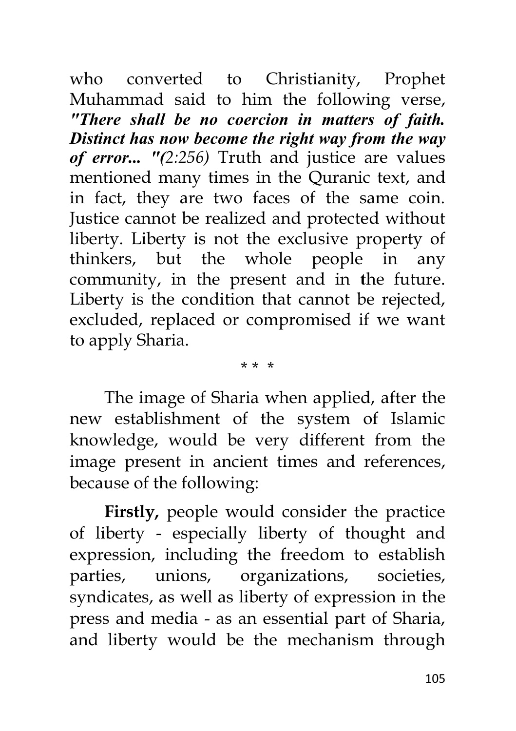who converted to Christianity, Prophet Muhammad said to him the following verse, ***"There shall be no coercion in matters of faith. Distinct has now become the right way from the way of error... "(****2:256)* Truth and justice are values mentioned many times in the Quranic text, and in fact, they are two faces of the same coin. Justice cannot be realized and protected without liberty. Liberty is not the exclusive property of thinkers, but the whole people in any community, in the present and in the future. Liberty is the condition that cannot be rejected, excluded, replaced or compromised if we want to apply Sharia.

\* \* \*

The image of Sharia when applied, after the new establishment of the system of Islamic knowledge, would be very different from the image present in ancient times and references, because of the following:

**Firstly,** people would consider the practice of liberty - especially liberty of thought and expression, including the freedom to establish parties, unions, organizations, societies, syndicates, as well as liberty of expression in the press and media - as an essential part of Sharia, and liberty would be the mechanism through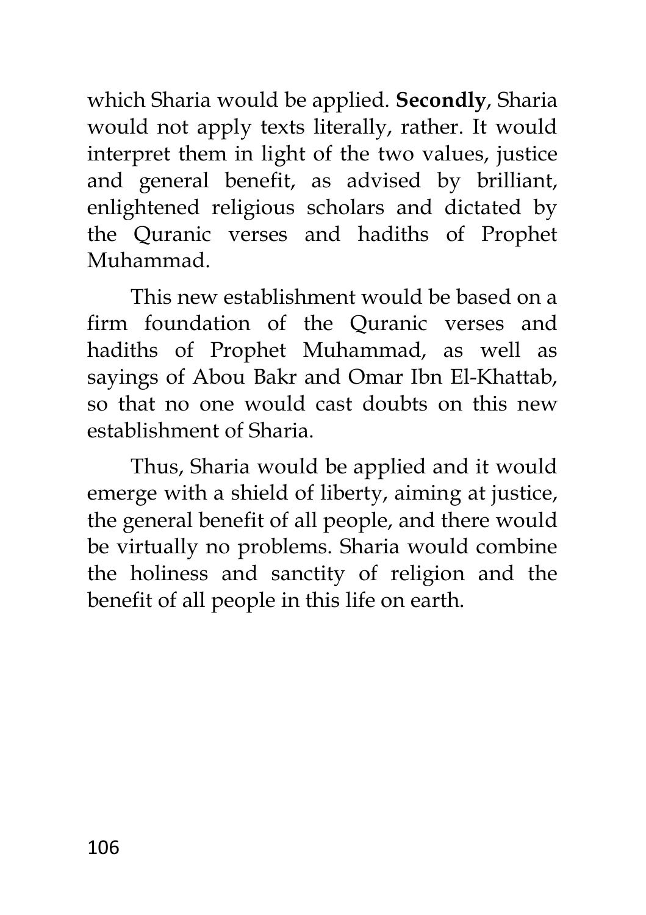which Sharia would be applied. **Secondly**, Sharia would not apply texts literally, rather. It would interpret them in light of the two values, justice and general benefit, as advised by brilliant, enlightened religious scholars and dictated by the Quranic verses and hadiths of Prophet Muhammad.

This new establishment would be based on a firm foundation of the Quranic verses and hadiths of Prophet Muhammad, as well as sayings of Abou Bakr and Omar Ibn El-Khattab, so that no one would cast doubts on this new establishment of Sharia.

Thus, Sharia would be applied and it would emerge with a shield of liberty, aiming at justice, the general benefit of all people, and there would be virtually no problems. Sharia would combine the holiness and sanctity of religion and the benefit of all people in this life on earth.